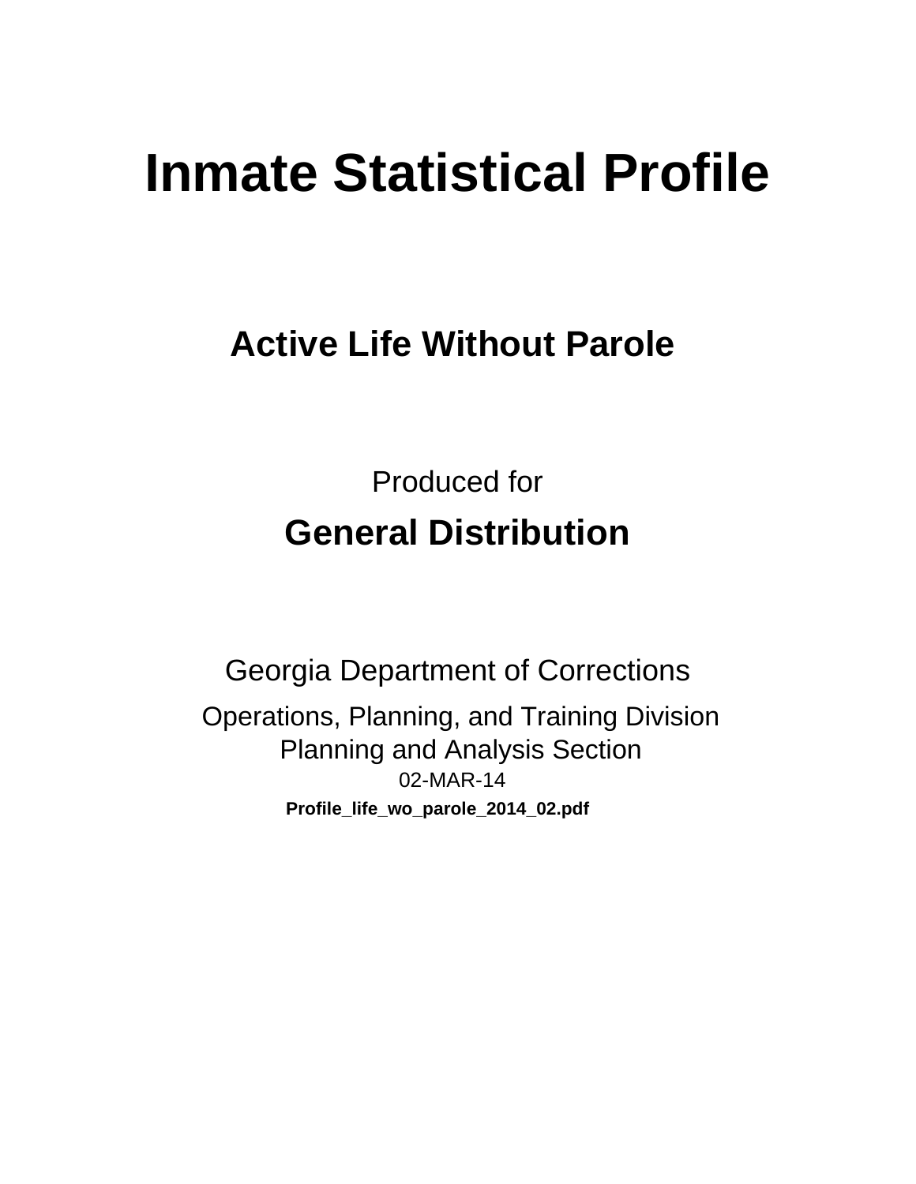# Inmate Statistical Profile

## Active Life Without Parole

Produced for

## General Distribution

Georgia Department of Corrections

Operations, Planning, and Training Division
Planning and Analysis Section
02-MAR-14

**Profile_life_wo_parole_2014_02.pdf**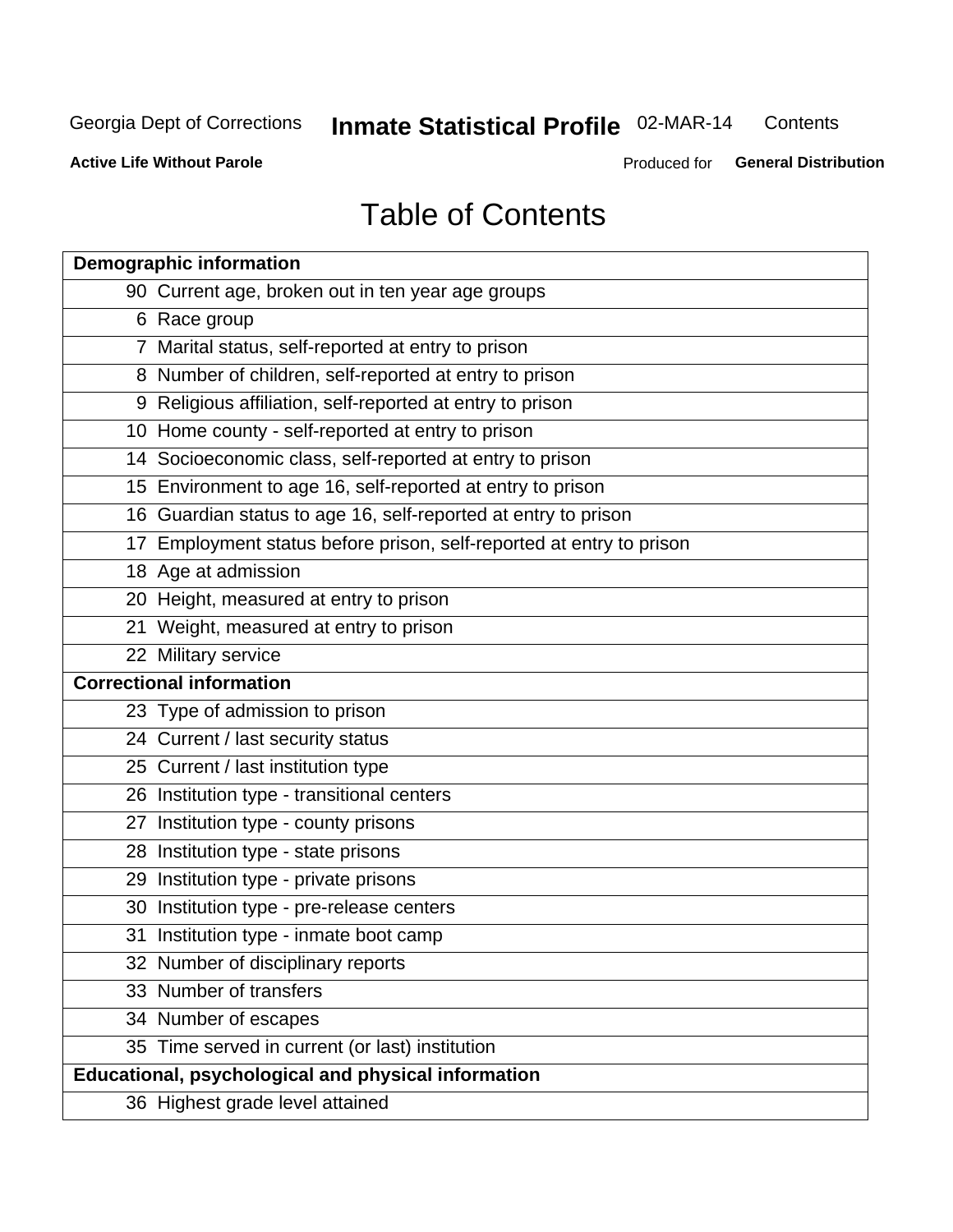# Table of Contents

| Demographic information | |
|---|---|
| 90 | Current age, broken out in ten year age groups |
| 6 | Race group |
| 7 | Marital status, self-reported at entry to prison |
| 8 | Number of children, self-reported at entry to prison |
| 9 | Religious affiliation, self-reported at entry to prison |
| 10 | Home county - self-reported at entry to prison |
| 14 | Socioeconomic class, self-reported at entry to prison |
| 15 | Environment to age 16, self-reported at entry to prison |
| 16 | Guardian status to age 16, self-reported at entry to prison |
| 17 | Employment status before prison, self-reported at entry to prison |
| 18 | Age at admission |
| 20 | Height, measured at entry to prison |
| 21 | Weight, measured at entry to prison |
| 22 | Military service |
| **Correctional information** | |
| 23 | Type of admission to prison |
| 24 | Current / last security status |
| 25 | Current / last institution type |
| 26 | Institution type - transitional centers |
| 27 | Institution type - county prisons |
| 28 | Institution type - state prisons |
| 29 | Institution type - private prisons |
| 30 | Institution type - pre-release centers |
| 31 | Institution type - inmate boot camp |
| 32 | Number of disciplinary reports |
| 33 | Number of transfers |
| 34 | Number of escapes |
| 35 | Time served in current (or last) institution |
| **Educational, psychological and physical information** | |
| 36 | Highest grade level attained |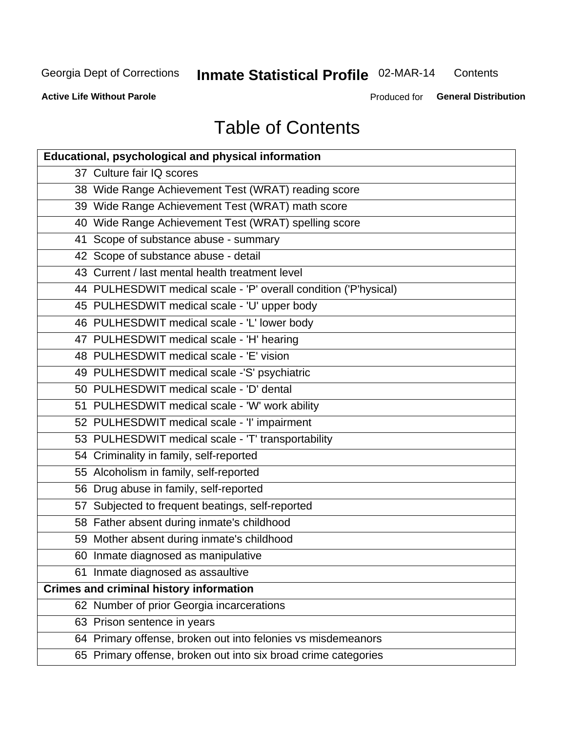# Table of Contents

| Educational, psychological and physical information | |
|---|---|
| 37 | Culture fair IQ scores |
| 38 | Wide Range Achievement Test (WRAT) reading score |
| 39 | Wide Range Achievement Test (WRAT) math score |
| 40 | Wide Range Achievement Test (WRAT) spelling score |
| 41 | Scope of substance abuse - summary |
| 42 | Scope of substance abuse - detail |
| 43 | Current / last mental health treatment level |
| 44 | PULHESDWIT medical scale - 'P' overall condition ('P'hysical) |
| 45 | PULHESDWIT medical scale - 'U' upper body |
| 46 | PULHESDWIT medical scale - 'L' lower body |
| 47 | PULHESDWIT medical scale - 'H' hearing |
| 48 | PULHESDWIT medical scale - 'E' vision |
| 49 | PULHESDWIT medical scale -'S' psychiatric |
| 50 | PULHESDWIT medical scale - 'D' dental |
| 51 | PULHESDWIT medical scale - 'W' work ability |
| 52 | PULHESDWIT medical scale - 'I' impairment |
| 53 | PULHESDWIT medical scale - 'T' transportability |
| 54 | Criminality in family, self-reported |
| 55 | Alcoholism in family, self-reported |
| 56 | Drug abuse in family, self-reported |
| 57 | Subjected to frequent beatings, self-reported |
| 58 | Father absent during inmate's childhood |
| 59 | Mother absent during inmate's childhood |
| 60 | Inmate diagnosed as manipulative |
| 61 | Inmate diagnosed as assaultive |
| **Crimes and criminal history information** | |
| 62 | Number of prior Georgia incarcerations |
| 63 | Prison sentence in years |
| 64 | Primary offense, broken out into felonies vs misdemeanors |
| 65 | Primary offense, broken out into six broad crime categories |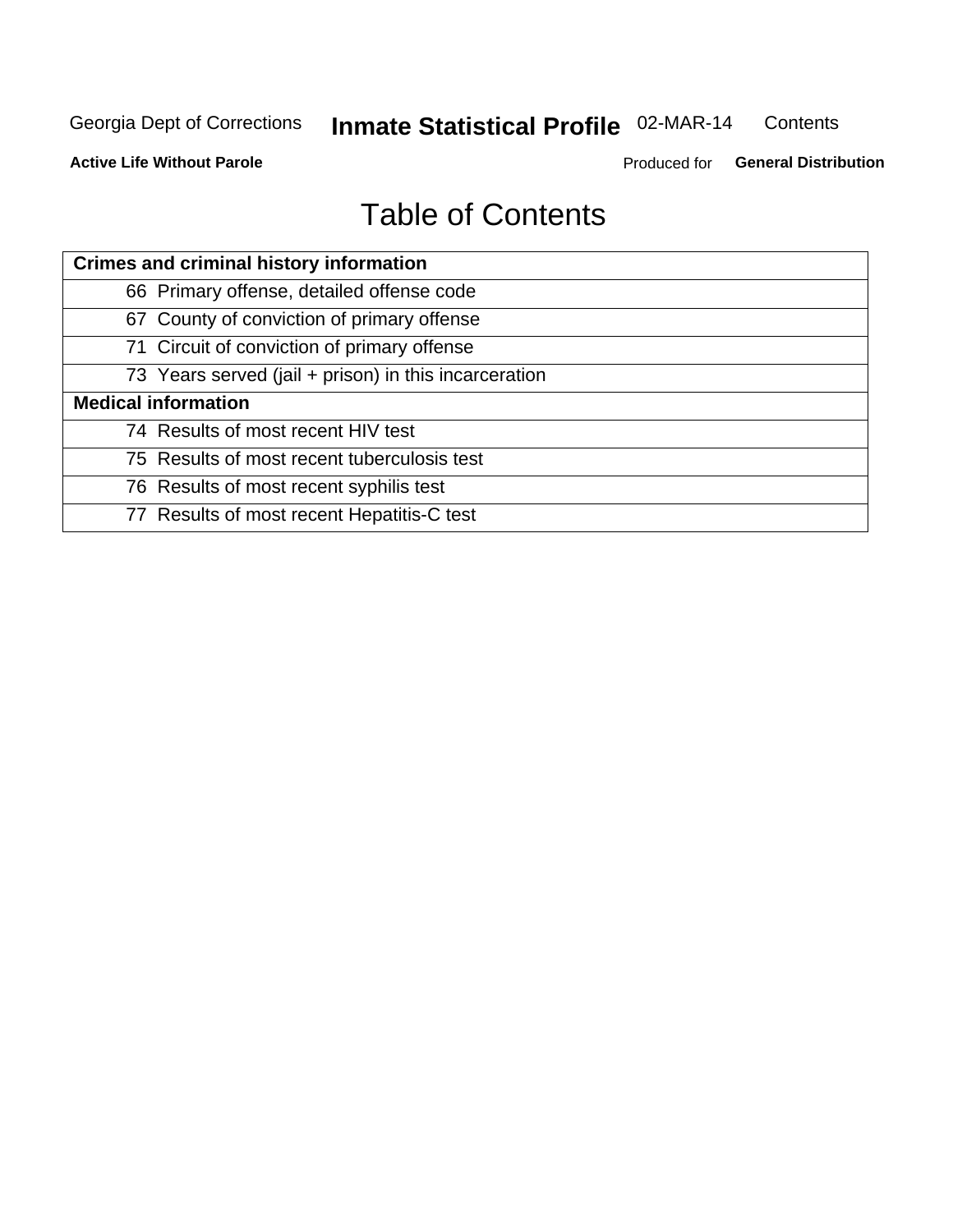# Table of Contents

| Crimes and criminal history information |
|---|
| 66 Primary offense, detailed offense code |
| 67 County of conviction of primary offense |
| 71 Circuit of conviction of primary offense |
| 73 Years served (jail + prison) in this incarceration |
| **Medical information** |
| 74 Results of most recent HIV test |
| 75 Results of most recent tuberculosis test |
| 76 Results of most recent syphilis test |
| 77 Results of most recent Hepatitis-C test |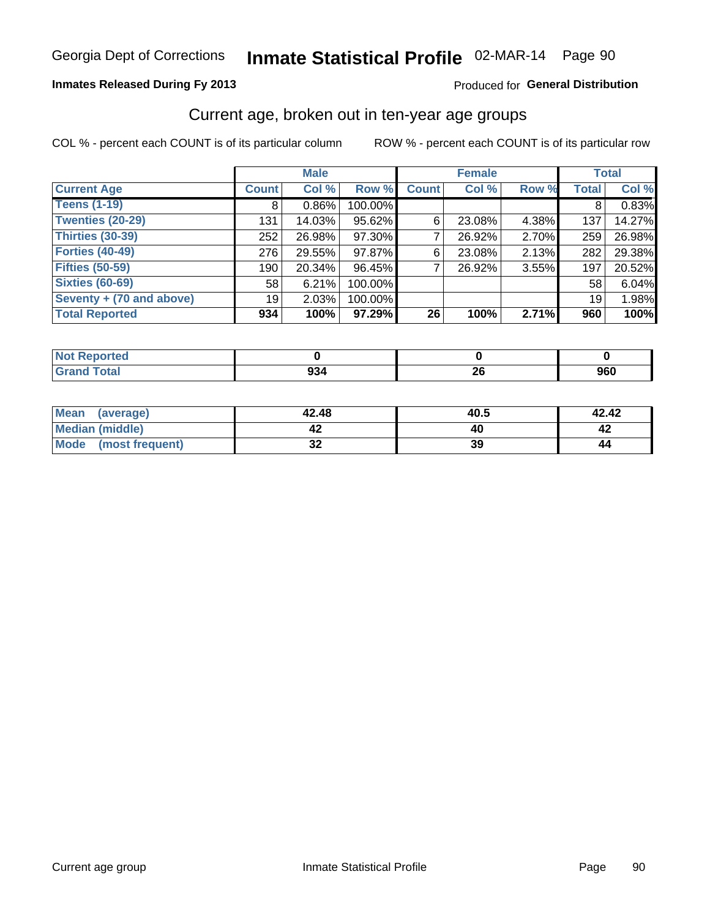# Inmate Statistical Profile

**Georgia Dept of Corrections** 02-MAR-14

**Inmates Released During Fy 2013**

Produced for **General Distribution**

## Current age, broken out in ten-year age groups

COL % - percent each COUNT is of its particular column

ROW % - percent each COUNT is of its particular row

| | Male | | | Female | | | Total | |
|---|---|---|---|---|---|---|---|---|
| **Current Age** | **Count** | **Col %** | **Row %** | **Count** | **Col %** | **Row %** | **Total** | **Col %** |
| **Teens (1-19)** | 8 | 0.86% | 100.00% | | | | 8 | 0.83% |
| **Twenties (20-29)** | 131 | 14.03% | 95.62% | 6 | 23.08% | 4.38% | 137 | 14.27% |
| **Thirties (30-39)** | 252 | 26.98% | 97.30% | 7 | 26.92% | 2.70% | 259 | 26.98% |
| **Forties (40-49)** | 276 | 29.55% | 97.87% | 6 | 23.08% | 2.13% | 282 | 29.38% |
| **Fifties (50-59)** | 190 | 20.34% | 96.45% | 7 | 26.92% | 3.55% | 197 | 20.52% |
| **Sixties (60-69)** | 58 | 6.21% | 100.00% | | | | 58 | 6.04% |
| **Seventy + (70 and above)** | 19 | 2.03% | 100.00% | | | | 19 | 1.98% |
| **Total Reported** | **934** | **100%** | **97.29%** | **26** | **100%** | **2.71%** | **960** | **100%** |

| | Male | Female | Total |
|---|---|---|---|
| **Not Reported** | **0** | **0** | **0** |
| **Grand Total** | **934** | **26** | **960** |

| | Male | Female | Total |
|---|---|---|---|
| **Mean (average)** | **42.48** | **40.5** | **42.42** |
| **Median (middle)** | **42** | **40** | **42** |
| **Mode (most frequent)** | **32** | **39** | **44** |

Current age group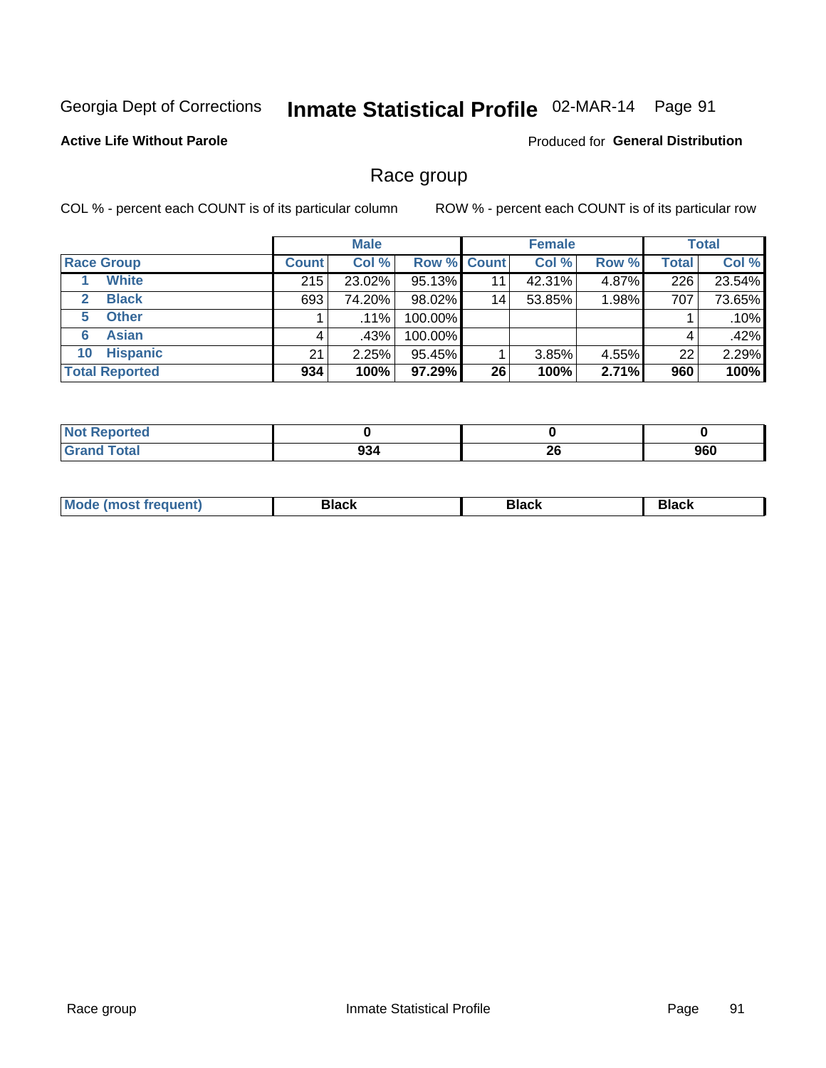Georgia Dept of Corrections **Inmate Statistical Profile** 02-MAR-14 Page 91

**Active Life Without Parole**

Produced for **General Distribution**

## Race group

COL % - percent each COUNT is of its particular column

ROW % - percent each COUNT is of its particular row

| | Male | | | Female | | | Total | |
|---|---|---|---|---|---|---|---|---|
| **Race Group** | **Count** | **Col %** | **Row %** | **Count** | **Col %** | **Row %** | **Total** | **Col %** |
| 1 **White** | 215 | 23.02% | 95.13% | 11 | 42.31% | 4.87% | 226 | 23.54% |
| 2 **Black** | 693 | 74.20% | 98.02% | 14 | 53.85% | 1.98% | 707 | 73.65% |
| 5 **Other** | 1 | .11% | 100.00% | | | | 1 | .10% |
| 6 **Asian** | 4 | .43% | 100.00% | | | | 4 | .42% |
| 10 **Hispanic** | 21 | 2.25% | 95.45% | 1 | 3.85% | 4.55% | 22 | 2.29% |
| **Total Reported** | **934** | **100%** | **97.29%** | **26** | **100%** | **2.71%** | **960** | **100%** |

| | Male | Female | Total |
|---|---|---|---|
| **Not Reported** | **0** | **0** | **0** |
| **Grand Total** | **934** | **26** | **960** |

| | Male | Female | Total |
|---|---|---|---|
| **Mode (most frequent)** | **Black** | **Black** | **Black** |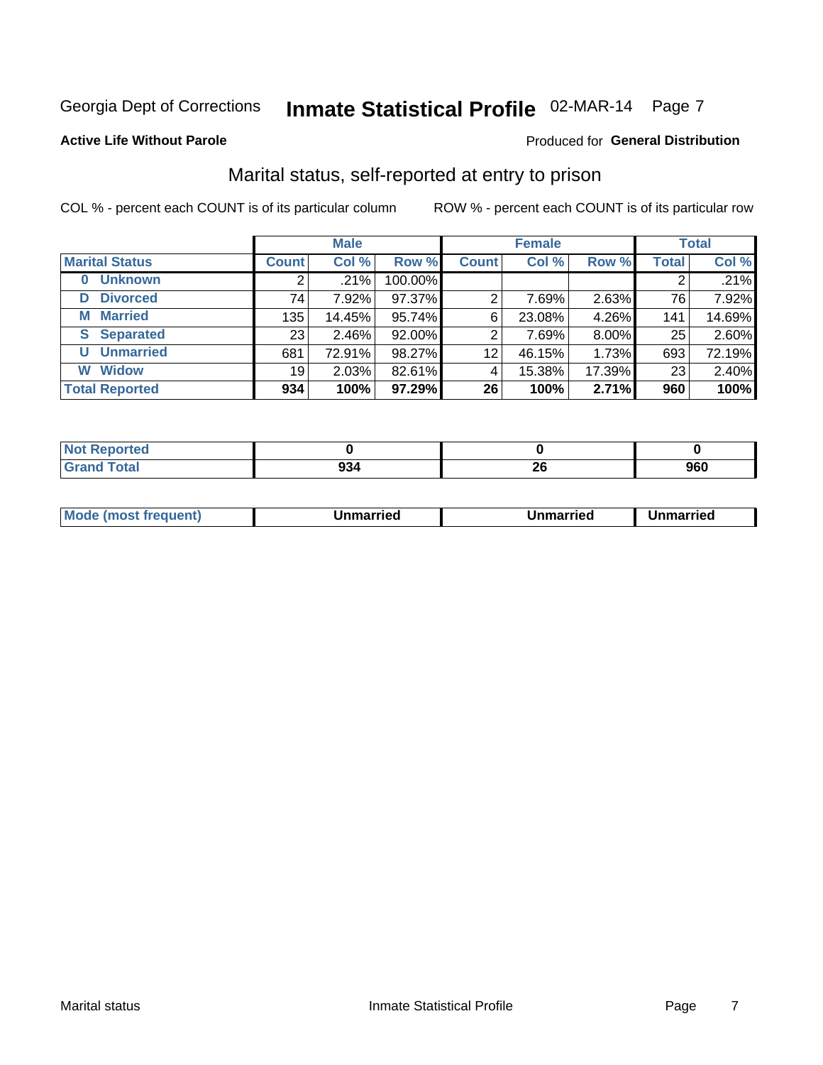Georgia Dept of Corrections **Inmate Statistical Profile** 02-MAR-14 Page 7

**Active Life Without Parole**

Produced for **General Distribution**

## Marital status, self-reported at entry to prison

COL % - percent each COUNT is of its particular column

ROW % - percent each COUNT is of its particular row

| | Male | | | Female | | | Total | |
|---|---|---|---|---|---|---|---|---|
| **Marital Status** | **Count** | **Col %** | **Row %** | **Count** | **Col %** | **Row %** | **Total** | **Col %** |
| **0 Unknown** | 2 | .21% | 100.00% | | | | 2 | .21% |
| **D Divorced** | 74 | 7.92% | 97.37% | 2 | 7.69% | 2.63% | 76 | 7.92% |
| **M Married** | 135 | 14.45% | 95.74% | 6 | 23.08% | 4.26% | 141 | 14.69% |
| **S Separated** | 23 | 2.46% | 92.00% | 2 | 7.69% | 8.00% | 25 | 2.60% |
| **U Unmarried** | 681 | 72.91% | 98.27% | 12 | 46.15% | 1.73% | 693 | 72.19% |
| **W Widow** | 19 | 2.03% | 82.61% | 4 | 15.38% | 17.39% | 23 | 2.40% |
| **Total Reported** | **934** | **100%** | **97.29%** | **26** | **100%** | **2.71%** | **960** | **100%** |

| | Male | Female | Total |
|---|---|---|---|
| **Not Reported** | **0** | **0** | **0** |
| **Grand Total** | **934** | **26** | **960** |

| | Male | Female | Total |
|---|---|---|---|
| **Mode (most frequent)** | **Unmarried** | **Unmarried** | **Unmarried** |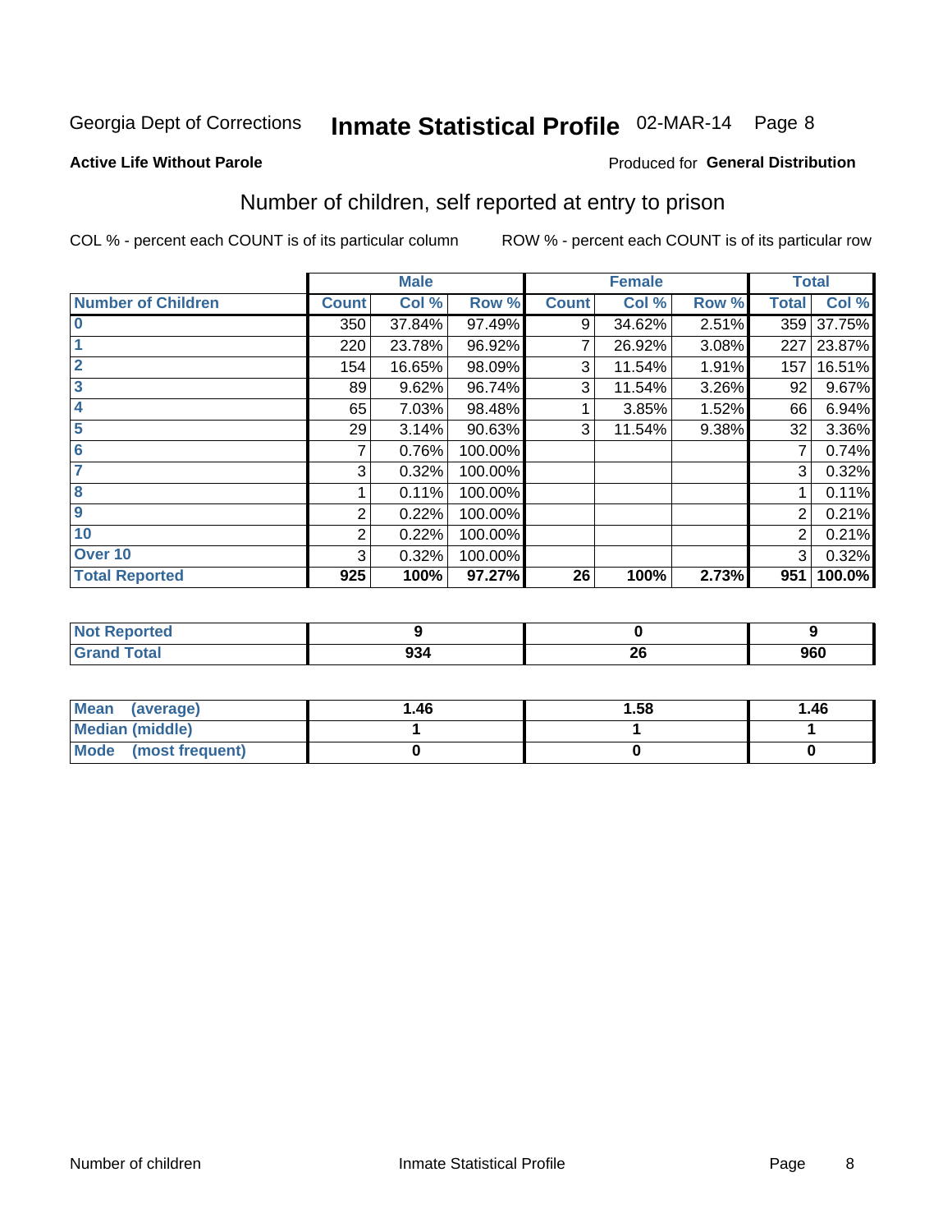Georgia Dept of Corrections **Inmate Statistical Profile** 02-MAR-14 Page 8

**Active Life Without Parole**

Produced for **General Distribution**

## Number of children, self reported at entry to prison

COL % - percent each COUNT is of its particular column

ROW % - percent each COUNT is of its particular row

| | Male | | | Female | | | Total | |
|---|---|---|---|---|---|---|---|---|
| **Number of Children** | **Count** | **Col %** | **Row %** | **Count** | **Col %** | **Row %** | **Total** | **Col %** |
| **0** | 350 | 37.84% | 97.49% | 9 | 34.62% | 2.51% | 359 | 37.75% |
| **1** | 220 | 23.78% | 96.92% | 7 | 26.92% | 3.08% | 227 | 23.87% |
| **2** | 154 | 16.65% | 98.09% | 3 | 11.54% | 1.91% | 157 | 16.51% |
| **3** | 89 | 9.62% | 96.74% | 3 | 11.54% | 3.26% | 92 | 9.67% |
| **4** | 65 | 7.03% | 98.48% | 1 | 3.85% | 1.52% | 66 | 6.94% |
| **5** | 29 | 3.14% | 90.63% | 3 | 11.54% | 9.38% | 32 | 3.36% |
| **6** | 7 | 0.76% | 100.00% | | | | 7 | 0.74% |
| **7** | 3 | 0.32% | 100.00% | | | | 3 | 0.32% |
| **8** | 1 | 0.11% | 100.00% | | | | 1 | 0.11% |
| **9** | 2 | 0.22% | 100.00% | | | | 2 | 0.21% |
| **10** | 2 | 0.22% | 100.00% | | | | 2 | 0.21% |
| **Over 10** | 3 | 0.32% | 100.00% | | | | 3 | 0.32% |
| **Total Reported** | **925** | **100%** | **97.27%** | **26** | **100%** | **2.73%** | **951** | **100.0%** |

| | Male | Female | Total |
|---|---|---|---|
| **Not Reported** | **9** | **0** | **9** |
| **Grand Total** | **934** | **26** | **960** |

| | Male | Female | Total |
|---|---|---|---|
| **Mean (average)** | **1.46** | **1.58** | **1.46** |
| **Median (middle)** | **1** | **1** | **1** |
| **Mode (most frequent)** | **0** | **0** | **0** |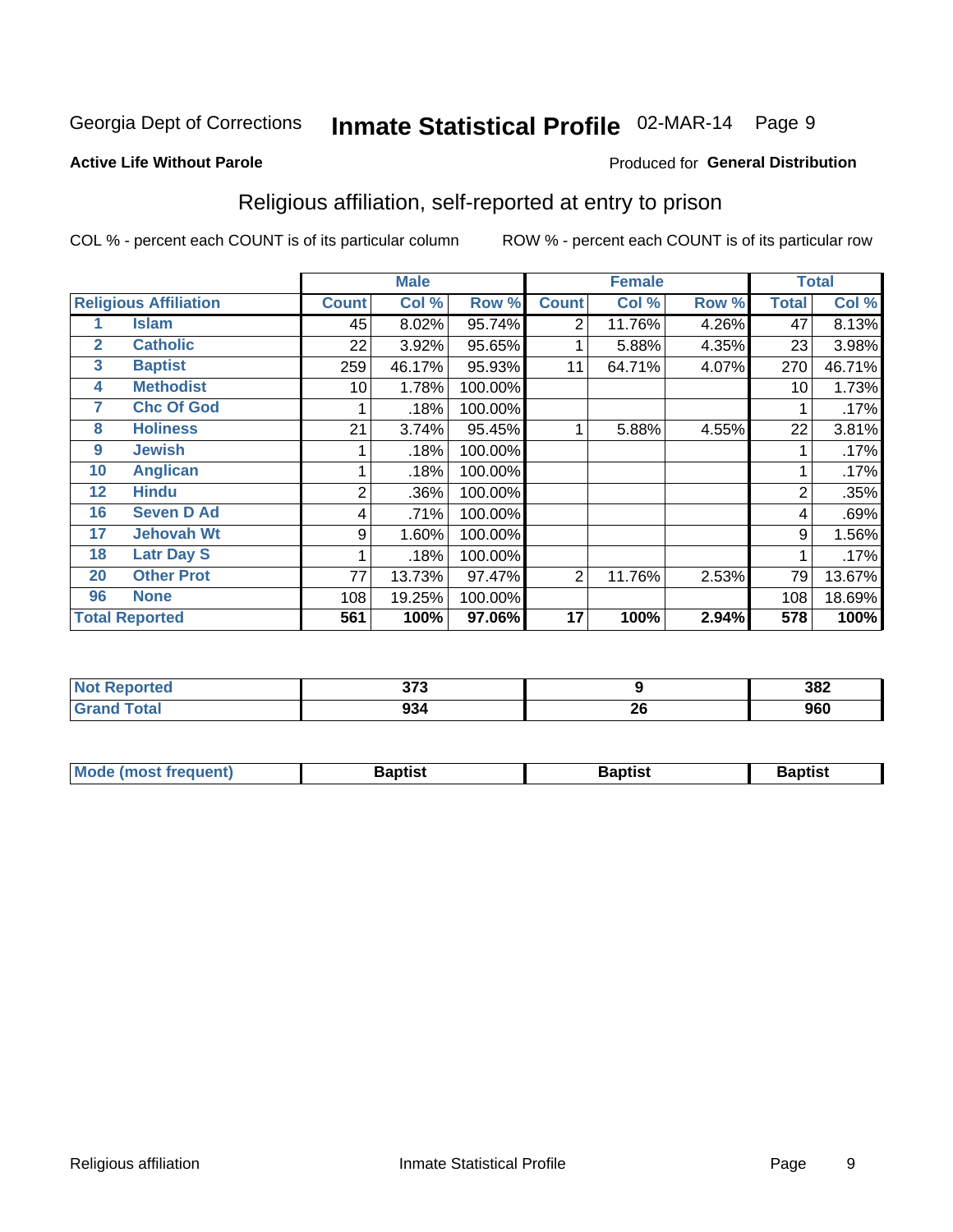Georgia Dept of Corrections **Inmate Statistical Profile** 02-MAR-14

**Active Life Without Parole**

Produced for **General Distribution**

## Religious affiliation, self-reported at entry to prison

COL % - percent each COUNT is of its particular column ROW % - percent each COUNT is of its particular row

| Religious Affiliation | | Male | | | Female | | | Total | |
|---|---|---|---|---|---|---|---|---|---|
| | | Count | Col % | Row % | Count | Col % | Row % | Total | Col % |
| 1 | Islam | 45 | 8.02% | 95.74% | 2 | 11.76% | 4.26% | 47 | 8.13% |
| 2 | Catholic | 22 | 3.92% | 95.65% | 1 | 5.88% | 4.35% | 23 | 3.98% |
| 3 | Baptist | 259 | 46.17% | 95.93% | 11 | 64.71% | 4.07% | 270 | 46.71% |
| 4 | Methodist | 10 | 1.78% | 100.00% | | | | 10 | 1.73% |
| 7 | Chc Of God | 1 | .18% | 100.00% | | | | 1 | .17% |
| 8 | Holiness | 21 | 3.74% | 95.45% | 1 | 5.88% | 4.55% | 22 | 3.81% |
| 9 | Jewish | 1 | .18% | 100.00% | | | | 1 | .17% |
| 10 | Anglican | 1 | .18% | 100.00% | | | | 1 | .17% |
| 12 | Hindu | 2 | .36% | 100.00% | | | | 2 | .35% |
| 16 | Seven D Ad | 4 | .71% | 100.00% | | | | 4 | .69% |
| 17 | Jehovah Wt | 9 | 1.60% | 100.00% | | | | 9 | 1.56% |
| 18 | Latr Day S | 1 | .18% | 100.00% | | | | 1 | .17% |
| 20 | Other Prot | 77 | 13.73% | 97.47% | 2 | 11.76% | 2.53% | 79 | 13.67% |
| 96 | None | 108 | 19.25% | 100.00% | | | | 108 | 18.69% |
| **Total Reported** | | **561** | **100%** | **97.06%** | **17** | **100%** | **2.94%** | **578** | **100%** |

| | Male | Female | Total |
|---|---|---|---|
| Not Reported | 373 | 9 | 382 |
| Grand Total | 934 | 26 | 960 |

| | Male | Female | Total |
|---|---|---|---|
| Mode (most frequent) | Baptist | Baptist | Baptist |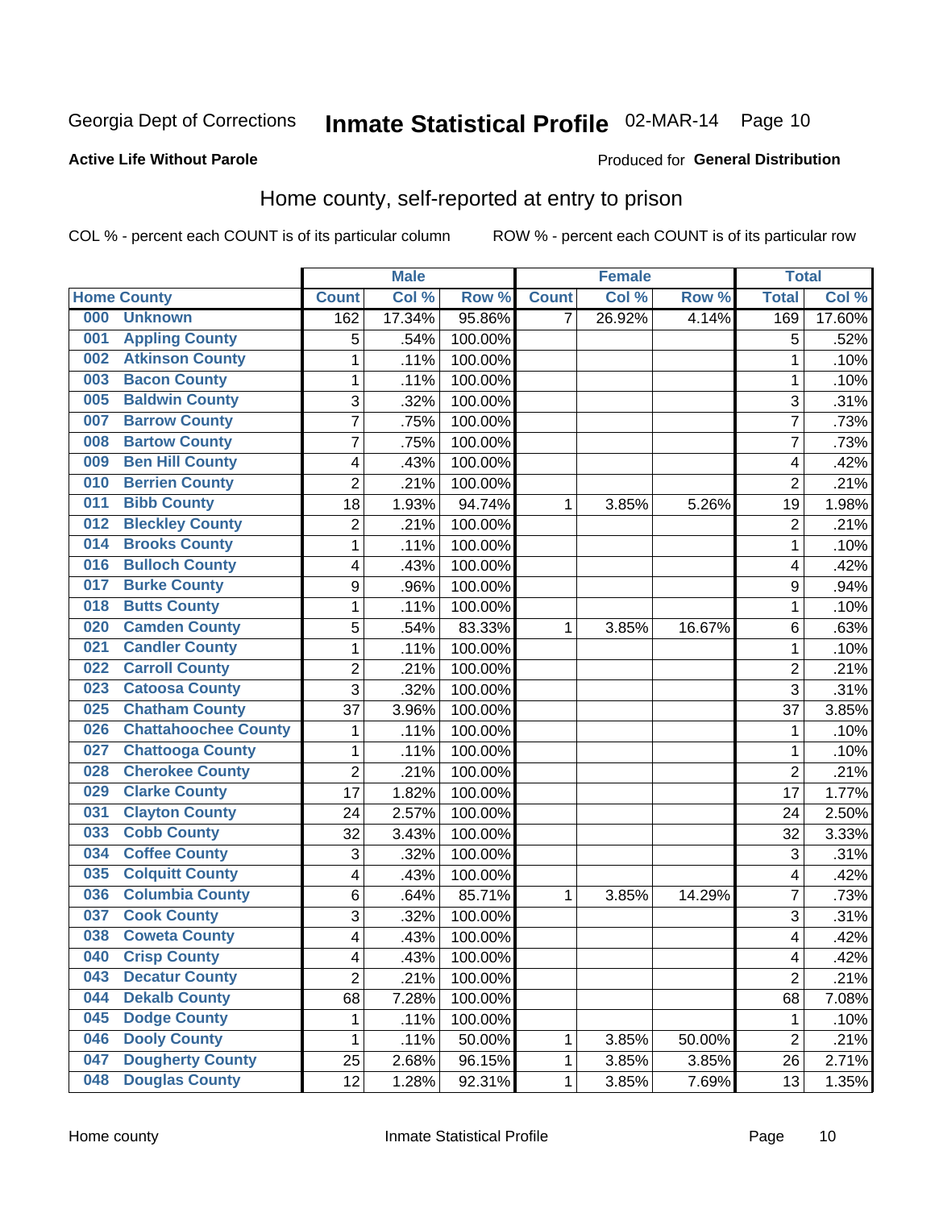Georgia Dept of Corrections **Inmate Statistical Profile** 02-MAR-14 Page 10

**Active Life Without Parole**

Produced for **General Distribution**

## Home county, self-reported at entry to prison

COL % - percent each COUNT is of its particular column ROW % - percent each COUNT is of its particular row

| Home County | | Male | | | Female | | | Total | |
|---|---|---|---|---|---|---|---|---|---|
| | | Count | Col % | Row % | Count | Col % | Row % | Total | Col % |
| 000 | Unknown | 162 | 17.34% | 95.86% | 7 | 26.92% | 4.14% | 169 | 17.60% |
| 001 | Appling County | 5 | .54% | 100.00% | | | | 5 | .52% |
| 002 | Atkinson County | 1 | .11% | 100.00% | | | | 1 | .10% |
| 003 | Bacon County | 1 | .11% | 100.00% | | | | 1 | .10% |
| 005 | Baldwin County | 3 | .32% | 100.00% | | | | 3 | .31% |
| 007 | Barrow County | 7 | .75% | 100.00% | | | | 7 | .73% |
| 008 | Bartow County | 7 | .75% | 100.00% | | | | 7 | .73% |
| 009 | Ben Hill County | 4 | .43% | 100.00% | | | | 4 | .42% |
| 010 | Berrien County | 2 | .21% | 100.00% | | | | 2 | .21% |
| 011 | Bibb County | 18 | 1.93% | 94.74% | 1 | 3.85% | 5.26% | 19 | 1.98% |
| 012 | Bleckley County | 2 | .21% | 100.00% | | | | 2 | .21% |
| 014 | Brooks County | 1 | .11% | 100.00% | | | | 1 | .10% |
| 016 | Bulloch County | 4 | .43% | 100.00% | | | | 4 | .42% |
| 017 | Burke County | 9 | .96% | 100.00% | | | | 9 | .94% |
| 018 | Butts County | 1 | .11% | 100.00% | | | | 1 | .10% |
| 020 | Camden County | 5 | .54% | 83.33% | 1 | 3.85% | 16.67% | 6 | .63% |
| 021 | Candler County | 1 | .11% | 100.00% | | | | 1 | .10% |
| 022 | Carroll County | 2 | .21% | 100.00% | | | | 2 | .21% |
| 023 | Catoosa County | 3 | .32% | 100.00% | | | | 3 | .31% |
| 025 | Chatham County | 37 | 3.96% | 100.00% | | | | 37 | 3.85% |
| 026 | Chattahoochee County | 1 | .11% | 100.00% | | | | 1 | .10% |
| 027 | Chattooga County | 1 | .11% | 100.00% | | | | 1 | .10% |
| 028 | Cherokee County | 2 | .21% | 100.00% | | | | 2 | .21% |
| 029 | Clarke County | 17 | 1.82% | 100.00% | | | | 17 | 1.77% |
| 031 | Clayton County | 24 | 2.57% | 100.00% | | | | 24 | 2.50% |
| 033 | Cobb County | 32 | 3.43% | 100.00% | | | | 32 | 3.33% |
| 034 | Coffee County | 3 | .32% | 100.00% | | | | 3 | .31% |
| 035 | Colquitt County | 4 | .43% | 100.00% | | | | 4 | .42% |
| 036 | Columbia County | 6 | .64% | 85.71% | 1 | 3.85% | 14.29% | 7 | .73% |
| 037 | Cook County | 3 | .32% | 100.00% | | | | 3 | .31% |
| 038 | Coweta County | 4 | .43% | 100.00% | | | | 4 | .42% |
| 040 | Crisp County | 4 | .43% | 100.00% | | | | 4 | .42% |
| 043 | Decatur County | 2 | .21% | 100.00% | | | | 2 | .21% |
| 044 | Dekalb County | 68 | 7.28% | 100.00% | | | | 68 | 7.08% |
| 045 | Dodge County | 1 | .11% | 100.00% | | | | 1 | .10% |
| 046 | Dooly County | 1 | .11% | 50.00% | 1 | 3.85% | 50.00% | 2 | .21% |
| 047 | Dougherty County | 25 | 2.68% | 96.15% | 1 | 3.85% | 3.85% | 26 | 2.71% |
| 048 | Douglas County | 12 | 1.28% | 92.31% | 1 | 3.85% | 7.69% | 13 | 1.35% |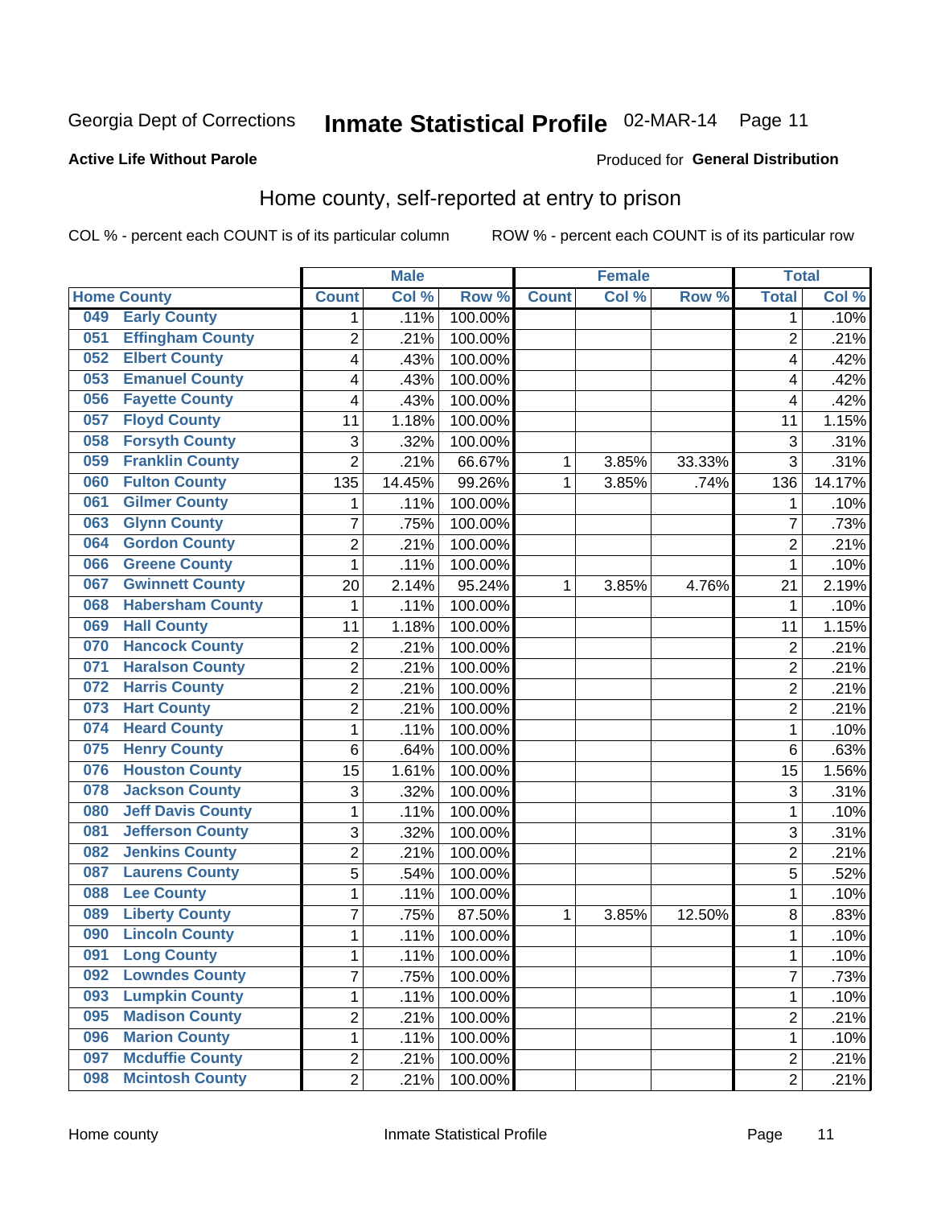Georgia Dept of Corrections **Inmate Statistical Profile** 02-MAR-14 Page 11

**Active Life Without Parole**

Produced for **General Distribution**

## Home county, self-reported at entry to prison

COL % - percent each COUNT is of its particular column ROW % - percent each COUNT is of its particular row

| Home County | Male | | | Female | | | Total | |
|---|---|---|---|---|---|---|---|---|
| | Count | Col % | Row % | Count | Col % | Row % | Total | Col % |
| 049 Early County | 1 | .11% | 100.00% | | | | 1 | .10% |
| 051 Effingham County | 2 | .21% | 100.00% | | | | 2 | .21% |
| 052 Elbert County | 4 | .43% | 100.00% | | | | 4 | .42% |
| 053 Emanuel County | 4 | .43% | 100.00% | | | | 4 | .42% |
| 056 Fayette County | 4 | .43% | 100.00% | | | | 4 | .42% |
| 057 Floyd County | 11 | 1.18% | 100.00% | | | | 11 | 1.15% |
| 058 Forsyth County | 3 | .32% | 100.00% | | | | 3 | .31% |
| 059 Franklin County | 2 | .21% | 66.67% | 1 | 3.85% | 33.33% | 3 | .31% |
| 060 Fulton County | 135 | 14.45% | 99.26% | 1 | 3.85% | .74% | 136 | 14.17% |
| 061 Gilmer County | 1 | .11% | 100.00% | | | | 1 | .10% |
| 063 Glynn County | 7 | .75% | 100.00% | | | | 7 | .73% |
| 064 Gordon County | 2 | .21% | 100.00% | | | | 2 | .21% |
| 066 Greene County | 1 | .11% | 100.00% | | | | 1 | .10% |
| 067 Gwinnett County | 20 | 2.14% | 95.24% | 1 | 3.85% | 4.76% | 21 | 2.19% |
| 068 Habersham County | 1 | .11% | 100.00% | | | | 1 | .10% |
| 069 Hall County | 11 | 1.18% | 100.00% | | | | 11 | 1.15% |
| 070 Hancock County | 2 | .21% | 100.00% | | | | 2 | .21% |
| 071 Haralson County | 2 | .21% | 100.00% | | | | 2 | .21% |
| 072 Harris County | 2 | .21% | 100.00% | | | | 2 | .21% |
| 073 Hart County | 2 | .21% | 100.00% | | | | 2 | .21% |
| 074 Heard County | 1 | .11% | 100.00% | | | | 1 | .10% |
| 075 Henry County | 6 | .64% | 100.00% | | | | 6 | .63% |
| 076 Houston County | 15 | 1.61% | 100.00% | | | | 15 | 1.56% |
| 078 Jackson County | 3 | .32% | 100.00% | | | | 3 | .31% |
| 080 Jeff Davis County | 1 | .11% | 100.00% | | | | 1 | .10% |
| 081 Jefferson County | 3 | .32% | 100.00% | | | | 3 | .31% |
| 082 Jenkins County | 2 | .21% | 100.00% | | | | 2 | .21% |
| 087 Laurens County | 5 | .54% | 100.00% | | | | 5 | .52% |
| 088 Lee County | 1 | .11% | 100.00% | | | | 1 | .10% |
| 089 Liberty County | 7 | .75% | 87.50% | 1 | 3.85% | 12.50% | 8 | .83% |
| 090 Lincoln County | 1 | .11% | 100.00% | | | | 1 | .10% |
| 091 Long County | 1 | .11% | 100.00% | | | | 1 | .10% |
| 092 Lowndes County | 7 | .75% | 100.00% | | | | 7 | .73% |
| 093 Lumpkin County | 1 | .11% | 100.00% | | | | 1 | .10% |
| 095 Madison County | 2 | .21% | 100.00% | | | | 2 | .21% |
| 096 Marion County | 1 | .11% | 100.00% | | | | 1 | .10% |
| 097 Mcduffie County | 2 | .21% | 100.00% | | | | 2 | .21% |
| 098 Mcintosh County | 2 | .21% | 100.00% | | | | 2 | .21% |

Home county Inmate Statistical Profile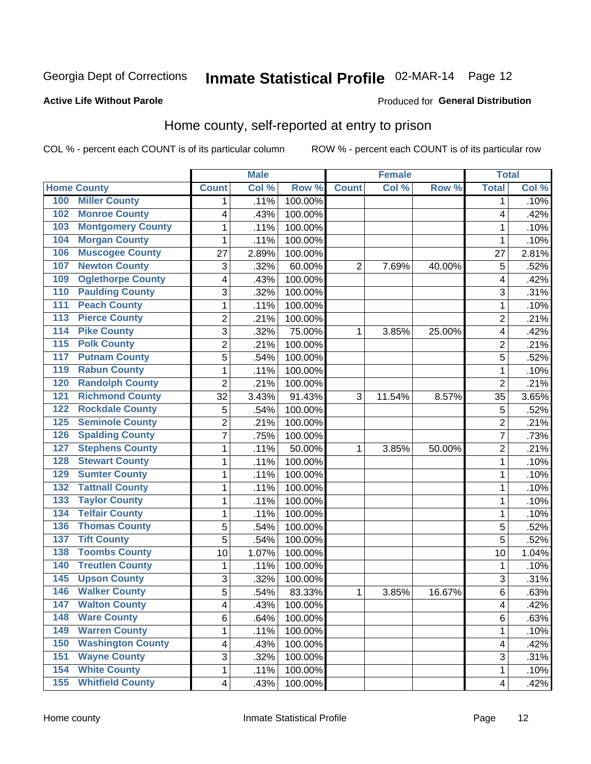Georgia Dept of Corrections **Inmate Statistical Profile** 02-MAR-14

**Active Life Without Parole**

Produced for **General Distribution**

## Home county, self-reported at entry to prison

COL % - percent each COUNT is of its particular column ROW % - percent each COUNT is of its particular row

| Home County | | Male | | | Female | | | Total | |
|---|---|---|---|---|---|---|---|---|---|
| | | Count | Col % | Row % | Count | Col % | Row % | Total | Col % |
| 100 | Miller County | 1 | .11% | 100.00% | | | | 1 | .10% |
| 102 | Monroe County | 4 | .43% | 100.00% | | | | 4 | .42% |
| 103 | Montgomery County | 1 | .11% | 100.00% | | | | 1 | .10% |
| 104 | Morgan County | 1 | .11% | 100.00% | | | | 1 | .10% |
| 106 | Muscogee County | 27 | 2.89% | 100.00% | | | | 27 | 2.81% |
| 107 | Newton County | 3 | .32% | 60.00% | 2 | 7.69% | 40.00% | 5 | .52% |
| 109 | Oglethorpe County | 4 | .43% | 100.00% | | | | 4 | .42% |
| 110 | Paulding County | 3 | .32% | 100.00% | | | | 3 | .31% |
| 111 | Peach County | 1 | .11% | 100.00% | | | | 1 | .10% |
| 113 | Pierce County | 2 | .21% | 100.00% | | | | 2 | .21% |
| 114 | Pike County | 3 | .32% | 75.00% | 1 | 3.85% | 25.00% | 4 | .42% |
| 115 | Polk County | 2 | .21% | 100.00% | | | | 2 | .21% |
| 117 | Putnam County | 5 | .54% | 100.00% | | | | 5 | .52% |
| 119 | Rabun County | 1 | .11% | 100.00% | | | | 1 | .10% |
| 120 | Randolph County | 2 | .21% | 100.00% | | | | 2 | .21% |
| 121 | Richmond County | 32 | 3.43% | 91.43% | 3 | 11.54% | 8.57% | 35 | 3.65% |
| 122 | Rockdale County | 5 | .54% | 100.00% | | | | 5 | .52% |
| 125 | Seminole County | 2 | .21% | 100.00% | | | | 2 | .21% |
| 126 | Spalding County | 7 | .75% | 100.00% | | | | 7 | .73% |
| 127 | Stephens County | 1 | .11% | 50.00% | 1 | 3.85% | 50.00% | 2 | .21% |
| 128 | Stewart County | 1 | .11% | 100.00% | | | | 1 | .10% |
| 129 | Sumter County | 1 | .11% | 100.00% | | | | 1 | .10% |
| 132 | Tattnall County | 1 | .11% | 100.00% | | | | 1 | .10% |
| 133 | Taylor County | 1 | .11% | 100.00% | | | | 1 | .10% |
| 134 | Telfair County | 1 | .11% | 100.00% | | | | 1 | .10% |
| 136 | Thomas County | 5 | .54% | 100.00% | | | | 5 | .52% |
| 137 | Tift County | 5 | .54% | 100.00% | | | | 5 | .52% |
| 138 | Toombs County | 10 | 1.07% | 100.00% | | | | 10 | 1.04% |
| 140 | Treutlen County | 1 | .11% | 100.00% | | | | 1 | .10% |
| 145 | Upson County | 3 | .32% | 100.00% | | | | 3 | .31% |
| 146 | Walker County | 5 | .54% | 83.33% | 1 | 3.85% | 16.67% | 6 | .63% |
| 147 | Walton County | 4 | .43% | 100.00% | | | | 4 | .42% |
| 148 | Ware County | 6 | .64% | 100.00% | | | | 6 | .63% |
| 149 | Warren County | 1 | .11% | 100.00% | | | | 1 | .10% |
| 150 | Washington County | 4 | .43% | 100.00% | | | | 4 | .42% |
| 151 | Wayne County | 3 | .32% | 100.00% | | | | 3 | .31% |
| 154 | White County | 1 | .11% | 100.00% | | | | 1 | .10% |
| 155 | Whitfield County | 4 | .43% | 100.00% | | | | 4 | .42% |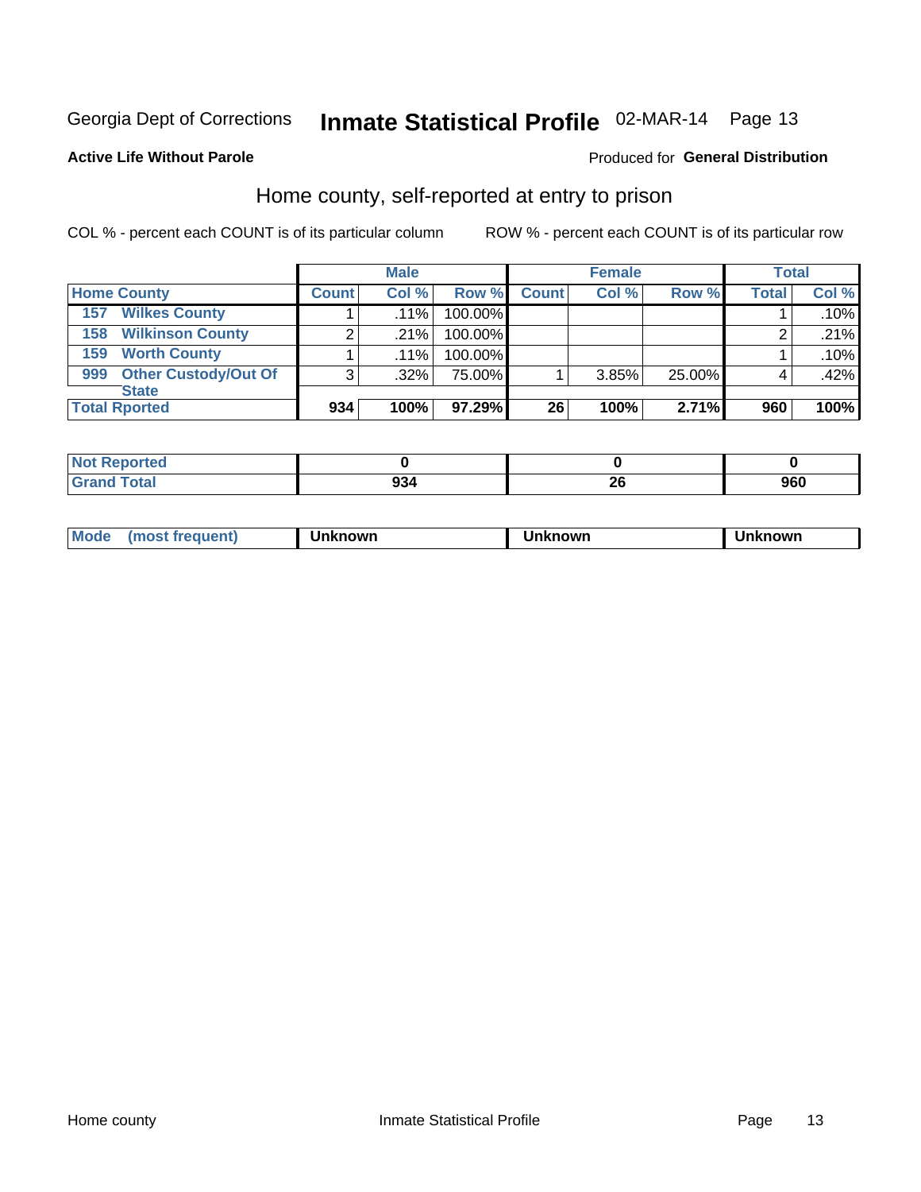Georgia Dept of Corrections **Inmate Statistical Profile** 02-MAR-14

**Active Life Without Parole**

Produced for **General Distribution**

## Home county, self-reported at entry to prison

COL % - percent each COUNT is of its particular column

ROW % - percent each COUNT is of its particular row

| | Male | | | Female | | | Total | |
|---|---|---|---|---|---|---|---|---|
| **Home County** | **Count** | **Col %** | **Row %** | **Count** | **Col %** | **Row %** | **Total** | **Col %** |
| 157 Wilkes County | 1 | .11% | 100.00% | | | | 1 | .10% |
| 158 Wilkinson County | 2 | .21% | 100.00% | | | | 2 | .21% |
| 159 Worth County | 1 | .11% | 100.00% | | | | 1 | .10% |
| 999 Other Custody/Out Of State | 3 | .32% | 75.00% | 1 | 3.85% | 25.00% | 4 | .42% |
| **Total Rported** | **934** | **100%** | **97.29%** | **26** | **100%** | **2.71%** | **960** | **100%** |

| | Male | Female | Total |
|---|---|---|---|
| **Not Reported** | **0** | **0** | **0** |
| **Grand Total** | **934** | **26** | **960** |

| | Male | Female | Total |
|---|---|---|---|
| **Mode (most frequent)** | **Unknown** | **Unknown** | **Unknown** |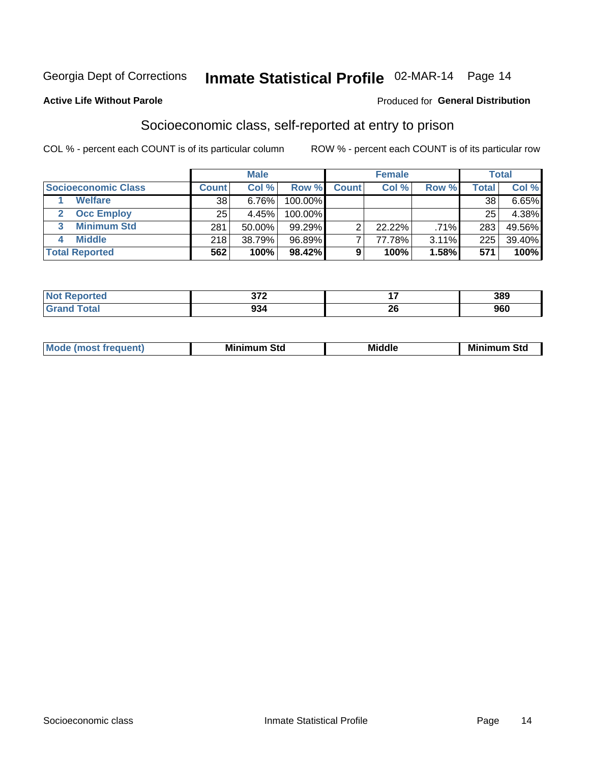Georgia Dept of Corrections **Inmate Statistical Profile** 02-MAR-14 Page 14

**Active Life Without Parole**

Produced for **General Distribution**

## Socioeconomic class, self-reported at entry to prison

COL % - percent each COUNT is of its particular column

ROW % - percent each COUNT is of its particular row

| | Male | | | Female | | | Total | |
|---|---|---|---|---|---|---|---|---|
| **Socioeconomic Class** | **Count** | **Col %** | **Row %** | **Count** | **Col %** | **Row %** | **Total** | **Col %** |
| 1 **Welfare** | 38 | 6.76% | 100.00% | | | | 38 | 6.65% |
| 2 **Occ Employ** | 25 | 4.45% | 100.00% | | | | 25 | 4.38% |
| 3 **Minimum Std** | 281 | 50.00% | 99.29% | 2 | 22.22% | .71% | 283 | 49.56% |
| 4 **Middle** | 218 | 38.79% | 96.89% | 7 | 77.78% | 3.11% | 225 | 39.40% |
| **Total Reported** | **562** | **100%** | **98.42%** | **9** | **100%** | **1.58%** | **571** | **100%** |

| | Male | Female | Total |
|---|---|---|---|
| **Not Reported** | **372** | **17** | **389** |
| **Grand Total** | **934** | **26** | **960** |

| | Male | Female | Total |
|---|---|---|---|
| **Mode (most frequent)** | **Minimum Std** | **Middle** | **Minimum Std** |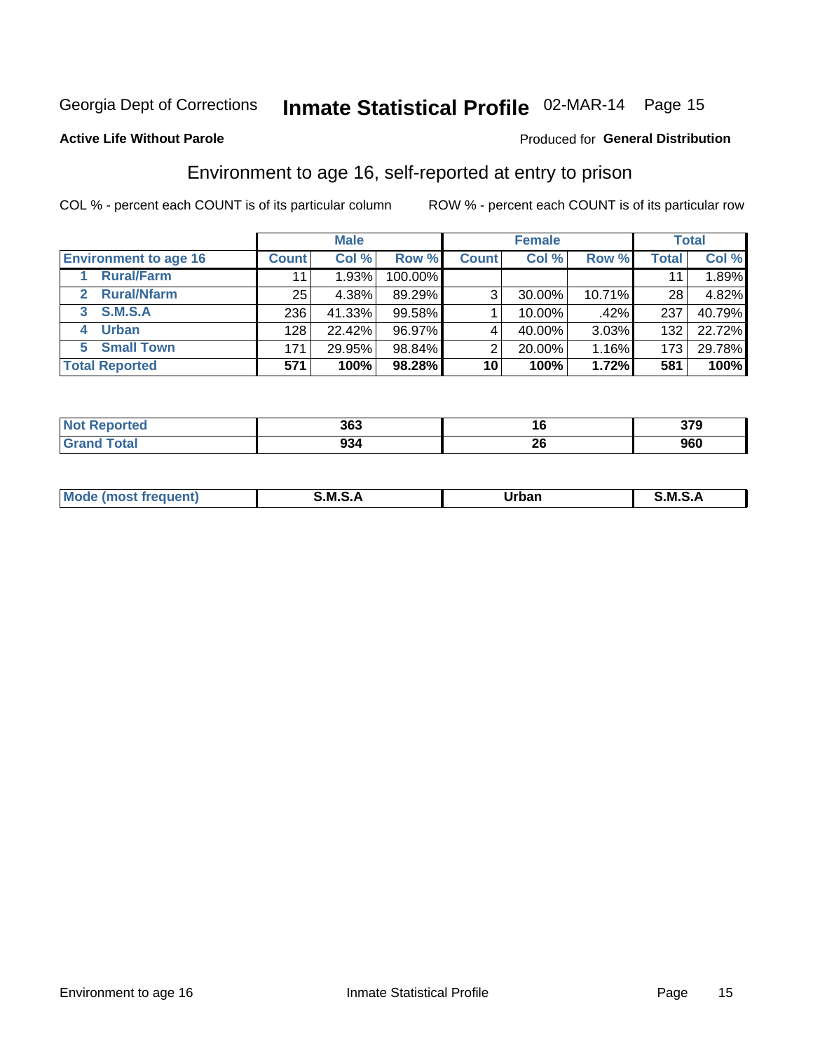Georgia Dept of Corrections **Inmate Statistical Profile** 02-MAR-14 Page 15

**Active Life Without Parole**

Produced for **General Distribution**

## Environment to age 16, self-reported at entry to prison

COL % - percent each COUNT is of its particular column

ROW % - percent each COUNT is of its particular row

| | Male | | | Female | | | Total | |
|---|---|---|---|---|---|---|---|---|
| **Environment to age 16** | **Count** | **Col %** | **Row %** | **Count** | **Col %** | **Row %** | **Total** | **Col %** |
| 1 Rural/Farm | 11 | 1.93% | 100.00% | | | | 11 | 1.89% |
| 2 Rural/Nfarm | 25 | 4.38% | 89.29% | 3 | 30.00% | 10.71% | 28 | 4.82% |
| 3 S.M.S.A | 236 | 41.33% | 99.58% | 1 | 10.00% | .42% | 237 | 40.79% |
| 4 Urban | 128 | 22.42% | 96.97% | 4 | 40.00% | 3.03% | 132 | 22.72% |
| 5 Small Town | 171 | 29.95% | 98.84% | 2 | 20.00% | 1.16% | 173 | 29.78% |
| **Total Reported** | **571** | **100%** | **98.28%** | **10** | **100%** | **1.72%** | **581** | **100%** |

| | Male | Female | Total |
|---|---|---|---|
| **Not Reported** | **363** | **16** | **379** |
| **Grand Total** | **934** | **26** | **960** |

| | Male | Female | Total |
|---|---|---|---|
| **Mode (most frequent)** | **S.M.S.A** | **Urban** | **S.M.S.A** |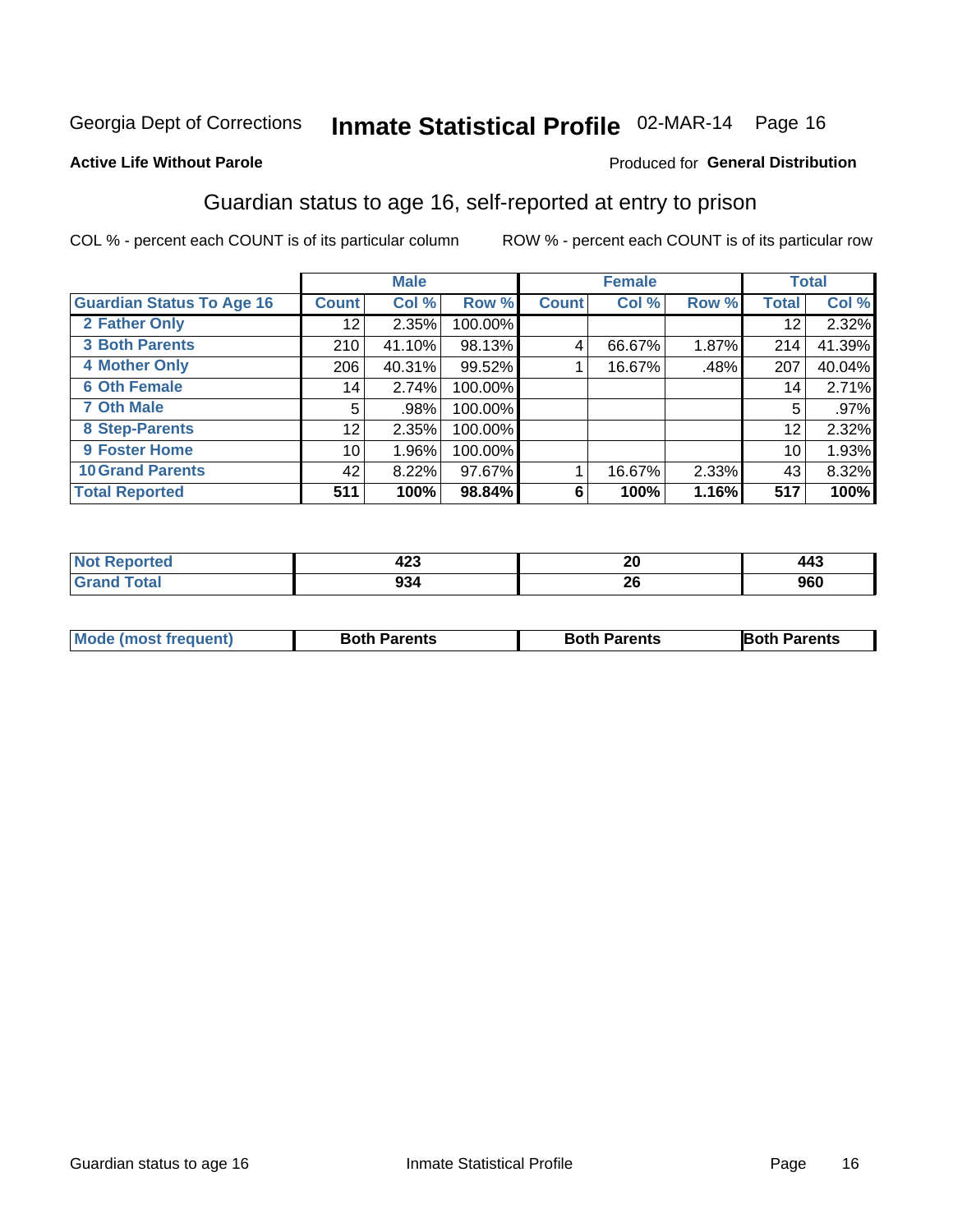Georgia Dept of Corrections **Inmate Statistical Profile** 02-MAR-14 Page 16

**Active Life Without Parole**

Produced for **General Distribution**

## Guardian status to age 16, self-reported at entry to prison

COL % - percent each COUNT is of its particular column ROW % - percent each COUNT is of its particular row

| | Male | | | Female | | | Total | |
|---|---|---|---|---|---|---|---|---|
| **Guardian Status To Age 16** | **Count** | **Col %** | **Row %** | **Count** | **Col %** | **Row %** | **Total** | **Col %** |
| **2 Father Only** | 12 | 2.35% | 100.00% | | | | 12 | 2.32% |
| **3 Both Parents** | 210 | 41.10% | 98.13% | 4 | 66.67% | 1.87% | 214 | 41.39% |
| **4 Mother Only** | 206 | 40.31% | 99.52% | 1 | 16.67% | .48% | 207 | 40.04% |
| **6 Oth Female** | 14 | 2.74% | 100.00% | | | | 14 | 2.71% |
| **7 Oth Male** | 5 | .98% | 100.00% | | | | 5 | .97% |
| **8 Step-Parents** | 12 | 2.35% | 100.00% | | | | 12 | 2.32% |
| **9 Foster Home** | 10 | 1.96% | 100.00% | | | | 10 | 1.93% |
| **10 Grand Parents** | 42 | 8.22% | 97.67% | 1 | 16.67% | 2.33% | 43 | 8.32% |
| **Total Reported** | **511** | **100%** | **98.84%** | **6** | **100%** | **1.16%** | **517** | **100%** |

| | Male | Female | Total |
|---|---|---|---|
| **Not Reported** | **423** | **20** | **443** |
| **Grand Total** | **934** | **26** | **960** |

| | Male | Female | Total |
|---|---|---|---|
| **Mode (most frequent)** | **Both Parents** | **Both Parents** | **Both Parents** |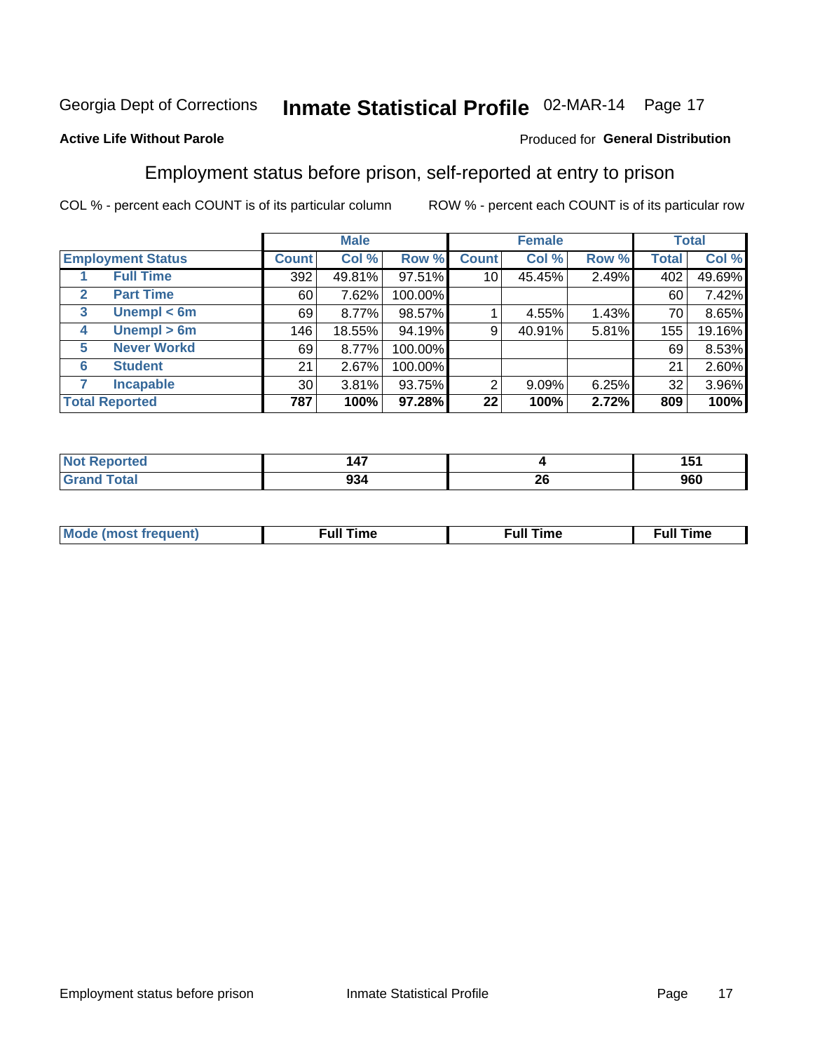Georgia Dept of Corrections **Inmate Statistical Profile** 02-MAR-14

**Active Life Without Parole**

Produced for **General Distribution**

## Employment status before prison, self-reported at entry to prison

COL % - percent each COUNT is of its particular column ROW % - percent each COUNT is of its particular row

| Employment Status | | Male | | | Female | | | Total | |
|---|---|---|---|---|---|---|---|---|---|
| | | Count | Col % | Row % | Count | Col % | Row % | Total | Col % |
| 1 | Full Time | 392 | 49.81% | 97.51% | 10 | 45.45% | 2.49% | 402 | 49.69% |
| 2 | Part Time | 60 | 7.62% | 100.00% | | | | 60 | 7.42% |
| 3 | Unempl < 6m | 69 | 8.77% | 98.57% | 1 | 4.55% | 1.43% | 70 | 8.65% |
| 4 | Unempl > 6m | 146 | 18.55% | 94.19% | 9 | 40.91% | 5.81% | 155 | 19.16% |
| 5 | Never Workd | 69 | 8.77% | 100.00% | | | | 69 | 8.53% |
| 6 | Student | 21 | 2.67% | 100.00% | | | | 21 | 2.60% |
| 7 | Incapable | 30 | 3.81% | 93.75% | 2 | 9.09% | 6.25% | 32 | 3.96% |
| **Total Reported** | | **787** | **100%** | **97.28%** | **22** | **100%** | **2.72%** | **809** | **100%** |

| | Male | Female | Total |
|---|---|---|---|
| Not Reported | 147 | 4 | 151 |
| Grand Total | 934 | 26 | 960 |

| | Male | Female | Total |
|---|---|---|---|
| Mode (most frequent) | Full Time | Full Time | Full Time |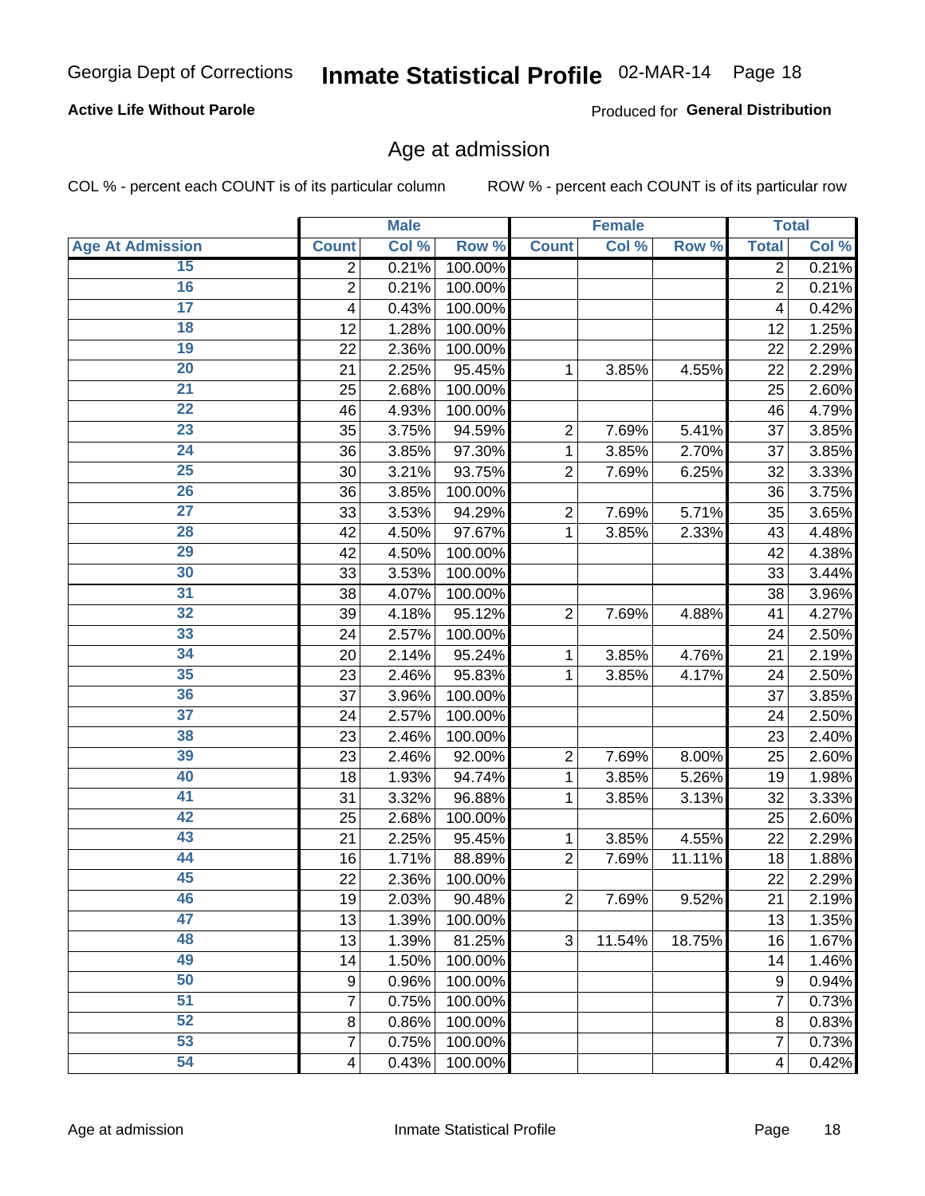Georgia Dept of Corrections **Inmate Statistical Profile** 02-MAR-14

**Active Life Without Parole**

Produced for **General Distribution**

## Age at admission

COL % - percent each COUNT is of its particular column ROW % - percent each COUNT is of its particular row

| | Male | | | Female | | | Total | |
|---|---|---|---|---|---|---|---|---|
| Age At Admission | Count | Col % | Row % | Count | Col % | Row % | Total | Col % |
| 15 | 2 | 0.21% | 100.00% | | | | 2 | 0.21% |
| 16 | 2 | 0.21% | 100.00% | | | | 2 | 0.21% |
| 17 | 4 | 0.43% | 100.00% | | | | 4 | 0.42% |
| 18 | 12 | 1.28% | 100.00% | | | | 12 | 1.25% |
| 19 | 22 | 2.36% | 100.00% | | | | 22 | 2.29% |
| 20 | 21 | 2.25% | 95.45% | 1 | 3.85% | 4.55% | 22 | 2.29% |
| 21 | 25 | 2.68% | 100.00% | | | | 25 | 2.60% |
| 22 | 46 | 4.93% | 100.00% | | | | 46 | 4.79% |
| 23 | 35 | 3.75% | 94.59% | 2 | 7.69% | 5.41% | 37 | 3.85% |
| 24 | 36 | 3.85% | 97.30% | 1 | 3.85% | 2.70% | 37 | 3.85% |
| 25 | 30 | 3.21% | 93.75% | 2 | 7.69% | 6.25% | 32 | 3.33% |
| 26 | 36 | 3.85% | 100.00% | | | | 36 | 3.75% |
| 27 | 33 | 3.53% | 94.29% | 2 | 7.69% | 5.71% | 35 | 3.65% |
| 28 | 42 | 4.50% | 97.67% | 1 | 3.85% | 2.33% | 43 | 4.48% |
| 29 | 42 | 4.50% | 100.00% | | | | 42 | 4.38% |
| 30 | 33 | 3.53% | 100.00% | | | | 33 | 3.44% |
| 31 | 38 | 4.07% | 100.00% | | | | 38 | 3.96% |
| 32 | 39 | 4.18% | 95.12% | 2 | 7.69% | 4.88% | 41 | 4.27% |
| 33 | 24 | 2.57% | 100.00% | | | | 24 | 2.50% |
| 34 | 20 | 2.14% | 95.24% | 1 | 3.85% | 4.76% | 21 | 2.19% |
| 35 | 23 | 2.46% | 95.83% | 1 | 3.85% | 4.17% | 24 | 2.50% |
| 36 | 37 | 3.96% | 100.00% | | | | 37 | 3.85% |
| 37 | 24 | 2.57% | 100.00% | | | | 24 | 2.50% |
| 38 | 23 | 2.46% | 100.00% | | | | 23 | 2.40% |
| 39 | 23 | 2.46% | 92.00% | 2 | 7.69% | 8.00% | 25 | 2.60% |
| 40 | 18 | 1.93% | 94.74% | 1 | 3.85% | 5.26% | 19 | 1.98% |
| 41 | 31 | 3.32% | 96.88% | 1 | 3.85% | 3.13% | 32 | 3.33% |
| 42 | 25 | 2.68% | 100.00% | | | | 25 | 2.60% |
| 43 | 21 | 2.25% | 95.45% | 1 | 3.85% | 4.55% | 22 | 2.29% |
| 44 | 16 | 1.71% | 88.89% | 2 | 7.69% | 11.11% | 18 | 1.88% |
| 45 | 22 | 2.36% | 100.00% | | | | 22 | 2.29% |
| 46 | 19 | 2.03% | 90.48% | 2 | 7.69% | 9.52% | 21 | 2.19% |
| 47 | 13 | 1.39% | 100.00% | | | | 13 | 1.35% |
| 48 | 13 | 1.39% | 81.25% | 3 | 11.54% | 18.75% | 16 | 1.67% |
| 49 | 14 | 1.50% | 100.00% | | | | 14 | 1.46% |
| 50 | 9 | 0.96% | 100.00% | | | | 9 | 0.94% |
| 51 | 7 | 0.75% | 100.00% | | | | 7 | 0.73% |
| 52 | 8 | 0.86% | 100.00% | | | | 8 | 0.83% |
| 53 | 7 | 0.75% | 100.00% | | | | 7 | 0.73% |
| 54 | 4 | 0.43% | 100.00% | | | | 4 | 0.42% |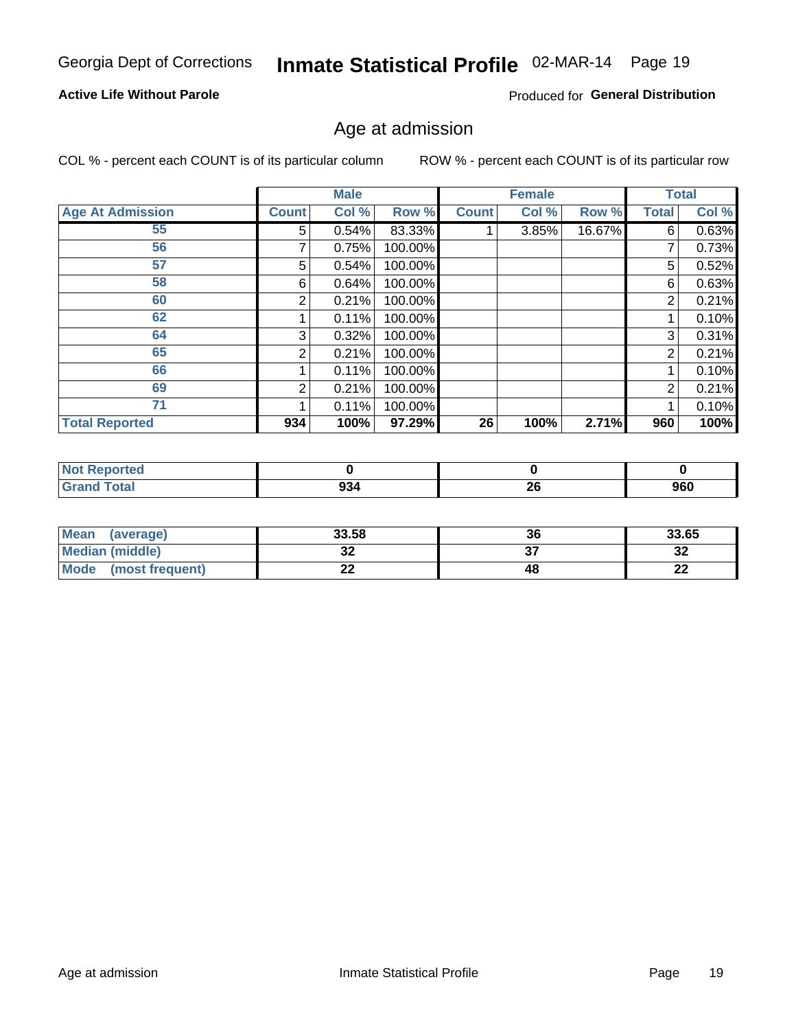Georgia Dept of Corrections **Inmate Statistical Profile** 02-MAR-14 Page 19

**Active Life Without Parole**

Produced for **General Distribution**

## Age at admission

COL % - percent each COUNT is of its particular column ROW % - percent each COUNT is of its particular row

| | Male | | | Female | | | Total | |
|---|---|---|---|---|---|---|---|---|
| **Age At Admission** | **Count** | **Col %** | **Row %** | **Count** | **Col %** | **Row %** | **Total** | **Col %** |
| 55 | 5 | 0.54% | 83.33% | 1 | 3.85% | 16.67% | 6 | 0.63% |
| 56 | 7 | 0.75% | 100.00% | | | | 7 | 0.73% |
| 57 | 5 | 0.54% | 100.00% | | | | 5 | 0.52% |
| 58 | 6 | 0.64% | 100.00% | | | | 6 | 0.63% |
| 60 | 2 | 0.21% | 100.00% | | | | 2 | 0.21% |
| 62 | 1 | 0.11% | 100.00% | | | | 1 | 0.10% |
| 64 | 3 | 0.32% | 100.00% | | | | 3 | 0.31% |
| 65 | 2 | 0.21% | 100.00% | | | | 2 | 0.21% |
| 66 | 1 | 0.11% | 100.00% | | | | 1 | 0.10% |
| 69 | 2 | 0.21% | 100.00% | | | | 2 | 0.21% |
| 71 | 1 | 0.11% | 100.00% | | | | 1 | 0.10% |
| **Total Reported** | **934** | **100%** | **97.29%** | **26** | **100%** | **2.71%** | **960** | **100%** |

| | Male | Female | Total |
|---|---|---|---|
| **Not Reported** | **0** | **0** | **0** |
| **Grand Total** | **934** | **26** | **960** |

| | Male | Female | Total |
|---|---|---|---|
| **Mean (average)** | **33.58** | **36** | **33.65** |
| **Median (middle)** | **32** | **37** | **32** |
| **Mode (most frequent)** | **22** | **48** | **22** |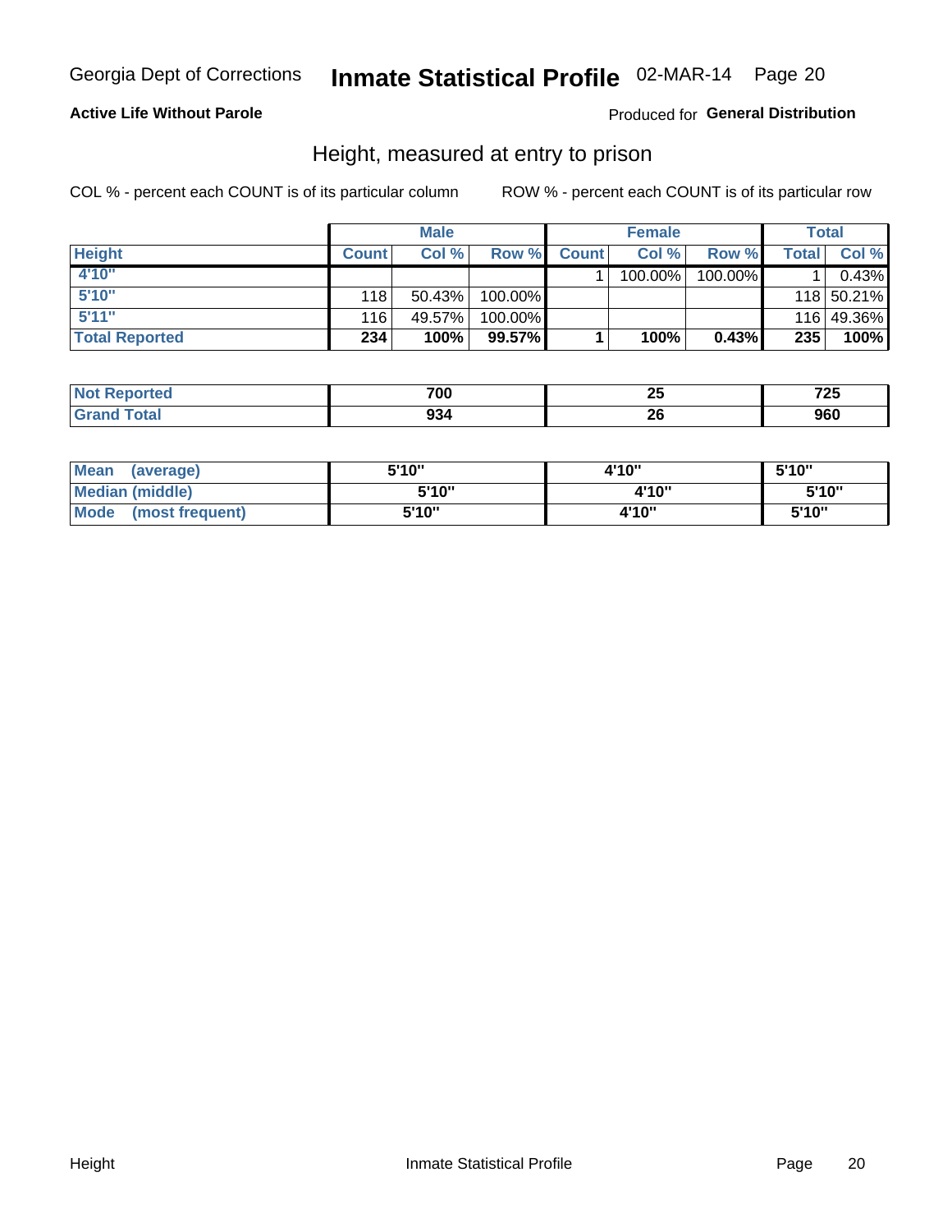Georgia Dept of Corrections **Inmate Statistical Profile** 02-MAR-14

**Active Life Without Parole**

Produced for **General Distribution**

## Height, measured at entry to prison

COL % - percent each COUNT is of its particular column

ROW % - percent each COUNT is of its particular row

| | Male | | | Female | | | Total | |
|---|---|---|---|---|---|---|---|---|
| **Height** | **Count** | **Col %** | **Row %** | **Count** | **Col %** | **Row %** | **Total** | **Col %** |
| **4'10"** | | | | 1 | 100.00% | 100.00% | 1 | 0.43% |
| **5'10"** | 118 | 50.43% | 100.00% | | | | 118 | 50.21% |
| **5'11"** | 116 | 49.57% | 100.00% | | | | 116 | 49.36% |
| **Total Reported** | **234** | **100%** | **99.57%** | **1** | **100%** | **0.43%** | **235** | **100%** |

| | Male | Female | Total |
|---|---|---|---|
| **Not Reported** | **700** | **25** | **725** |
| **Grand Total** | **934** | **26** | **960** |

| | Male | Female | Total |
|---|---|---|---|
| **Mean (average)** | **5'10"** | **4'10"** | **5'10"** |
| **Median (middle)** | **5'10"** | **4'10"** | **5'10"** |
| **Mode (most frequent)** | **5'10"** | **4'10"** | **5'10"** |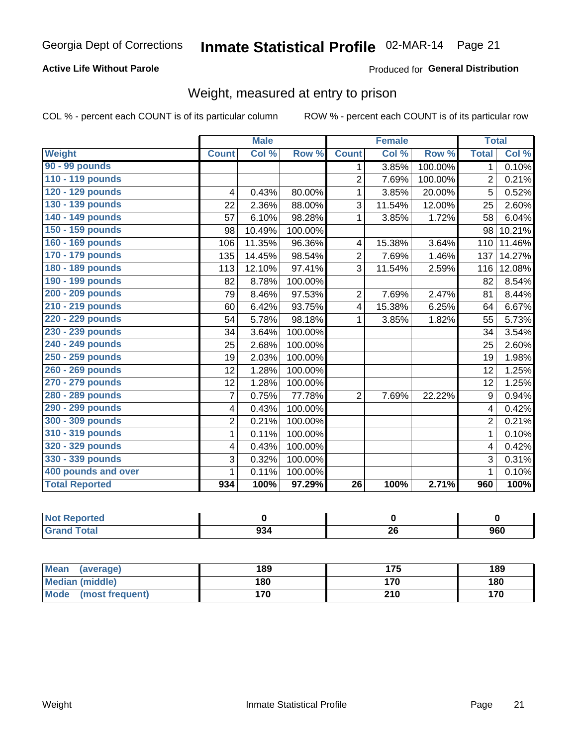# Georgia Dept of Corrections — Inmate Statistical Profile — 02-MAR-14

**Active Life Without Parole** — Produced for **General Distribution**

## Weight, measured at entry to prison

COL % - percent each COUNT is of its particular column

ROW % - percent each COUNT is of its particular row

| Weight | Male | | | Female | | | Total | |
|---|---|---|---|---|---|---|---|---|
| | Count | Col % | Row % | Count | Col % | Row % | Total | Col % |
| 90 - 99 pounds | | | | 1 | 3.85% | 100.00% | 1 | 0.10% |
| 110 - 119 pounds | | | | 2 | 7.69% | 100.00% | 2 | 0.21% |
| 120 - 129 pounds | 4 | 0.43% | 80.00% | 1 | 3.85% | 20.00% | 5 | 0.52% |
| 130 - 139 pounds | 22 | 2.36% | 88.00% | 3 | 11.54% | 12.00% | 25 | 2.60% |
| 140 - 149 pounds | 57 | 6.10% | 98.28% | 1 | 3.85% | 1.72% | 58 | 6.04% |
| 150 - 159 pounds | 98 | 10.49% | 100.00% | | | | 98 | 10.21% |
| 160 - 169 pounds | 106 | 11.35% | 96.36% | 4 | 15.38% | 3.64% | 110 | 11.46% |
| 170 - 179 pounds | 135 | 14.45% | 98.54% | 2 | 7.69% | 1.46% | 137 | 14.27% |
| 180 - 189 pounds | 113 | 12.10% | 97.41% | 3 | 11.54% | 2.59% | 116 | 12.08% |
| 190 - 199 pounds | 82 | 8.78% | 100.00% | | | | 82 | 8.54% |
| 200 - 209 pounds | 79 | 8.46% | 97.53% | 2 | 7.69% | 2.47% | 81 | 8.44% |
| 210 - 219 pounds | 60 | 6.42% | 93.75% | 4 | 15.38% | 6.25% | 64 | 6.67% |
| 220 - 229 pounds | 54 | 5.78% | 98.18% | 1 | 3.85% | 1.82% | 55 | 5.73% |
| 230 - 239 pounds | 34 | 3.64% | 100.00% | | | | 34 | 3.54% |
| 240 - 249 pounds | 25 | 2.68% | 100.00% | | | | 25 | 2.60% |
| 250 - 259 pounds | 19 | 2.03% | 100.00% | | | | 19 | 1.98% |
| 260 - 269 pounds | 12 | 1.28% | 100.00% | | | | 12 | 1.25% |
| 270 - 279 pounds | 12 | 1.28% | 100.00% | | | | 12 | 1.25% |
| 280 - 289 pounds | 7 | 0.75% | 77.78% | 2 | 7.69% | 22.22% | 9 | 0.94% |
| 290 - 299 pounds | 4 | 0.43% | 100.00% | | | | 4 | 0.42% |
| 300 - 309 pounds | 2 | 0.21% | 100.00% | | | | 2 | 0.21% |
| 310 - 319 pounds | 1 | 0.11% | 100.00% | | | | 1 | 0.10% |
| 320 - 329 pounds | 4 | 0.43% | 100.00% | | | | 4 | 0.42% |
| 330 - 339 pounds | 3 | 0.32% | 100.00% | | | | 3 | 0.31% |
| 400 pounds and over | 1 | 0.11% | 100.00% | | | | 1 | 0.10% |
| **Total Reported** | **934** | **100%** | **97.29%** | **26** | **100%** | **2.71%** | **960** | **100%** |

| | Male | Female | Total |
|---|---|---|---|
| Not Reported | 0 | 0 | 0 |
| Grand Total | 934 | 26 | 960 |

| | Male | Female | Total |
|---|---|---|---|
| Mean (average) | 189 | 175 | 189 |
| Median (middle) | 180 | 170 | 180 |
| Mode (most frequent) | 170 | 210 | 170 |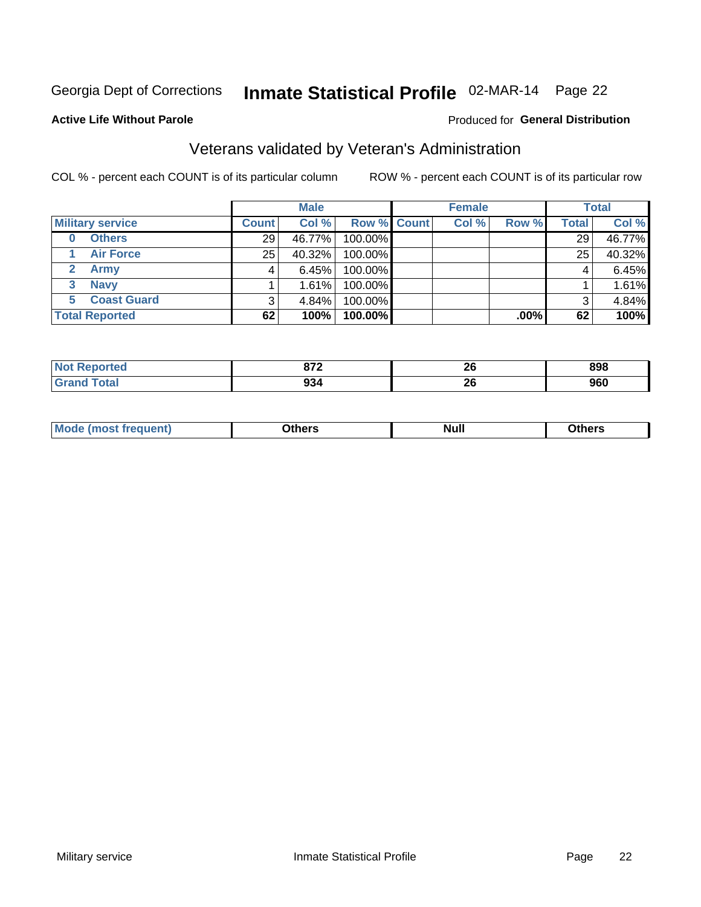Georgia Dept of Corrections **Inmate Statistical Profile** 02-MAR-14

**Active Life Without Parole**

Produced for **General Distribution**

## Veterans validated by Veteran's Administration

COL % - percent each COUNT is of its particular column

ROW % - percent each COUNT is of its particular row

| Military service | Male | | | Female | | | Total | |
|---|---|---|---|---|---|---|---|---|
| | Count | Col % | Row % | Count | Col % | Row % | Total | Col % |
| 0 Others | 29 | 46.77% | 100.00% | | | | 29 | 46.77% |
| 1 Air Force | 25 | 40.32% | 100.00% | | | | 25 | 40.32% |
| 2 Army | 4 | 6.45% | 100.00% | | | | 4 | 6.45% |
| 3 Navy | 1 | 1.61% | 100.00% | | | | 1 | 1.61% |
| 5 Coast Guard | 3 | 4.84% | 100.00% | | | | 3 | 4.84% |
| **Total Reported** | **62** | **100%** | **100.00%** | | | **.00%** | **62** | **100%** |

| | Male | Female | Total |
|---|---|---|---|
| Not Reported | 872 | 26 | 898 |
| Grand Total | 934 | 26 | 960 |

| | Male | Female | Total |
|---|---|---|---|
| Mode (most frequent) | Others | Null | Others |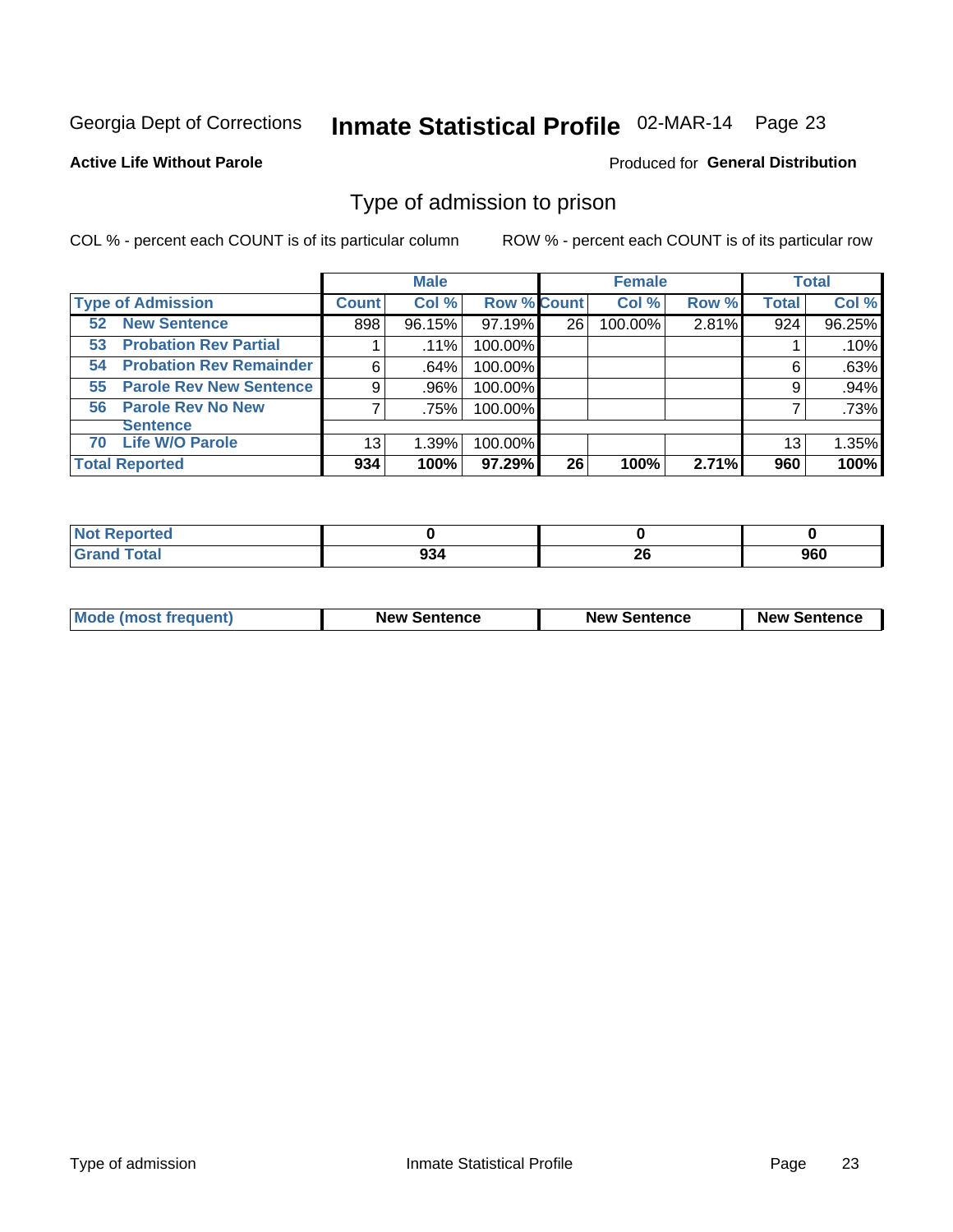Georgia Dept of Corrections **Inmate Statistical Profile** 02-MAR-14 Page 23

**Active Life Without Parole**

Produced for **General Distribution**

## Type of admission to prison

COL % - percent each COUNT is of its particular column ROW % - percent each COUNT is of its particular row

| | Male | | | Female | | | Total | |
|---|---|---|---|---|---|---|---|---|
| **Type of Admission** | **Count** | **Col %** | **Row %** | **Count** | **Col %** | **Row %** | **Total** | **Col %** |
| **52 New Sentence** | 898 | 96.15% | 97.19% | 26 | 100.00% | 2.81% | 924 | 96.25% |
| **53 Probation Rev Partial** | 1 | .11% | 100.00% | | | | 1 | .10% |
| **54 Probation Rev Remainder** | 6 | .64% | 100.00% | | | | 6 | .63% |
| **55 Parole Rev New Sentence** | 9 | .96% | 100.00% | | | | 9 | .94% |
| **56 Parole Rev No New Sentence** | 7 | .75% | 100.00% | | | | 7 | .73% |
| **70 Life W/O Parole** | 13 | 1.39% | 100.00% | | | | 13 | 1.35% |
| **Total Reported** | **934** | **100%** | **97.29%** | **26** | **100%** | **2.71%** | **960** | **100%** |

| | Male | Female | Total |
|---|---|---|---|
| **Not Reported** | **0** | **0** | **0** |
| **Grand Total** | **934** | **26** | **960** |

| | Male | Female | Total |
|---|---|---|---|
| **Mode (most frequent)** | **New Sentence** | **New Sentence** | **New Sentence** |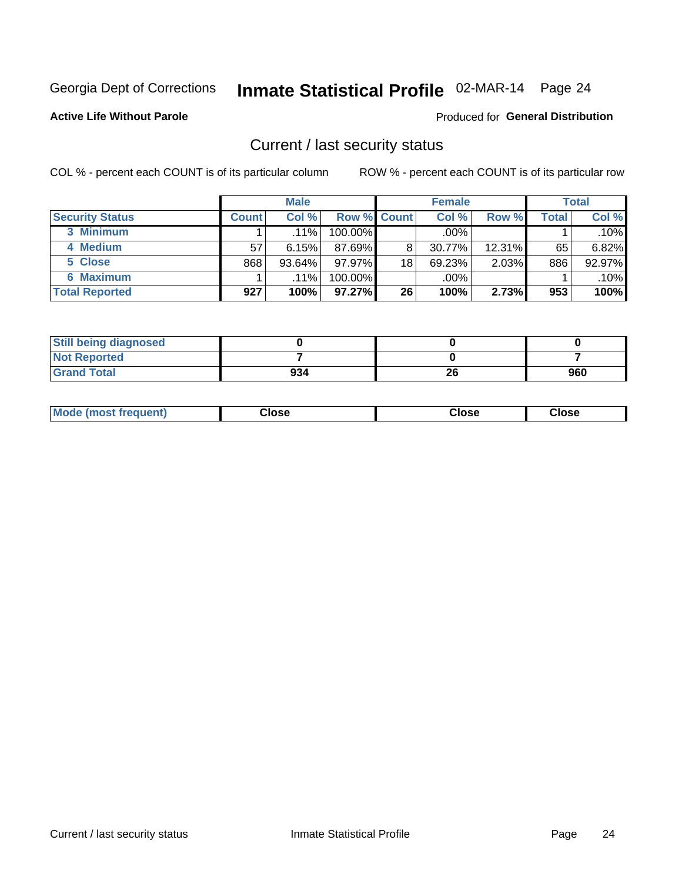Georgia Dept of Corrections **Inmate Statistical Profile** 02-MAR-14 Page 24

**Active Life Without Parole**

Produced for **General Distribution**

## Current / last security status

COL % - percent each COUNT is of its particular column

ROW % - percent each COUNT is of its particular row

| | Male | | | Female | | | Total | |
|---|---|---|---|---|---|---|---|---|
| **Security Status** | **Count** | **Col %** | **Row %** | **Count** | **Col %** | **Row %** | **Total** | **Col %** |
| 3 Minimum | 1 | .11% | 100.00% | | .00% | | 1 | .10% |
| 4 Medium | 57 | 6.15% | 87.69% | 8 | 30.77% | 12.31% | 65 | 6.82% |
| 5 Close | 868 | 93.64% | 97.97% | 18 | 69.23% | 2.03% | 886 | 92.97% |
| 6 Maximum | 1 | .11% | 100.00% | | .00% | | 1 | .10% |
| **Total Reported** | **927** | **100%** | **97.27%** | **26** | **100%** | **2.73%** | **953** | **100%** |

| | Male | Female | Total |
|---|---|---|---|
| **Still being diagnosed** | **0** | **0** | **0** |
| **Not Reported** | **7** | **0** | **7** |
| **Grand Total** | **934** | **26** | **960** |

| | Male | Female | Total |
|---|---|---|---|
| **Mode (most frequent)** | **Close** | **Close** | **Close** |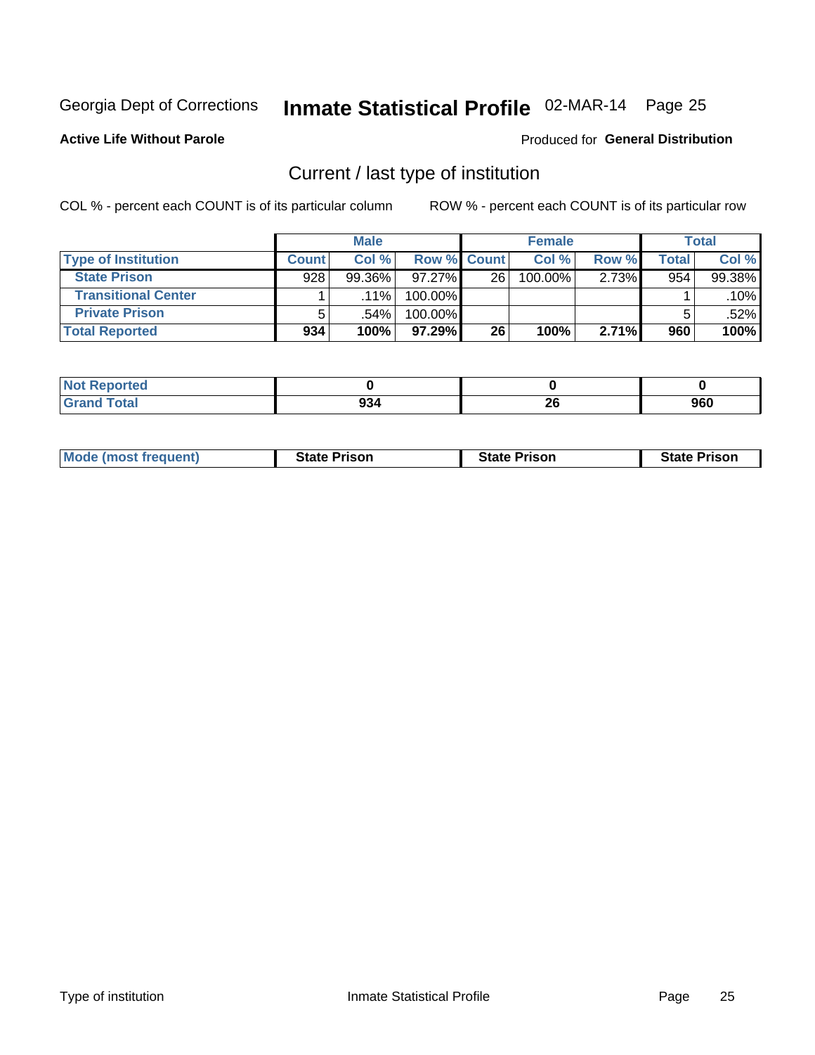Georgia Dept of Corrections **Inmate Statistical Profile** 02-MAR-14

**Active Life Without Parole**

Produced for **General Distribution**

## Current / last type of institution

COL % - percent each COUNT is of its particular column ROW % - percent each COUNT is of its particular row

| | Male | | | Female | | | Total | |
|---|---|---|---|---|---|---|---|---|
| **Type of Institution** | **Count** | **Col %** | **Row %** | **Count** | **Col %** | **Row %** | **Total** | **Col %** |
| **State Prison** | 928 | 99.36% | 97.27% | 26 | 100.00% | 2.73% | 954 | 99.38% |
| **Transitional Center** | 1 | .11% | 100.00% | | | | 1 | .10% |
| **Private Prison** | 5 | .54% | 100.00% | | | | 5 | .52% |
| **Total Reported** | **934** | **100%** | **97.29%** | **26** | **100%** | **2.71%** | **960** | **100%** |

| | Male | Female | Total |
|---|---|---|---|
| **Not Reported** | **0** | **0** | **0** |
| **Grand Total** | **934** | **26** | **960** |

| | Male | Female | Total |
|---|---|---|---|
| **Mode (most frequent)** | **State Prison** | **State Prison** | **State Prison** |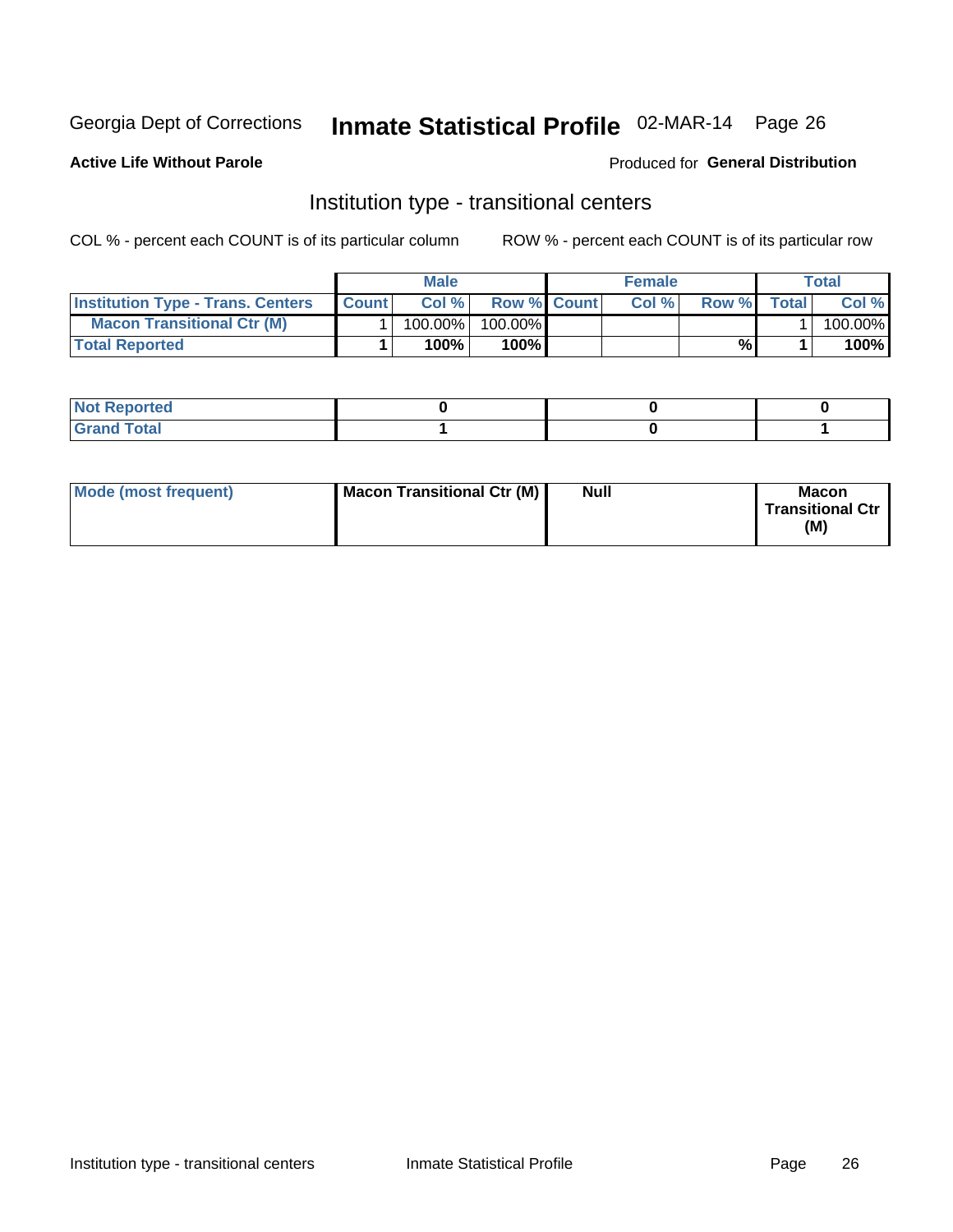Georgia Dept of Corrections **Inmate Statistical Profile** 02-MAR-14

**Active Life Without Parole**

Produced for **General Distribution**

## Institution type - transitional centers

COL % - percent each COUNT is of its particular column ROW % - percent each COUNT is of its particular row

| | Male | | | Female | | | Total | |
|---|---|---|---|---|---|---|---|---|
| **Institution Type - Trans. Centers** | **Count** | **Col %** | **Row %** | **Count** | **Col %** | **Row %** | **Total** | **Col %** |
| **Macon Transitional Ctr (M)** | 1 | 100.00% | 100.00% | | | | 1 | 100.00% |
| **Total Reported** | **1** | **100%** | **100%** | | | **%** | **1** | **100%** |

| | | | |
|---|---|---|---|
| **Not Reported** | **0** | **0** | **0** |
| **Grand Total** | **1** | **0** | **1** |

| | | | |
|---|---|---|---|
| **Mode (most frequent)** | **Macon Transitional Ctr (M)** | **Null** | **Macon Transitional Ctr (M)** |

Institution type - transitional centers Inmate Statistical Profile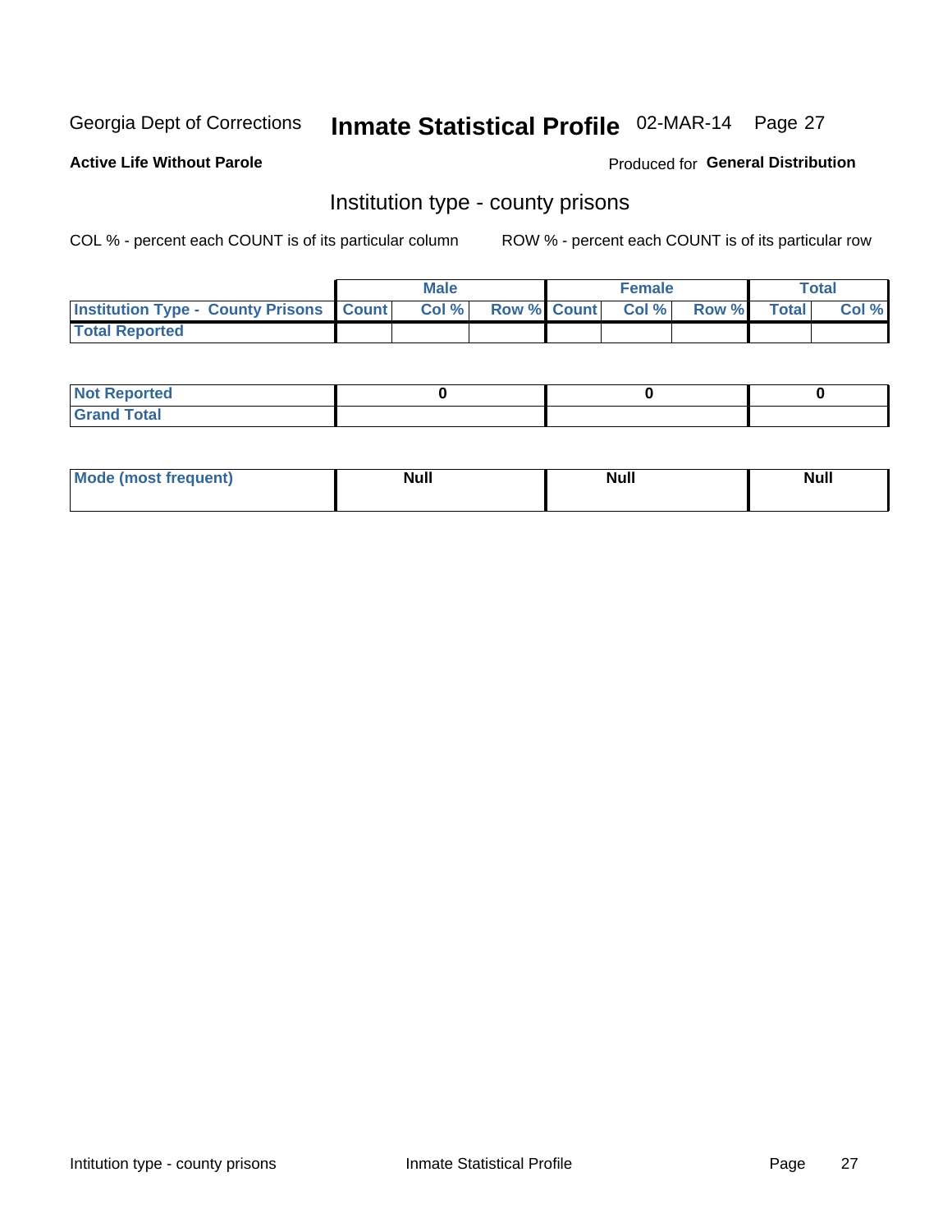Georgia Dept of Corrections **Inmate Statistical Profile** 02-MAR-14

**Active Life Without Parole**

Produced for **General Distribution**

## Institution type - county prisons

COL % - percent each COUNT is of its particular column

ROW % - percent each COUNT is of its particular row

| | Male | | | Female | | | Total | |
|---|---|---|---|---|---|---|---|---|
| **Institution Type - County Prisons** | **Count** | **Col %** | **Row %** | **Count** | **Col %** | **Row %** | **Total** | **Col %** |
| **Total Reported** | | | | | | | | |

| | Male | Female | Total |
|---|---|---|---|
| **Not Reported** | **0** | **0** | **0** |
| **Grand Total** | | | |

| | Male | Female | Total |
|---|---|---|---|
| **Mode (most frequent)** | **Null** | **Null** | **Null** |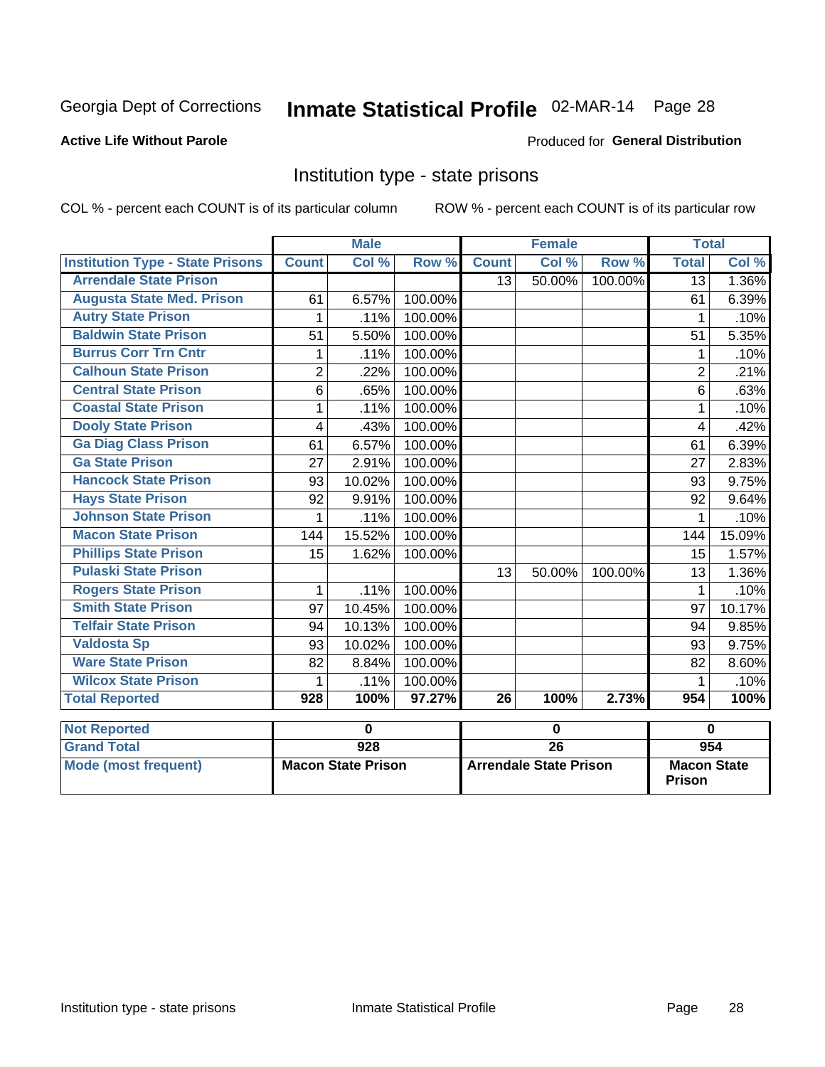Georgia Dept of Corrections **Inmate Statistical Profile** 02-MAR-14 Page 28

**Active Life Without Parole**

Produced for **General Distribution**

## Institution type - state prisons

COL % - percent each COUNT is of its particular column ROW % - percent each COUNT is of its particular row

| | Male | | | Female | | | Total | |
|---|---|---|---|---|---|---|---|---|
| **Institution Type - State Prisons** | **Count** | **Col %** | **Row %** | **Count** | **Col %** | **Row %** | **Total** | **Col %** |
| **Arrendale State Prison** | | | | 13 | 50.00% | 100.00% | 13 | 1.36% |
| **Augusta State Med. Prison** | 61 | 6.57% | 100.00% | | | | 61 | 6.39% |
| **Autry State Prison** | 1 | .11% | 100.00% | | | | 1 | .10% |
| **Baldwin State Prison** | 51 | 5.50% | 100.00% | | | | 51 | 5.35% |
| **Burrus Corr Trn Cntr** | 1 | .11% | 100.00% | | | | 1 | .10% |
| **Calhoun State Prison** | 2 | .22% | 100.00% | | | | 2 | .21% |
| **Central State Prison** | 6 | .65% | 100.00% | | | | 6 | .63% |
| **Coastal State Prison** | 1 | .11% | 100.00% | | | | 1 | .10% |
| **Dooly State Prison** | 4 | .43% | 100.00% | | | | 4 | .42% |
| **Ga Diag Class Prison** | 61 | 6.57% | 100.00% | | | | 61 | 6.39% |
| **Ga State Prison** | 27 | 2.91% | 100.00% | | | | 27 | 2.83% |
| **Hancock State Prison** | 93 | 10.02% | 100.00% | | | | 93 | 9.75% |
| **Hays State Prison** | 92 | 9.91% | 100.00% | | | | 92 | 9.64% |
| **Johnson State Prison** | 1 | .11% | 100.00% | | | | 1 | .10% |
| **Macon State Prison** | 144 | 15.52% | 100.00% | | | | 144 | 15.09% |
| **Phillips State Prison** | 15 | 1.62% | 100.00% | | | | 15 | 1.57% |
| **Pulaski State Prison** | | | | 13 | 50.00% | 100.00% | 13 | 1.36% |
| **Rogers State Prison** | 1 | .11% | 100.00% | | | | 1 | .10% |
| **Smith State Prison** | 97 | 10.45% | 100.00% | | | | 97 | 10.17% |
| **Telfair State Prison** | 94 | 10.13% | 100.00% | | | | 94 | 9.85% |
| **Valdosta Sp** | 93 | 10.02% | 100.00% | | | | 93 | 9.75% |
| **Ware State Prison** | 82 | 8.84% | 100.00% | | | | 82 | 8.60% |
| **Wilcox State Prison** | 1 | .11% | 100.00% | | | | 1 | .10% |
| **Total Reported** | **928** | **100%** | **97.27%** | **26** | **100%** | **2.73%** | **954** | **100%** |

| | Male | Female | Total |
|---|---|---|---|
| **Not Reported** | **0** | **0** | **0** |
| **Grand Total** | **928** | **26** | **954** |
| **Mode (most frequent)** | **Macon State Prison** | **Arrendale State Prison** | **Macon State Prison** |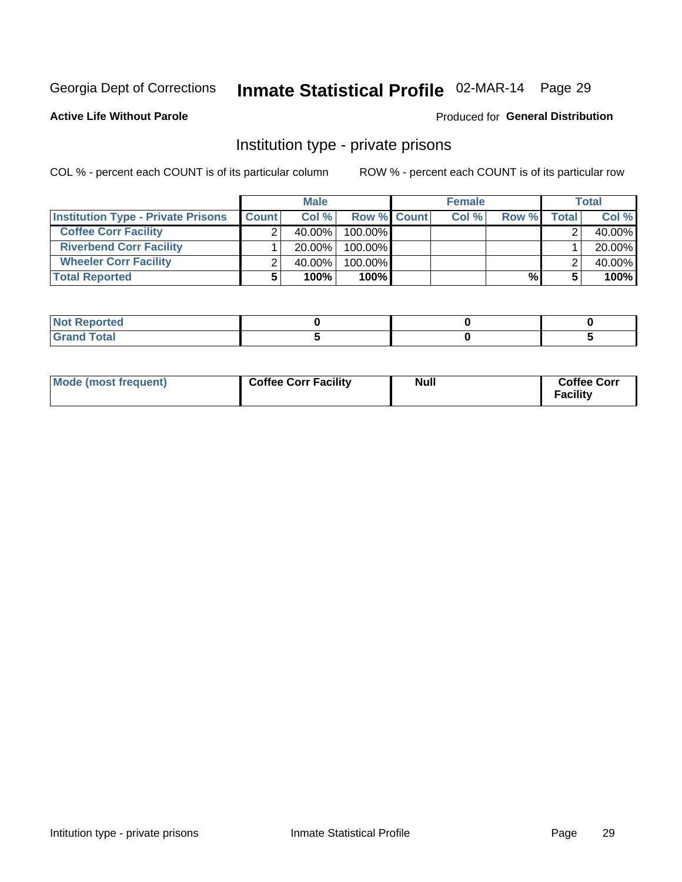Georgia Dept of Corrections **Inmate Statistical Profile** 02-MAR-14

**Active Life Without Parole**

Produced for **General Distribution**

## Institution type - private prisons

COL % - percent each COUNT is of its particular column

ROW % - percent each COUNT is of its particular row

| | Male | | | Female | | | Total | |
|---|---|---|---|---|---|---|---|---|
| **Institution Type - Private Prisons** | **Count** | **Col %** | **Row %** | **Count** | **Col %** | **Row %** | **Total** | **Col %** |
| **Coffee Corr Facility** | 2 | 40.00% | 100.00% | | | | 2 | 40.00% |
| **Riverbend Corr Facility** | 1 | 20.00% | 100.00% | | | | 1 | 20.00% |
| **Wheeler Corr Facility** | 2 | 40.00% | 100.00% | | | | 2 | 40.00% |
| **Total Reported** | **5** | **100%** | **100%** | | | **%** | **5** | **100%** |

| | | | |
|---|---|---|---|
| **Not Reported** | **0** | **0** | **0** |
| **Grand Total** | **5** | **0** | **5** |

| | | | |
|---|---|---|---|
| **Mode (most frequent)** | **Coffee Corr Facility** | **Null** | **Coffee Corr Facility** |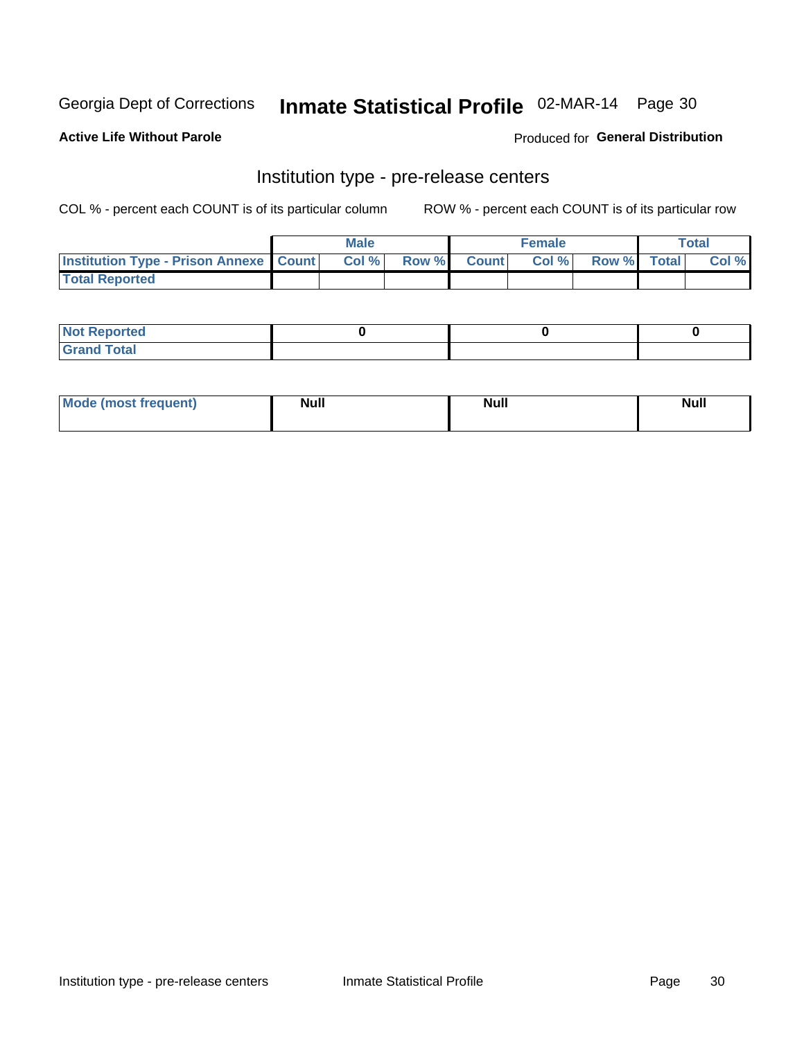Georgia Dept of Corrections **Inmate Statistical Profile** 02-MAR-14 Page 30

**Active Life Without Parole**

Produced for **General Distribution**

## Institution type - pre-release centers

COL % - percent each COUNT is of its particular column ROW % - percent each COUNT is of its particular row

| | Male | | | Female | | | Total | |
|---|---|---|---|---|---|---|---|---|
| **Institution Type - Prison Annexe** | **Count** | **Col %** | **Row %** | **Count** | **Col %** | **Row %** | **Total** | **Col %** |
| **Total Reported** | | | | | | | | |

| | Male | Female | Total |
|---|---|---|---|
| **Not Reported** | **0** | **0** | **0** |
| **Grand Total** | | | |

| | Male | Female | Total |
|---|---|---|---|
| **Mode (most frequent)** | **Null** | **Null** | **Null** |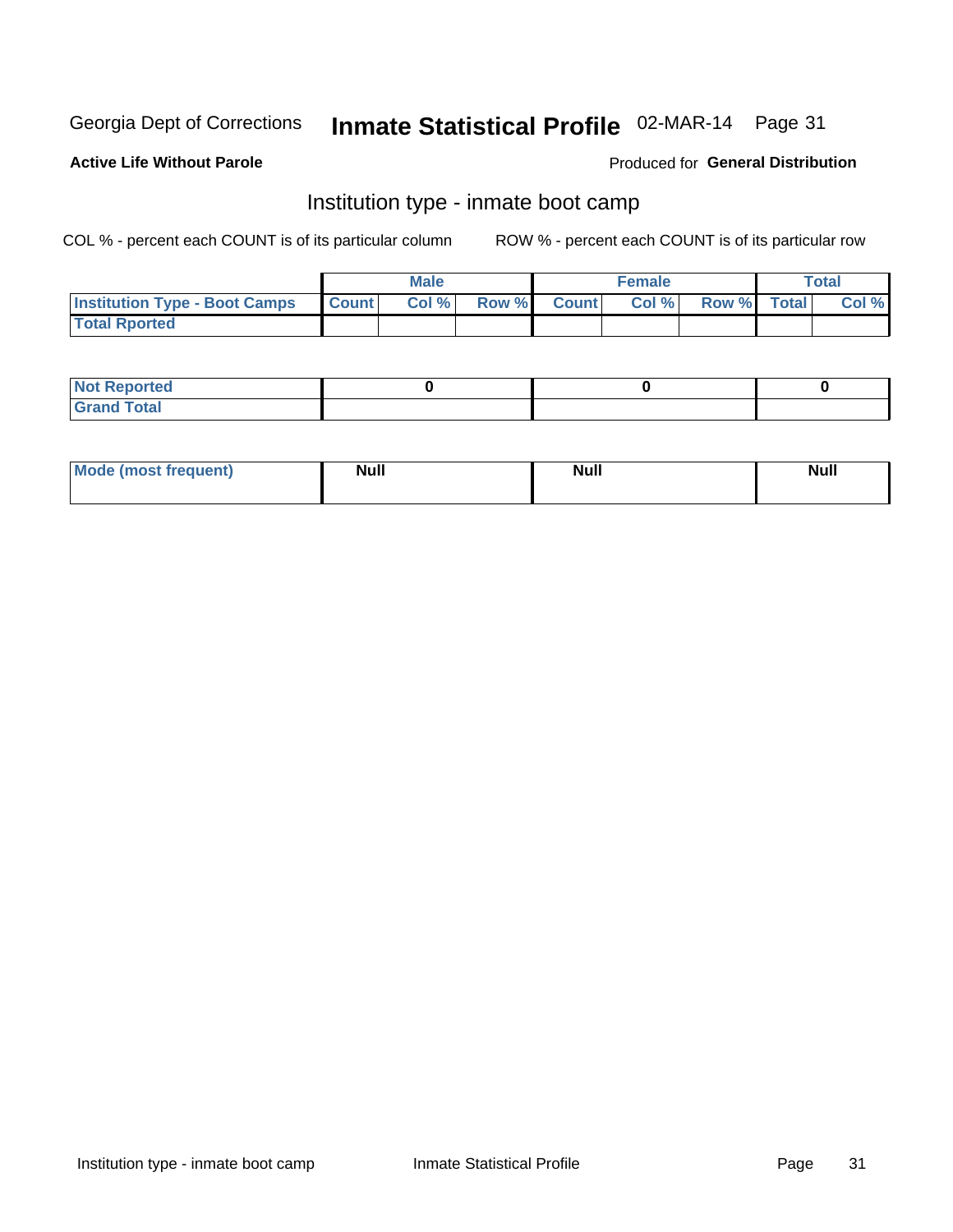Georgia Dept of Corrections **Inmate Statistical Profile** 02-MAR-14

**Active Life Without Parole**

Produced for **General Distribution**

## Institution type - inmate boot camp

COL % - percent each COUNT is of its particular column

ROW % - percent each COUNT is of its particular row

| | Male | | | Female | | | Total | |
|---|---|---|---|---|---|---|---|---|
| **Institution Type - Boot Camps** | **Count** | **Col %** | **Row %** | **Count** | **Col %** | **Row %** | **Total** | **Col %** |
| **Total Rported** | | | | | | | | |

| | Male | Female | Total |
|---|---|---|---|
| **Not Reported** | 0 | 0 | 0 |
| **Grand Total** | | | |

| | Male | Female | Total |
|---|---|---|---|
| **Mode (most frequent)** | Null | Null | Null |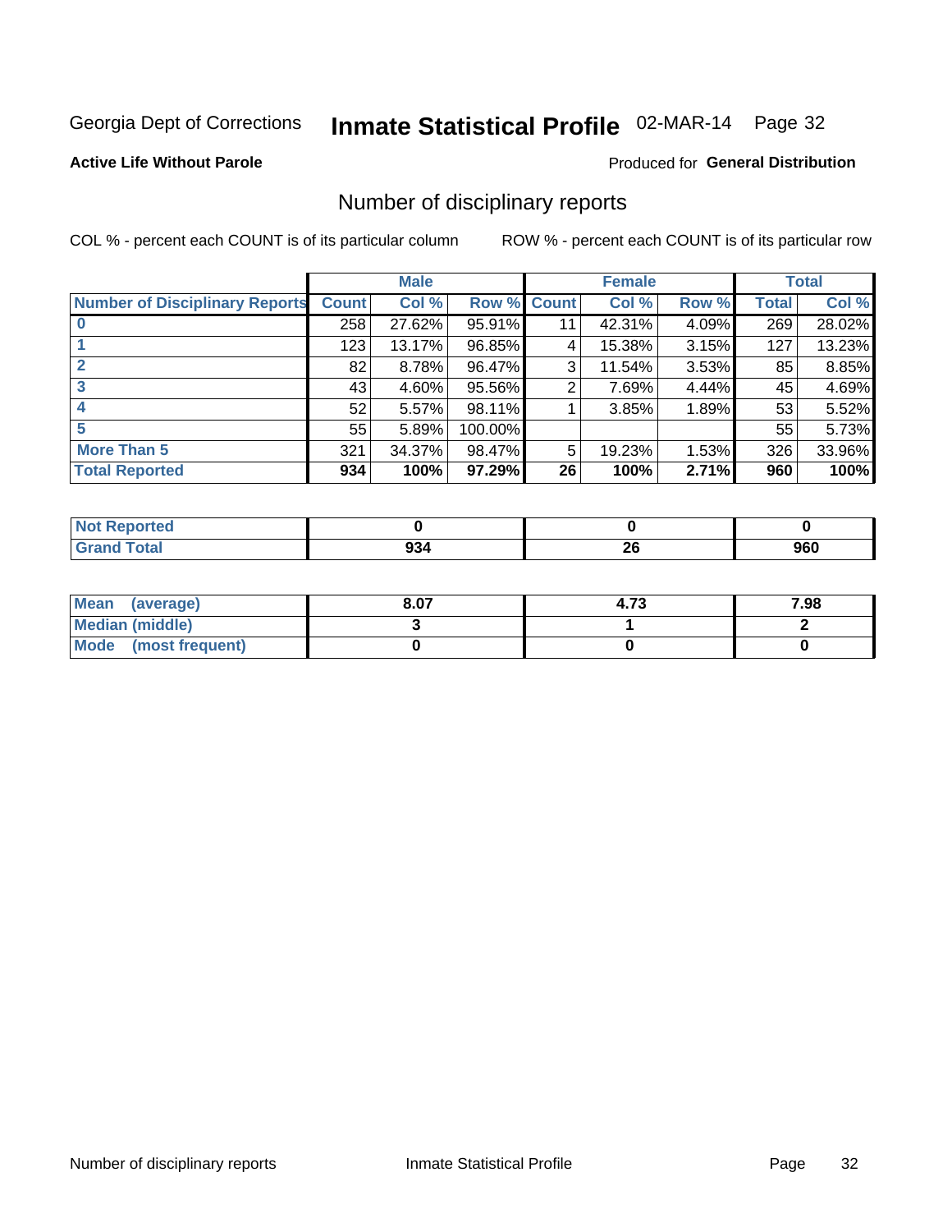Georgia Dept of Corrections **Inmate Statistical Profile** 02-MAR-14

**Active Life Without Parole**

Produced for **General Distribution**

## Number of disciplinary reports

COL % - percent each COUNT is of its particular column

ROW % - percent each COUNT is of its particular row

| Number of Disciplinary Reports | Male | | | Female | | | Total | |
|---|---|---|---|---|---|---|---|---|
| | Count | Col % | Row % | Count | Col % | Row % | Total | Col % |
| 0 | 258 | 27.62% | 95.91% | 11 | 42.31% | 4.09% | 269 | 28.02% |
| 1 | 123 | 13.17% | 96.85% | 4 | 15.38% | 3.15% | 127 | 13.23% |
| 2 | 82 | 8.78% | 96.47% | 3 | 11.54% | 3.53% | 85 | 8.85% |
| 3 | 43 | 4.60% | 95.56% | 2 | 7.69% | 4.44% | 45 | 4.69% |
| 4 | 52 | 5.57% | 98.11% | 1 | 3.85% | 1.89% | 53 | 5.52% |
| 5 | 55 | 5.89% | 100.00% | | | | 55 | 5.73% |
| More Than 5 | 321 | 34.37% | 98.47% | 5 | 19.23% | 1.53% | 326 | 33.96% |
| **Total Reported** | **934** | **100%** | **97.29%** | **26** | **100%** | **2.71%** | **960** | **100%** |

| | Male | Female | Total |
|---|---|---|---|
| Not Reported | 0 | 0 | 0 |
| Grand Total | 934 | 26 | 960 |

| | Male | Female | Total |
|---|---|---|---|
| Mean (average) | 8.07 | 4.73 | 7.98 |
| Median (middle) | 3 | 1 | 2 |
| Mode (most frequent) | 0 | 0 | 0 |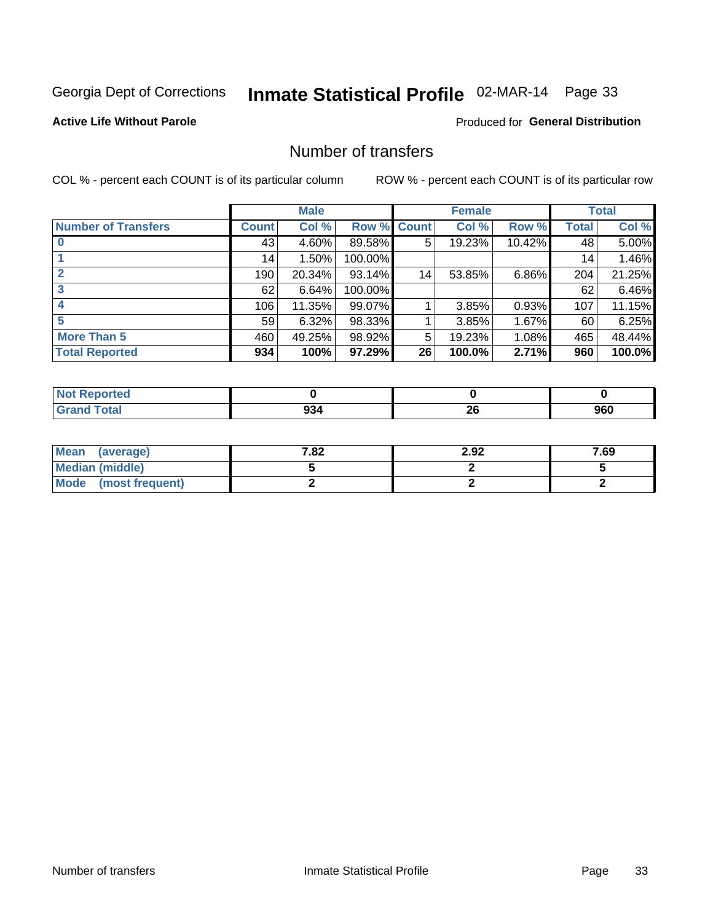Georgia Dept of Corrections **Inmate Statistical Profile** 02-MAR-14 Page 33

**Active Life Without Parole**

Produced for **General Distribution**

## Number of transfers

COL % - percent each COUNT is of its particular column

ROW % - percent each COUNT is of its particular row

| | Male | | | Female | | | Total | |
|---|---|---|---|---|---|---|---|---|
| **Number of Transfers** | **Count** | **Col %** | **Row %** | **Count** | **Col %** | **Row %** | **Total** | **Col %** |
| **0** | 43 | 4.60% | 89.58% | 5 | 19.23% | 10.42% | 48 | 5.00% |
| **1** | 14 | 1.50% | 100.00% | | | | 14 | 1.46% |
| **2** | 190 | 20.34% | 93.14% | 14 | 53.85% | 6.86% | 204 | 21.25% |
| **3** | 62 | 6.64% | 100.00% | | | | 62 | 6.46% |
| **4** | 106 | 11.35% | 99.07% | 1 | 3.85% | 0.93% | 107 | 11.15% |
| **5** | 59 | 6.32% | 98.33% | 1 | 3.85% | 1.67% | 60 | 6.25% |
| **More Than 5** | 460 | 49.25% | 98.92% | 5 | 19.23% | 1.08% | 465 | 48.44% |
| **Total Reported** | **934** | **100%** | **97.29%** | **26** | **100.0%** | **2.71%** | **960** | **100.0%** |

| | Male | Female | Total |
|---|---|---|---|
| **Not Reported** | **0** | **0** | **0** |
| **Grand Total** | **934** | **26** | **960** |

| | Male | Female | Total |
|---|---|---|---|
| **Mean (average)** | **7.82** | **2.92** | **7.69** |
| **Median (middle)** | **5** | **2** | **5** |
| **Mode (most frequent)** | **2** | **2** | **2** |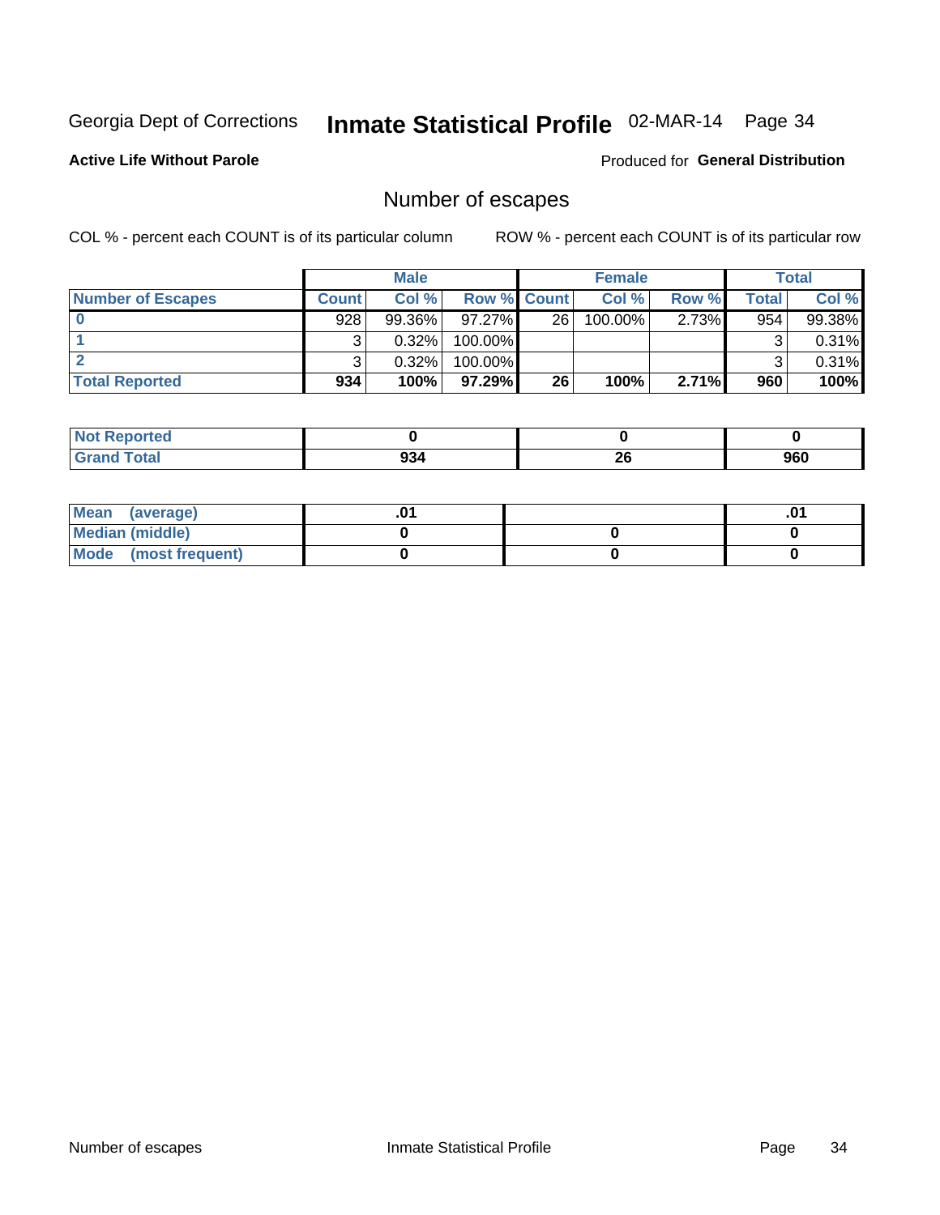Georgia Dept of Corrections **Inmate Statistical Profile** 02-MAR-14

**Active Life Without Parole**

Produced for **General Distribution**

## Number of escapes

COL % - percent each COUNT is of its particular column

ROW % - percent each COUNT is of its particular row

| | Male | | | Female | | | Total | |
|---|---|---|---|---|---|---|---|---|
| **Number of Escapes** | **Count** | **Col %** | **Row %** | **Count** | **Col %** | **Row %** | **Total** | **Col %** |
| **0** | 928 | 99.36% | 97.27% | 26 | 100.00% | 2.73% | 954 | 99.38% |
| **1** | 3 | 0.32% | 100.00% | | | | 3 | 0.31% |
| **2** | 3 | 0.32% | 100.00% | | | | 3 | 0.31% |
| **Total Reported** | **934** | **100%** | **97.29%** | **26** | **100%** | **2.71%** | **960** | **100%** |

| | Male | Female | Total |
|---|---|---|---|
| **Not Reported** | **0** | **0** | **0** |
| **Grand Total** | **934** | **26** | **960** |

| | Male | Female | Total |
|---|---|---|---|
| **Mean (average)** | **.01** | | **.01** |
| **Median (middle)** | **0** | **0** | **0** |
| **Mode (most frequent)** | **0** | **0** | **0** |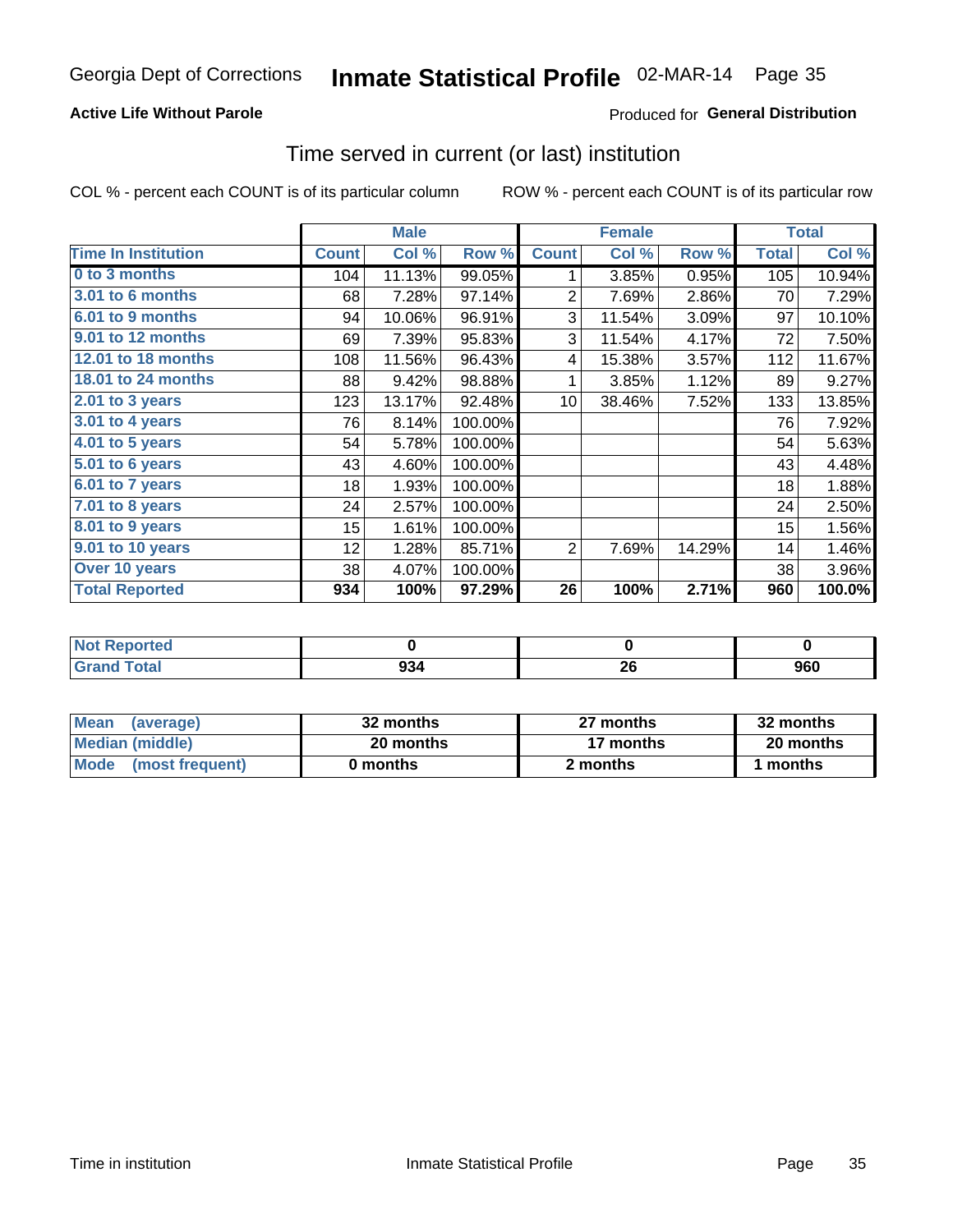# Inmate Statistical Profile

Georgia Dept of Corrections — 02-MAR-14

**Active Life Without Parole** — Produced for **General Distribution**

## Time served in current (or last) institution

COL % - percent each COUNT is of its particular column ROW % - percent each COUNT is of its particular row

| | Male | | | Female | | | Total | |
|---|---|---|---|---|---|---|---|---|
| **Time In Institution** | **Count** | **Col %** | **Row %** | **Count** | **Col %** | **Row %** | **Total** | **Col %** |
| 0 to 3 months | 104 | 11.13% | 99.05% | 1 | 3.85% | 0.95% | 105 | 10.94% |
| 3.01 to 6 months | 68 | 7.28% | 97.14% | 2 | 7.69% | 2.86% | 70 | 7.29% |
| 6.01 to 9 months | 94 | 10.06% | 96.91% | 3 | 11.54% | 3.09% | 97 | 10.10% |
| 9.01 to 12 months | 69 | 7.39% | 95.83% | 3 | 11.54% | 4.17% | 72 | 7.50% |
| 12.01 to 18 months | 108 | 11.56% | 96.43% | 4 | 15.38% | 3.57% | 112 | 11.67% |
| 18.01 to 24 months | 88 | 9.42% | 98.88% | 1 | 3.85% | 1.12% | 89 | 9.27% |
| 2.01 to 3 years | 123 | 13.17% | 92.48% | 10 | 38.46% | 7.52% | 133 | 13.85% |
| 3.01 to 4 years | 76 | 8.14% | 100.00% | | | | 76 | 7.92% |
| 4.01 to 5 years | 54 | 5.78% | 100.00% | | | | 54 | 5.63% |
| 5.01 to 6 years | 43 | 4.60% | 100.00% | | | | 43 | 4.48% |
| 6.01 to 7 years | 18 | 1.93% | 100.00% | | | | 18 | 1.88% |
| 7.01 to 8 years | 24 | 2.57% | 100.00% | | | | 24 | 2.50% |
| 8.01 to 9 years | 15 | 1.61% | 100.00% | | | | 15 | 1.56% |
| 9.01 to 10 years | 12 | 1.28% | 85.71% | 2 | 7.69% | 14.29% | 14 | 1.46% |
| Over 10 years | 38 | 4.07% | 100.00% | | | | 38 | 3.96% |
| **Total Reported** | **934** | **100%** | **97.29%** | **26** | **100%** | **2.71%** | **960** | **100.0%** |

| | Male | Female | Total |
|---|---|---|---|
| Not Reported | 0 | 0 | 0 |
| Grand Total | 934 | 26 | 960 |

| | Male | Female | Total |
|---|---|---|---|
| Mean (average) | 32 months | 27 months | 32 months |
| Median (middle) | 20 months | 17 months | 20 months |
| Mode (most frequent) | 0 months | 2 months | 1 months |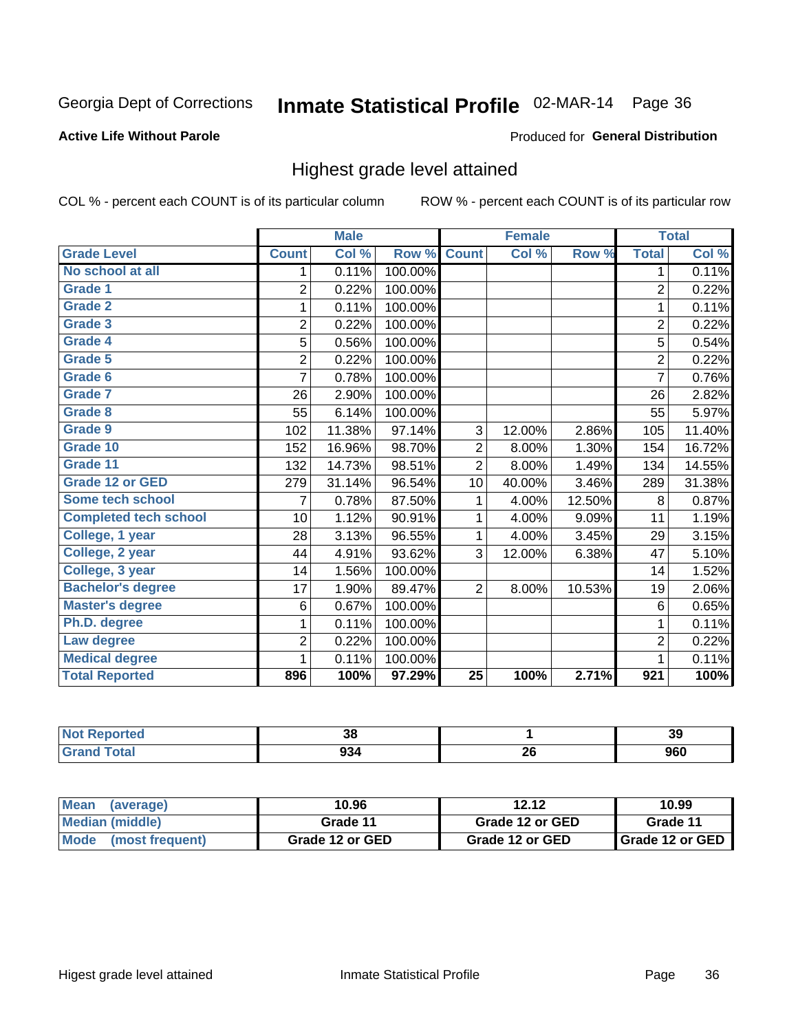Georgia Dept of Corrections **Inmate Statistical Profile** 02-MAR-14 Page 36

**Active Life Without Parole**

Produced for **General Distribution**

## Highest grade level attained

COL % - percent each COUNT is of its particular column    ROW % - percent each COUNT is of its particular row

| | Male | | | Female | | | Total | |
|---|---|---|---|---|---|---|---|---|
| **Grade Level** | **Count** | **Col %** | **Row %** | **Count** | **Col %** | **Row %** | **Total** | **Col %** |
| No school at all | 1 | 0.11% | 100.00% | | | | 1 | 0.11% |
| Grade 1 | 2 | 0.22% | 100.00% | | | | 2 | 0.22% |
| Grade 2 | 1 | 0.11% | 100.00% | | | | 1 | 0.11% |
| Grade 3 | 2 | 0.22% | 100.00% | | | | 2 | 0.22% |
| Grade 4 | 5 | 0.56% | 100.00% | | | | 5 | 0.54% |
| Grade 5 | 2 | 0.22% | 100.00% | | | | 2 | 0.22% |
| Grade 6 | 7 | 0.78% | 100.00% | | | | 7 | 0.76% |
| Grade 7 | 26 | 2.90% | 100.00% | | | | 26 | 2.82% |
| Grade 8 | 55 | 6.14% | 100.00% | | | | 55 | 5.97% |
| Grade 9 | 102 | 11.38% | 97.14% | 3 | 12.00% | 2.86% | 105 | 11.40% |
| Grade 10 | 152 | 16.96% | 98.70% | 2 | 8.00% | 1.30% | 154 | 16.72% |
| Grade 11 | 132 | 14.73% | 98.51% | 2 | 8.00% | 1.49% | 134 | 14.55% |
| Grade 12 or GED | 279 | 31.14% | 96.54% | 10 | 40.00% | 3.46% | 289 | 31.38% |
| Some tech school | 7 | 0.78% | 87.50% | 1 | 4.00% | 12.50% | 8 | 0.87% |
| Completed tech school | 10 | 1.12% | 90.91% | 1 | 4.00% | 9.09% | 11 | 1.19% |
| College, 1 year | 28 | 3.13% | 96.55% | 1 | 4.00% | 3.45% | 29 | 3.15% |
| College, 2 year | 44 | 4.91% | 93.62% | 3 | 12.00% | 6.38% | 47 | 5.10% |
| College, 3 year | 14 | 1.56% | 100.00% | | | | 14 | 1.52% |
| Bachelor's degree | 17 | 1.90% | 89.47% | 2 | 8.00% | 10.53% | 19 | 2.06% |
| Master's degree | 6 | 0.67% | 100.00% | | | | 6 | 0.65% |
| Ph.D. degree | 1 | 0.11% | 100.00% | | | | 1 | 0.11% |
| Law degree | 2 | 0.22% | 100.00% | | | | 2 | 0.22% |
| Medical degree | 1 | 0.11% | 100.00% | | | | 1 | 0.11% |
| **Total Reported** | **896** | **100%** | **97.29%** | **25** | **100%** | **2.71%** | **921** | **100%** |

| | Male | Female | Total |
|---|---|---|---|
| Not Reported | 38 | 1 | 39 |
| Grand Total | 934 | 26 | 960 |

| | Male | Female | Total |
|---|---|---|---|
| Mean (average) | 10.96 | 12.12 | 10.99 |
| Median (middle) | Grade 11 | Grade 12 or GED | Grade 11 |
| Mode (most frequent) | Grade 12 or GED | Grade 12 or GED | Grade 12 or GED |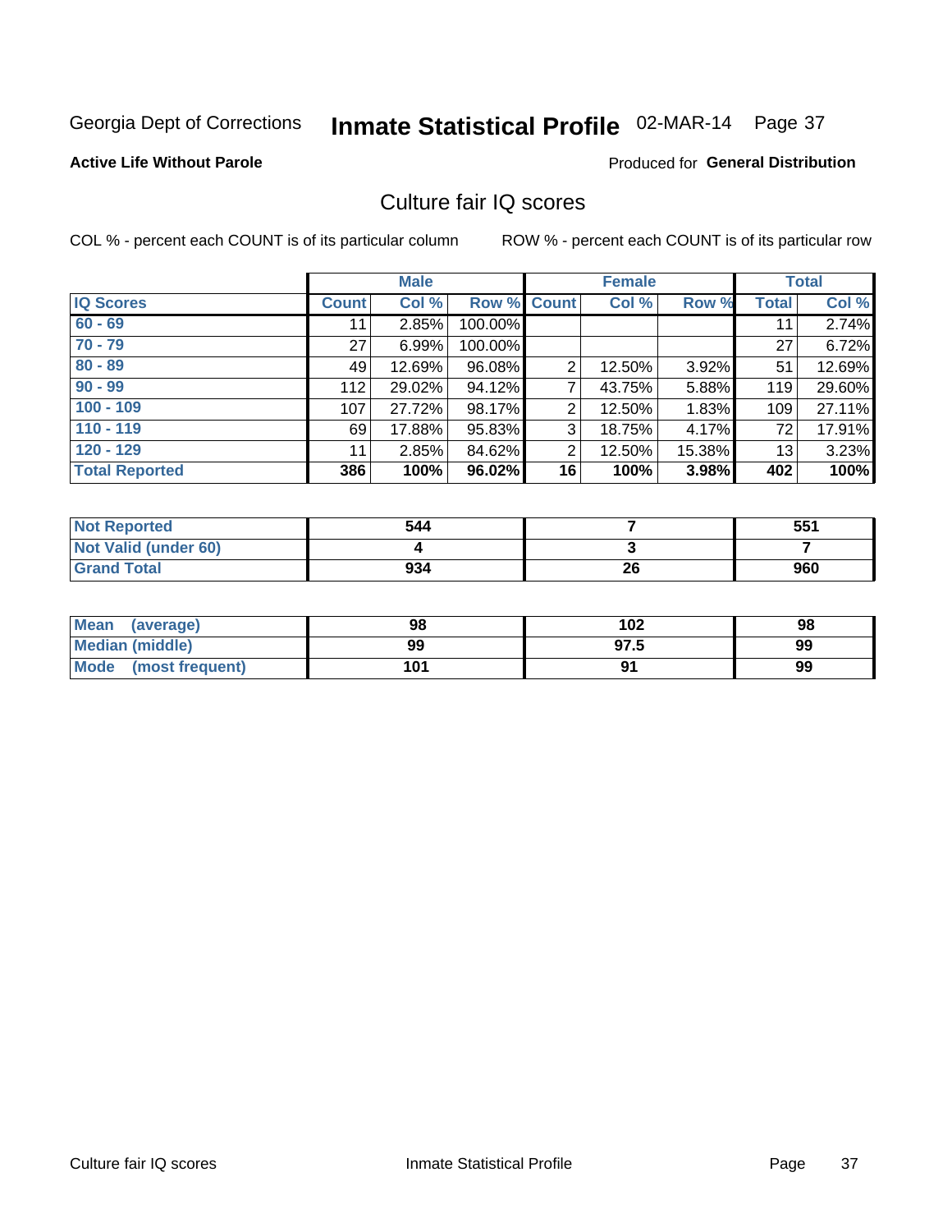Georgia Dept of Corrections **Inmate Statistical Profile** 02-MAR-14

**Active Life Without Parole**

Produced for **General Distribution**

## Culture fair IQ scores

COL % - percent each COUNT is of its particular column ROW % - percent each COUNT is of its particular row

| | Male | | | Female | | | Total | |
|---|---|---|---|---|---|---|---|---|
| IQ Scores | Count | Col % | Row % | Count | Col % | Row % | Total | Col % |
| 60 - 69 | 11 | 2.85% | 100.00% | | | | 11 | 2.74% |
| 70 - 79 | 27 | 6.99% | 100.00% | | | | 27 | 6.72% |
| 80 - 89 | 49 | 12.69% | 96.08% | 2 | 12.50% | 3.92% | 51 | 12.69% |
| 90 - 99 | 112 | 29.02% | 94.12% | 7 | 43.75% | 5.88% | 119 | 29.60% |
| 100 - 109 | 107 | 27.72% | 98.17% | 2 | 12.50% | 1.83% | 109 | 27.11% |
| 110 - 119 | 69 | 17.88% | 95.83% | 3 | 18.75% | 4.17% | 72 | 17.91% |
| 120 - 129 | 11 | 2.85% | 84.62% | 2 | 12.50% | 15.38% | 13 | 3.23% |
| **Total Reported** | **386** | **100%** | **96.02%** | **16** | **100%** | **3.98%** | **402** | **100%** |

| | Male | Female | Total |
|---|---|---|---|
| Not Reported | **544** | **7** | **551** |
| Not Valid (under 60) | **4** | **3** | **7** |
| Grand Total | **934** | **26** | **960** |

| | Male | Female | Total |
|---|---|---|---|
| Mean (average) | **98** | **102** | **98** |
| Median (middle) | **99** | **97.5** | **99** |
| Mode (most frequent) | **101** | **91** | **99** |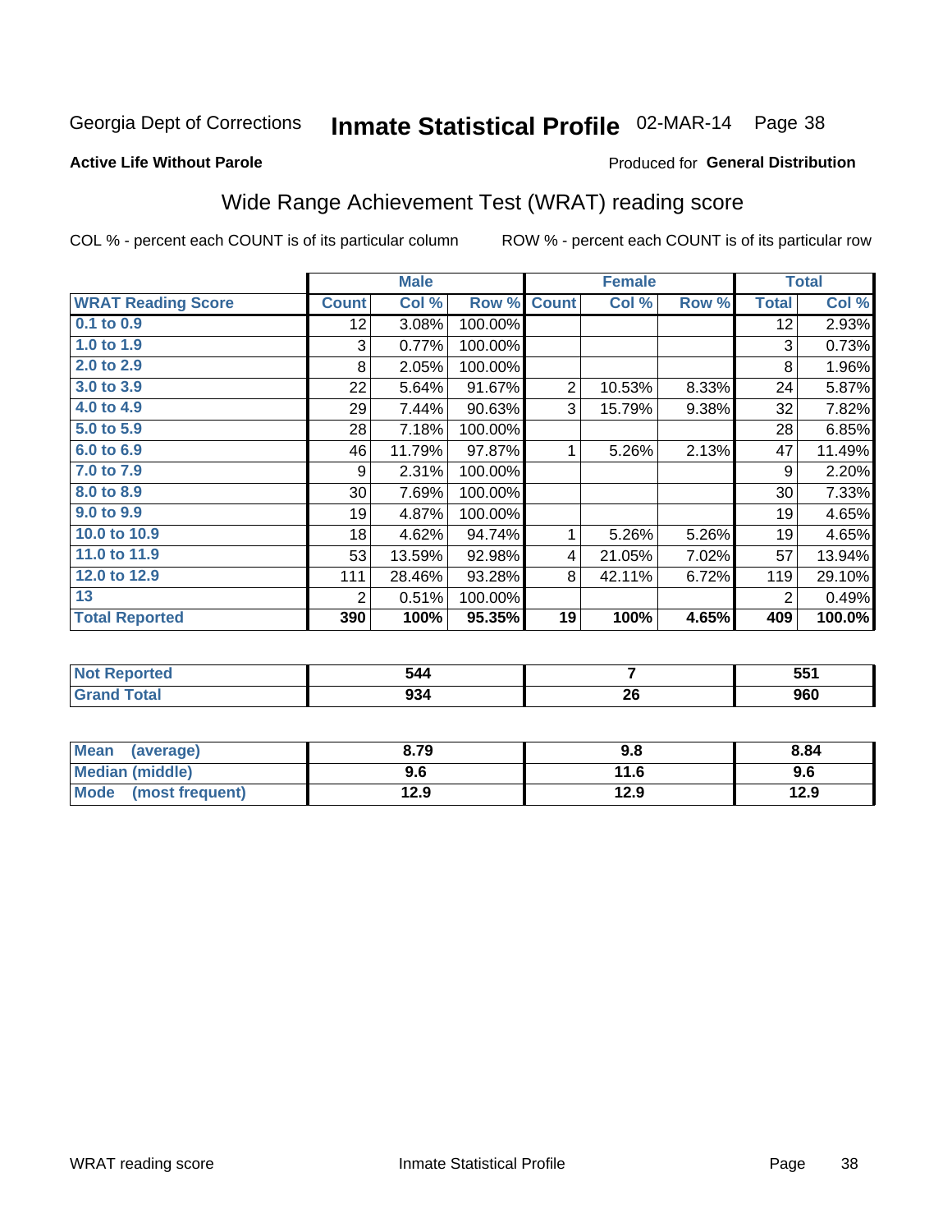Georgia Dept of Corrections **Inmate Statistical Profile** 02-MAR-14

**Active Life Without Parole**

Produced for **General Distribution**

## Wide Range Achievement Test (WRAT) reading score

COL % - percent each COUNT is of its particular column

ROW % - percent each COUNT is of its particular row

| | Male | | | Female | | | Total | |
|---|---|---|---|---|---|---|---|---|
| **WRAT Reading Score** | **Count** | **Col %** | **Row %** | **Count** | **Col %** | **Row %** | **Total** | **Col %** |
| 0.1 to 0.9 | 12 | 3.08% | 100.00% | | | | 12 | 2.93% |
| 1.0 to 1.9 | 3 | 0.77% | 100.00% | | | | 3 | 0.73% |
| 2.0 to 2.9 | 8 | 2.05% | 100.00% | | | | 8 | 1.96% |
| 3.0 to 3.9 | 22 | 5.64% | 91.67% | 2 | 10.53% | 8.33% | 24 | 5.87% |
| 4.0 to 4.9 | 29 | 7.44% | 90.63% | 3 | 15.79% | 9.38% | 32 | 7.82% |
| 5.0 to 5.9 | 28 | 7.18% | 100.00% | | | | 28 | 6.85% |
| 6.0 to 6.9 | 46 | 11.79% | 97.87% | 1 | 5.26% | 2.13% | 47 | 11.49% |
| 7.0 to 7.9 | 9 | 2.31% | 100.00% | | | | 9 | 2.20% |
| 8.0 to 8.9 | 30 | 7.69% | 100.00% | | | | 30 | 7.33% |
| 9.0 to 9.9 | 19 | 4.87% | 100.00% | | | | 19 | 4.65% |
| 10.0 to 10.9 | 18 | 4.62% | 94.74% | 1 | 5.26% | 5.26% | 19 | 4.65% |
| 11.0 to 11.9 | 53 | 13.59% | 92.98% | 4 | 21.05% | 7.02% | 57 | 13.94% |
| 12.0 to 12.9 | 111 | 28.46% | 93.28% | 8 | 42.11% | 6.72% | 119 | 29.10% |
| 13 | 2 | 0.51% | 100.00% | | | | 2 | 0.49% |
| **Total Reported** | **390** | **100%** | **95.35%** | **19** | **100%** | **4.65%** | **409** | **100.0%** |

| | Male | Female | Total |
|---|---|---|---|
| Not Reported | 544 | 7 | 551 |
| Grand Total | 934 | 26 | 960 |

| | Male | Female | Total |
|---|---|---|---|
| Mean (average) | 8.79 | 9.8 | 8.84 |
| Median (middle) | 9.6 | 11.6 | 9.6 |
| Mode (most frequent) | 12.9 | 12.9 | 12.9 |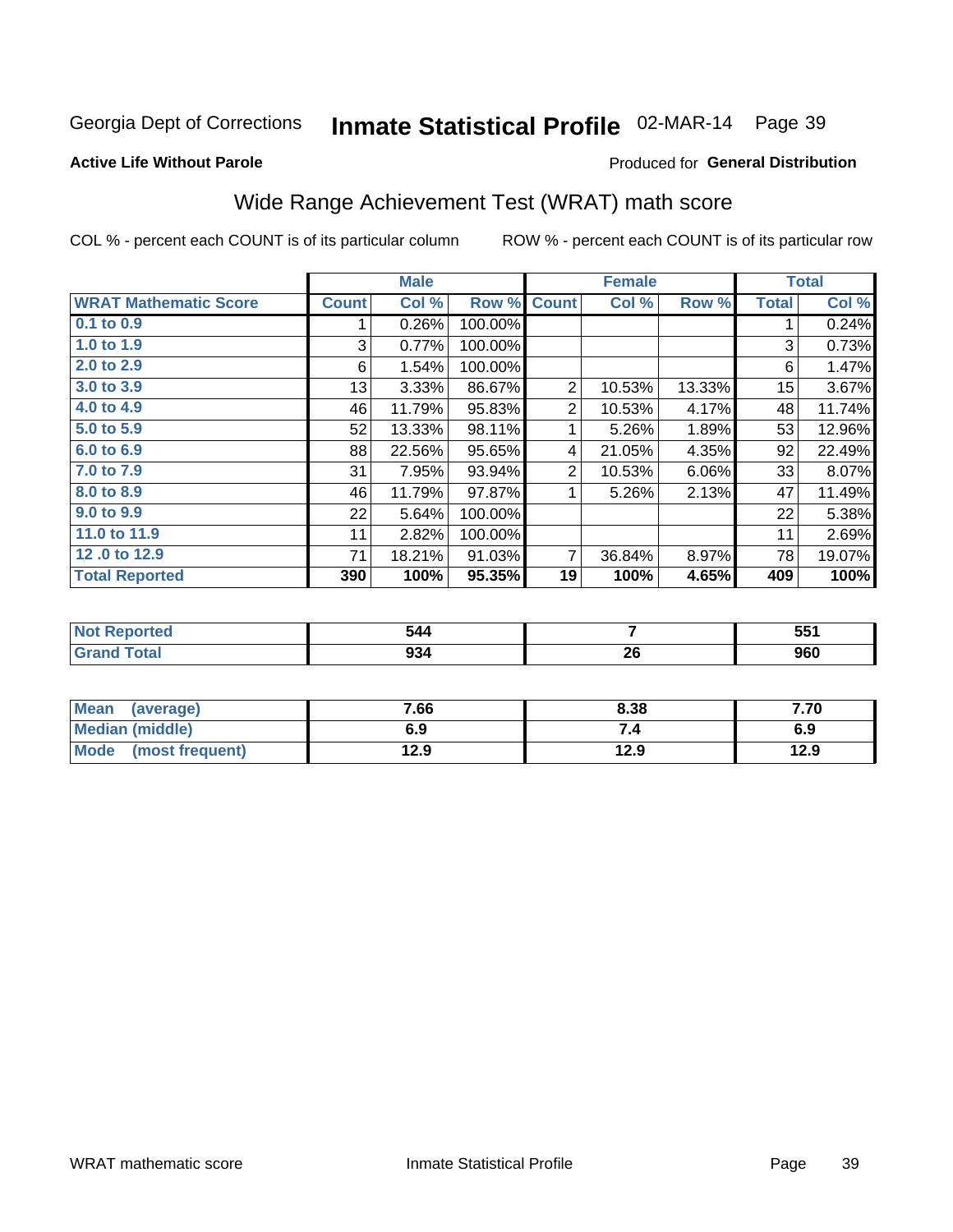Georgia Dept of Corrections **Inmate Statistical Profile** 02-MAR-14 Page 39

**Active Life Without Parole**

Produced for **General Distribution**

## Wide Range Achievement Test (WRAT) math score

COL % - percent each COUNT is of its particular column    ROW % - percent each COUNT is of its particular row

| | Male | | | Female | | | Total | |
|---|---|---|---|---|---|---|---|---|
| **WRAT Mathematic Score** | **Count** | **Col %** | **Row %** | **Count** | **Col %** | **Row %** | **Total** | **Col %** |
| **0.1 to 0.9** | 1 | 0.26% | 100.00% | | | | 1 | 0.24% |
| **1.0 to 1.9** | 3 | 0.77% | 100.00% | | | | 3 | 0.73% |
| **2.0 to 2.9** | 6 | 1.54% | 100.00% | | | | 6 | 1.47% |
| **3.0 to 3.9** | 13 | 3.33% | 86.67% | 2 | 10.53% | 13.33% | 15 | 3.67% |
| **4.0 to 4.9** | 46 | 11.79% | 95.83% | 2 | 10.53% | 4.17% | 48 | 11.74% |
| **5.0 to 5.9** | 52 | 13.33% | 98.11% | 1 | 5.26% | 1.89% | 53 | 12.96% |
| **6.0 to 6.9** | 88 | 22.56% | 95.65% | 4 | 21.05% | 4.35% | 92 | 22.49% |
| **7.0 to 7.9** | 31 | 7.95% | 93.94% | 2 | 10.53% | 6.06% | 33 | 8.07% |
| **8.0 to 8.9** | 46 | 11.79% | 97.87% | 1 | 5.26% | 2.13% | 47 | 11.49% |
| **9.0 to 9.9** | 22 | 5.64% | 100.00% | | | | 22 | 5.38% |
| **11.0 to 11.9** | 11 | 2.82% | 100.00% | | | | 11 | 2.69% |
| **12 .0 to 12.9** | 71 | 18.21% | 91.03% | 7 | 36.84% | 8.97% | 78 | 19.07% |
| **Total Reported** | **390** | **100%** | **95.35%** | **19** | **100%** | **4.65%** | **409** | **100%** |

| | Male | Female | Total |
|---|---|---|---|
| **Not Reported** | **544** | **7** | **551** |
| **Grand Total** | **934** | **26** | **960** |

| | Male | Female | Total |
|---|---|---|---|
| **Mean (average)** | **7.66** | **8.38** | **7.70** |
| **Median (middle)** | **6.9** | **7.4** | **6.9** |
| **Mode (most frequent)** | **12.9** | **12.9** | **12.9** |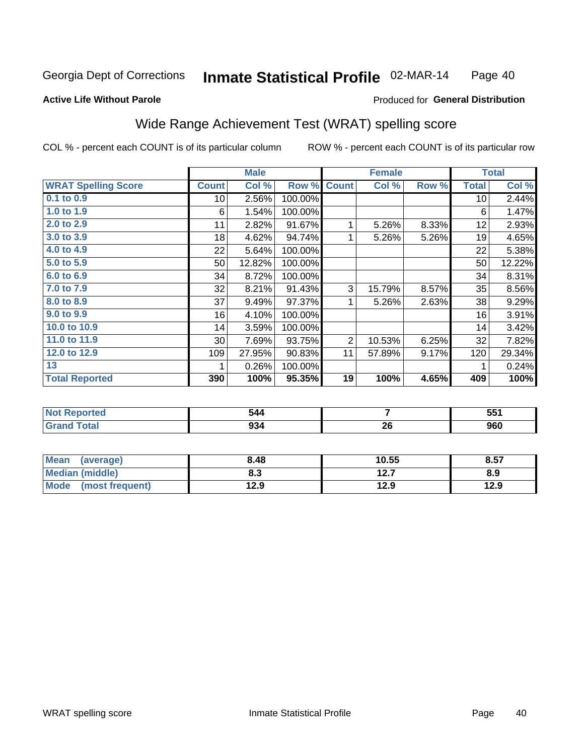Georgia Dept of Corrections **Inmate Statistical Profile** 02-MAR-14

**Active Life Without Parole**

Produced for **General Distribution**

## Wide Range Achievement Test (WRAT) spelling score

COL % - percent each COUNT is of its particular column     ROW % - percent each COUNT is of its particular row

| | Male | | | Female | | | Total | |
|---|---|---|---|---|---|---|---|---|
| **WRAT Spelling Score** | **Count** | **Col %** | **Row %** | **Count** | **Col %** | **Row %** | **Total** | **Col %** |
| 0.1 to 0.9 | 10 | 2.56% | 100.00% | | | | 10 | 2.44% |
| 1.0 to 1.9 | 6 | 1.54% | 100.00% | | | | 6 | 1.47% |
| 2.0 to 2.9 | 11 | 2.82% | 91.67% | 1 | 5.26% | 8.33% | 12 | 2.93% |
| 3.0 to 3.9 | 18 | 4.62% | 94.74% | 1 | 5.26% | 5.26% | 19 | 4.65% |
| 4.0 to 4.9 | 22 | 5.64% | 100.00% | | | | 22 | 5.38% |
| 5.0 to 5.9 | 50 | 12.82% | 100.00% | | | | 50 | 12.22% |
| 6.0 to 6.9 | 34 | 8.72% | 100.00% | | | | 34 | 8.31% |
| 7.0 to 7.9 | 32 | 8.21% | 91.43% | 3 | 15.79% | 8.57% | 35 | 8.56% |
| 8.0 to 8.9 | 37 | 9.49% | 97.37% | 1 | 5.26% | 2.63% | 38 | 9.29% |
| 9.0 to 9.9 | 16 | 4.10% | 100.00% | | | | 16 | 3.91% |
| 10.0 to 10.9 | 14 | 3.59% | 100.00% | | | | 14 | 3.42% |
| 11.0 to 11.9 | 30 | 7.69% | 93.75% | 2 | 10.53% | 6.25% | 32 | 7.82% |
| 12.0 to 12.9 | 109 | 27.95% | 90.83% | 11 | 57.89% | 9.17% | 120 | 29.34% |
| 13 | 1 | 0.26% | 100.00% | | | | 1 | 0.24% |
| **Total Reported** | **390** | **100%** | **95.35%** | **19** | **100%** | **4.65%** | **409** | **100%** |

| | Male | Female | Total |
|---|---|---|---|
| **Not Reported** | **544** | **7** | **551** |
| **Grand Total** | **934** | **26** | **960** |

| | Male | Female | Total |
|---|---|---|---|
| **Mean (average)** | **8.48** | **10.55** | **8.57** |
| **Median (middle)** | **8.3** | **12.7** | **8.9** |
| **Mode (most frequent)** | **12.9** | **12.9** | **12.9** |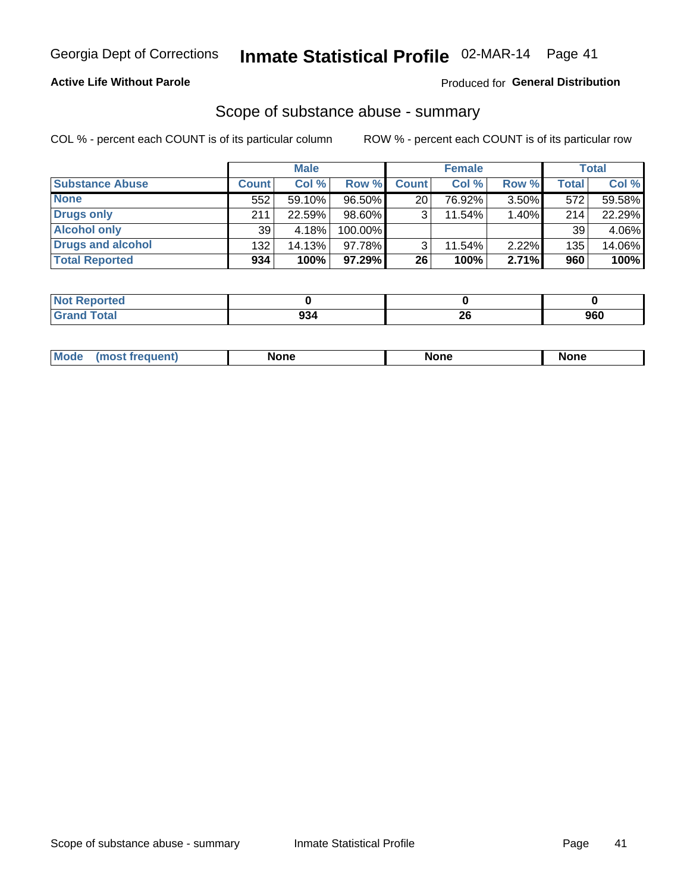Georgia Dept of Corrections **Inmate Statistical Profile** 02-MAR-14

**Active Life Without Parole**

Produced for **General Distribution**

## Scope of substance abuse - summary

COL % - percent each COUNT is of its particular column

ROW % - percent each COUNT is of its particular row

| Substance Abuse | Male Count | Male Col % | Male Row % | Female Count | Female Col % | Female Row % | Total | Total Col % |
|---|---|---|---|---|---|---|---|---|
| None | 552 | 59.10% | 96.50% | 20 | 76.92% | 3.50% | 572 | 59.58% |
| Drugs only | 211 | 22.59% | 98.60% | 3 | 11.54% | 1.40% | 214 | 22.29% |
| Alcohol only | 39 | 4.18% | 100.00% | | | | 39 | 4.06% |
| Drugs and alcohol | 132 | 14.13% | 97.78% | 3 | 11.54% | 2.22% | 135 | 14.06% |
| **Total Reported** | **934** | **100%** | **97.29%** | **26** | **100%** | **2.71%** | **960** | **100%** |

| | Male | Female | Total |
|---|---|---|---|
| Not Reported | **0** | **0** | **0** |
| Grand Total | **934** | **26** | **960** |

| | Male | Female | Total |
|---|---|---|---|
| Mode (most frequent) | **None** | **None** | **None** |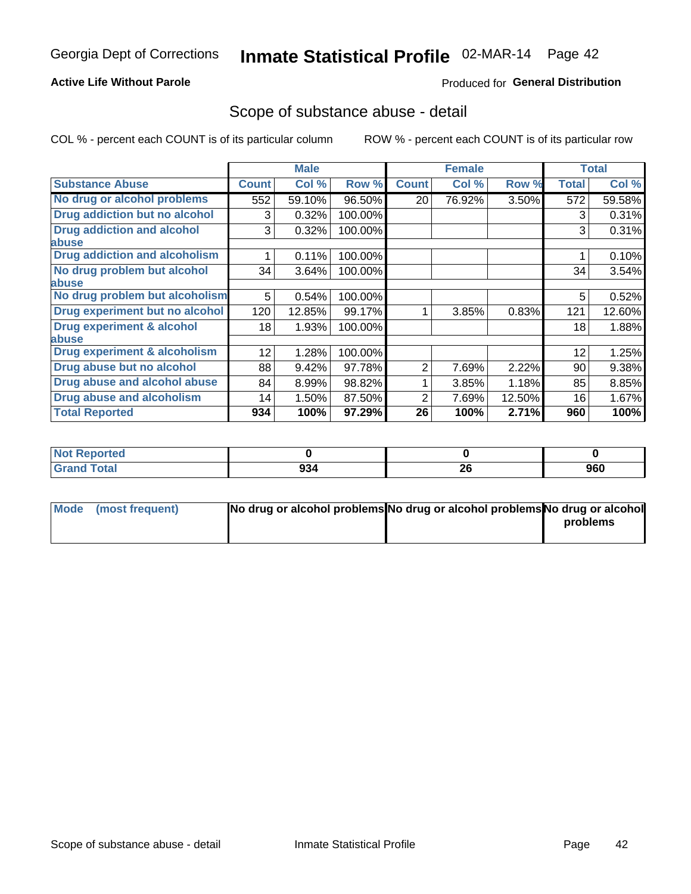Georgia Dept of Corrections **Inmate Statistical Profile** 02-MAR-14

**Active Life Without Parole**

Produced for **General Distribution**

## Scope of substance abuse - detail

COL % - percent each COUNT is of its particular column ROW % - percent each COUNT is of its particular row

| | Male | | | Female | | | Total | |
|---|---|---|---|---|---|---|---|---|
| **Substance Abuse** | **Count** | **Col %** | **Row %** | **Count** | **Col %** | **Row %** | **Total** | **Col %** |
| **No drug or alcohol problems** | 552 | 59.10% | 96.50% | 20 | 76.92% | 3.50% | 572 | 59.58% |
| **Drug addiction but no alcohol** | 3 | 0.32% | 100.00% | | | | 3 | 0.31% |
| **Drug addiction and alcohol abuse** | 3 | 0.32% | 100.00% | | | | 3 | 0.31% |
| **Drug addiction and alcoholism** | 1 | 0.11% | 100.00% | | | | 1 | 0.10% |
| **No drug problem but alcohol abuse** | 34 | 3.64% | 100.00% | | | | 34 | 3.54% |
| **No drug problem but alcoholism** | 5 | 0.54% | 100.00% | | | | 5 | 0.52% |
| **Drug experiment but no alcohol** | 120 | 12.85% | 99.17% | 1 | 3.85% | 0.83% | 121 | 12.60% |
| **Drug experiment & alcohol abuse** | 18 | 1.93% | 100.00% | | | | 18 | 1.88% |
| **Drug experiment & alcoholism** | 12 | 1.28% | 100.00% | | | | 12 | 1.25% |
| **Drug abuse but no alcohol** | 88 | 9.42% | 97.78% | 2 | 7.69% | 2.22% | 90 | 9.38% |
| **Drug abuse and alcohol abuse** | 84 | 8.99% | 98.82% | 1 | 3.85% | 1.18% | 85 | 8.85% |
| **Drug abuse and alcoholism** | 14 | 1.50% | 87.50% | 2 | 7.69% | 12.50% | 16 | 1.67% |
| **Total Reported** | **934** | **100%** | **97.29%** | **26** | **100%** | **2.71%** | **960** | **100%** |

| | Male | Female | Total |
|---|---|---|---|
| **Not Reported** | **0** | **0** | **0** |
| **Grand Total** | **934** | **26** | **960** |

| | Male | Female | Total |
|---|---|---|---|
| **Mode (most frequent)** | **No drug or alcohol problems** | **No drug or alcohol problems** | **No drug or alcohol problems** |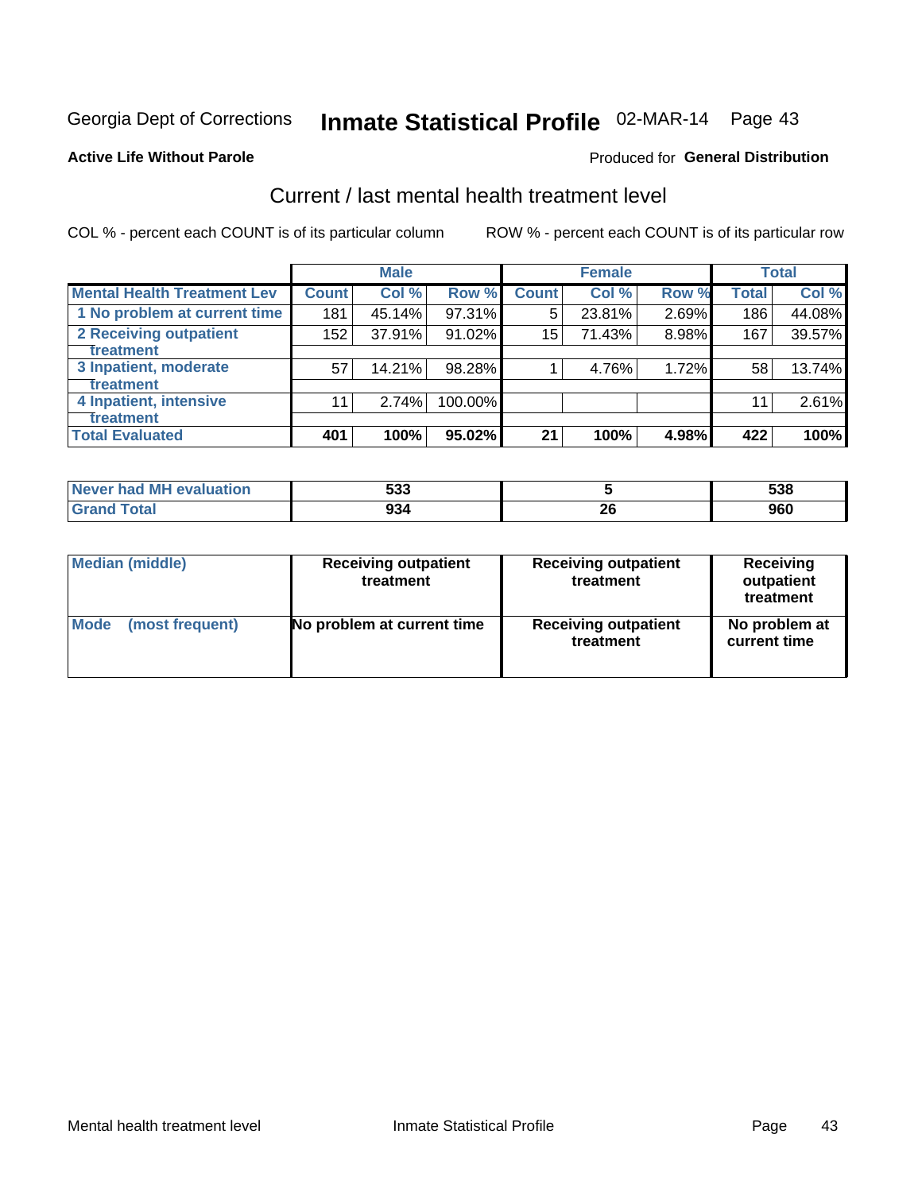Georgia Dept of Corrections **Inmate Statistical Profile** 02-MAR-14

**Active Life Without Parole**

Produced for **General Distribution**

## Current / last mental health treatment level

COL % - percent each COUNT is of its particular column

ROW % - percent each COUNT is of its particular row

| | Male | | | Female | | | Total | |
|---|---|---|---|---|---|---|---|---|
| **Mental Health Treatment Lev** | **Count** | **Col %** | **Row %** | **Count** | **Col %** | **Row %** | **Total** | **Col %** |
| 1 No problem at current time | 181 | 45.14% | 97.31% | 5 | 23.81% | 2.69% | 186 | 44.08% |
| 2 Receiving outpatient treatment | 152 | 37.91% | 91.02% | 15 | 71.43% | 8.98% | 167 | 39.57% |
| 3 Inpatient, moderate treatment | 57 | 14.21% | 98.28% | 1 | 4.76% | 1.72% | 58 | 13.74% |
| 4 Inpatient, intensive treatment | 11 | 2.74% | 100.00% | | | | 11 | 2.61% |
| **Total Evaluated** | **401** | **100%** | **95.02%** | **21** | **100%** | **4.98%** | **422** | **100%** |

| | Male | Female | Total |
|---|---|---|---|
| Never had MH evaluation | 533 | 5 | 538 |
| Grand Total | 934 | 26 | 960 |

| | Male | Female | Total |
|---|---|---|---|
| Median (middle) | Receiving outpatient treatment | Receiving outpatient treatment | Receiving outpatient treatment |
| Mode (most frequent) | No problem at current time | Receiving outpatient treatment | No problem at current time |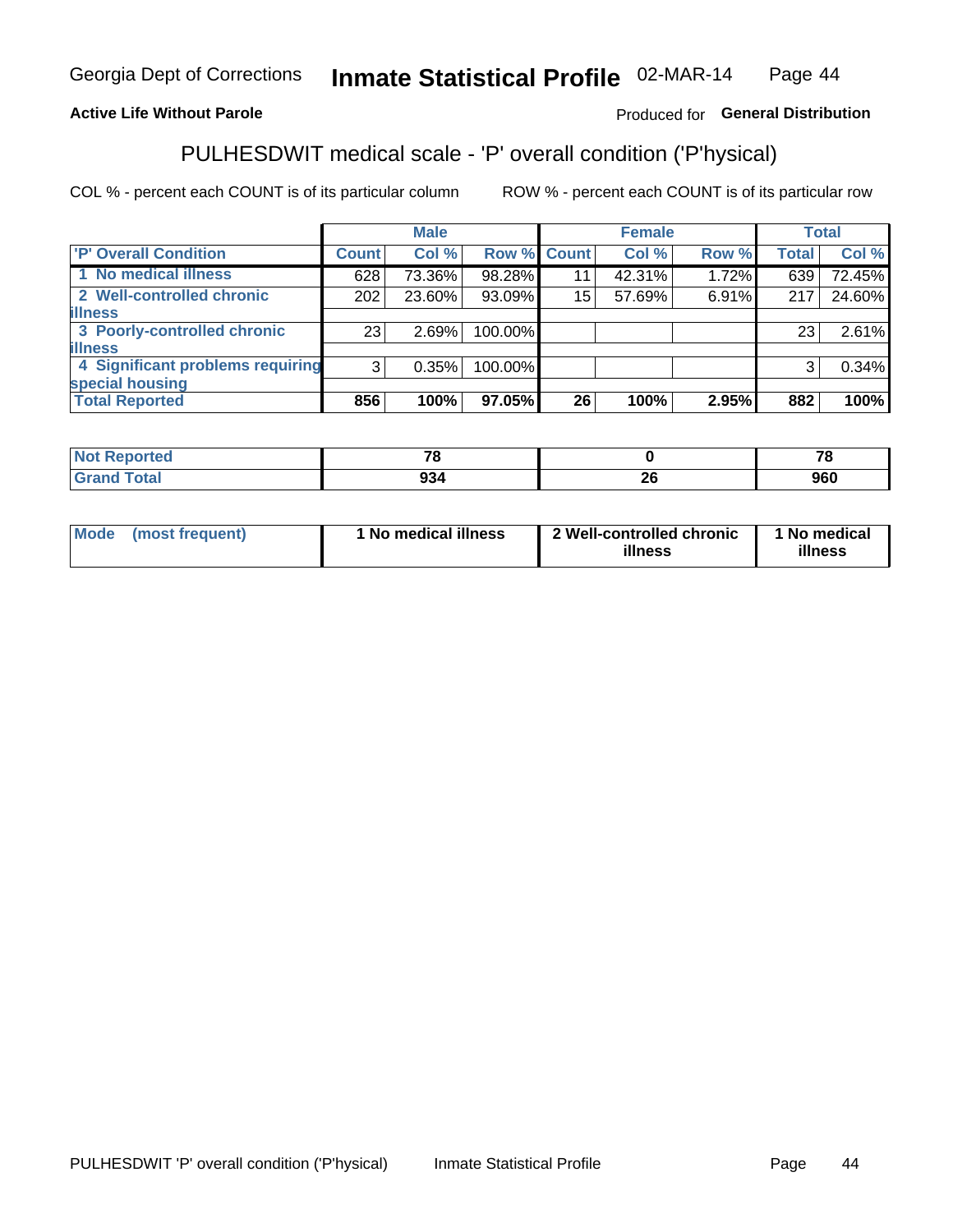Georgia Dept of Corrections **Inmate Statistical Profile** 02-MAR-14

**Active Life Without Parole**

Produced for **General Distribution**

## PULHESDWIT medical scale - 'P' overall condition ('P'hysical)

COL % - percent each COUNT is of its particular column

ROW % - percent each COUNT is of its particular row

| | Male | | | Female | | | Total | |
|---|---|---|---|---|---|---|---|---|
| 'P' Overall Condition | Count | Col % | Row % | Count | Col % | Row % | Total | Col % |
| 1 No medical illness | 628 | 73.36% | 98.28% | 11 | 42.31% | 1.72% | 639 | 72.45% |
| 2 Well-controlled chronic illness | 202 | 23.60% | 93.09% | 15 | 57.69% | 6.91% | 217 | 24.60% |
| 3 Poorly-controlled chronic illness | 23 | 2.69% | 100.00% | | | | 23 | 2.61% |
| 4 Significant problems requiring special housing | 3 | 0.35% | 100.00% | | | | 3 | 0.34% |
| **Total Reported** | **856** | **100%** | **97.05%** | **26** | **100%** | **2.95%** | **882** | **100%** |

| | Male | Female | Total |
|---|---|---|---|
| Not Reported | 78 | 0 | 78 |
| Grand Total | 934 | 26 | 960 |

| | Male | Female | Total |
|---|---|---|---|
| Mode (most frequent) | 1 No medical illness | 2 Well-controlled chronic illness | 1 No medical illness |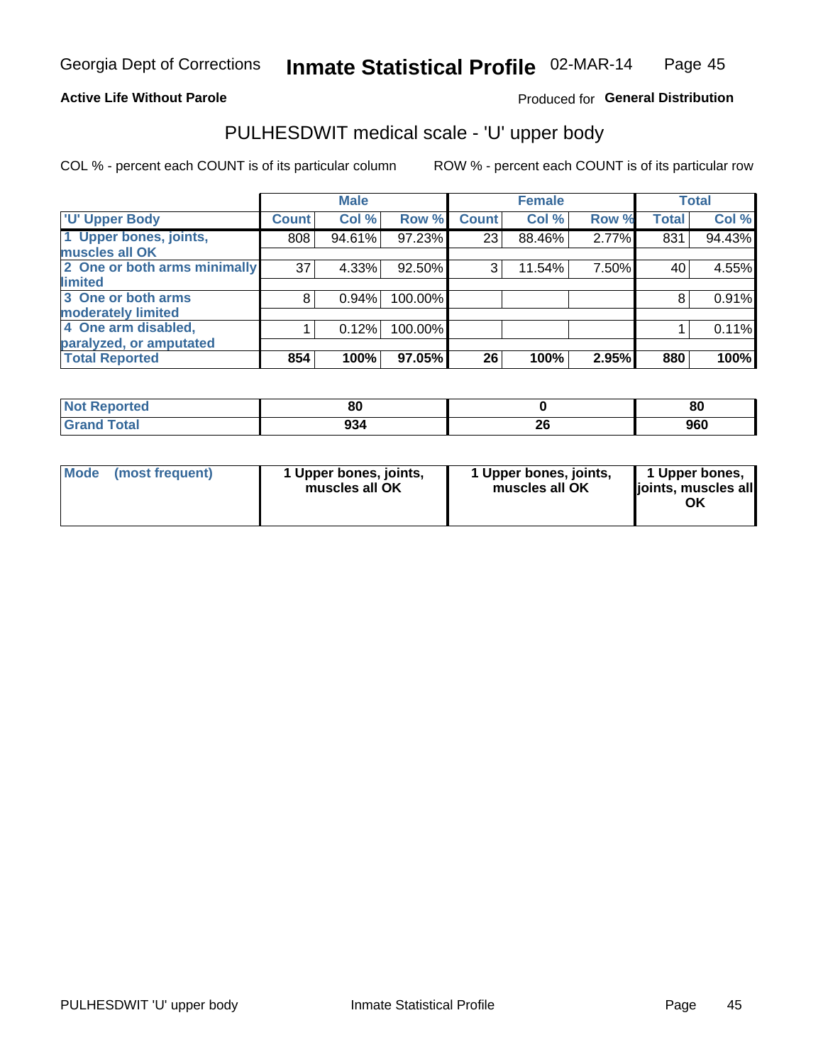Georgia Dept of Corrections **Inmate Statistical Profile** 02-MAR-14

**Active Life Without Parole**

Produced for **General Distribution**

## PULHESDWIT medical scale - 'U' upper body

COL % - percent each COUNT is of its particular column

ROW % - percent each COUNT is of its particular row

| | Male | | | Female | | | Total | |
|---|---|---|---|---|---|---|---|---|
| 'U' Upper Body | Count | Col % | Row % | Count | Col % | Row % | Total | Col % |
| 1 Upper bones, joints, muscles all OK | 808 | 94.61% | 97.23% | 23 | 88.46% | 2.77% | 831 | 94.43% |
| 2 One or both arms minimally limited | 37 | 4.33% | 92.50% | 3 | 11.54% | 7.50% | 40 | 4.55% |
| 3 One or both arms moderately limited | 8 | 0.94% | 100.00% | | | | 8 | 0.91% |
| 4 One arm disabled, paralyzed, or amputated | 1 | 0.12% | 100.00% | | | | 1 | 0.11% |
| **Total Reported** | **854** | **100%** | **97.05%** | **26** | **100%** | **2.95%** | **880** | **100%** |

| | Male | Female | Total |
|---|---|---|---|
| Not Reported | 80 | 0 | 80 |
| Grand Total | 934 | 26 | 960 |

| | Male | Female | Total |
|---|---|---|---|
| Mode (most frequent) | 1 Upper bones, joints, muscles all OK | 1 Upper bones, joints, muscles all OK | 1 Upper bones, joints, muscles all OK |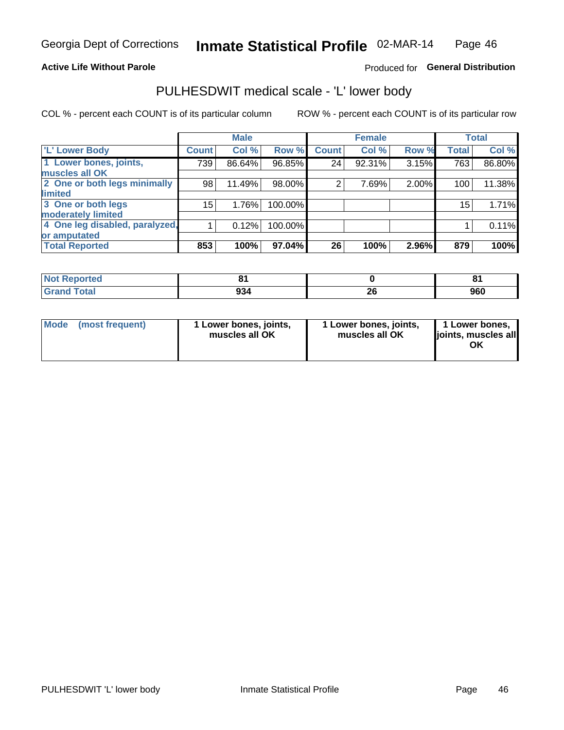Georgia Dept of Corrections **Inmate Statistical Profile** 02-MAR-14

**Active Life Without Parole**

Produced for **General Distribution**

## PULHESDWIT medical scale - 'L' lower body

COL % - percent each COUNT is of its particular column    ROW % - percent each COUNT is of its particular row

| | Male | | | Female | | | Total | |
|---|---|---|---|---|---|---|---|---|
| 'L' Lower Body | Count | Col % | Row % | Count | Col % | Row % | Total | Col % |
| 1 Lower bones, joints, muscles all OK | 739 | 86.64% | 96.85% | 24 | 92.31% | 3.15% | 763 | 86.80% |
| 2 One or both legs minimally limited | 98 | 11.49% | 98.00% | 2 | 7.69% | 2.00% | 100 | 11.38% |
| 3 One or both legs moderately limited | 15 | 1.76% | 100.00% | | | | 15 | 1.71% |
| 4 One leg disabled, paralyzed, or amputated | 1 | 0.12% | 100.00% | | | | 1 | 0.11% |
| **Total Reported** | **853** | **100%** | **97.04%** | **26** | **100%** | **2.96%** | **879** | **100%** |

| | Male | Female | Total |
|---|---|---|---|
| Not Reported | 81 | 0 | 81 |
| Grand Total | 934 | 26 | 960 |

| | Male | Female | Total |
|---|---|---|---|
| Mode (most frequent) | 1 Lower bones, joints, muscles all OK | 1 Lower bones, joints, muscles all OK | 1 Lower bones, joints, muscles all OK |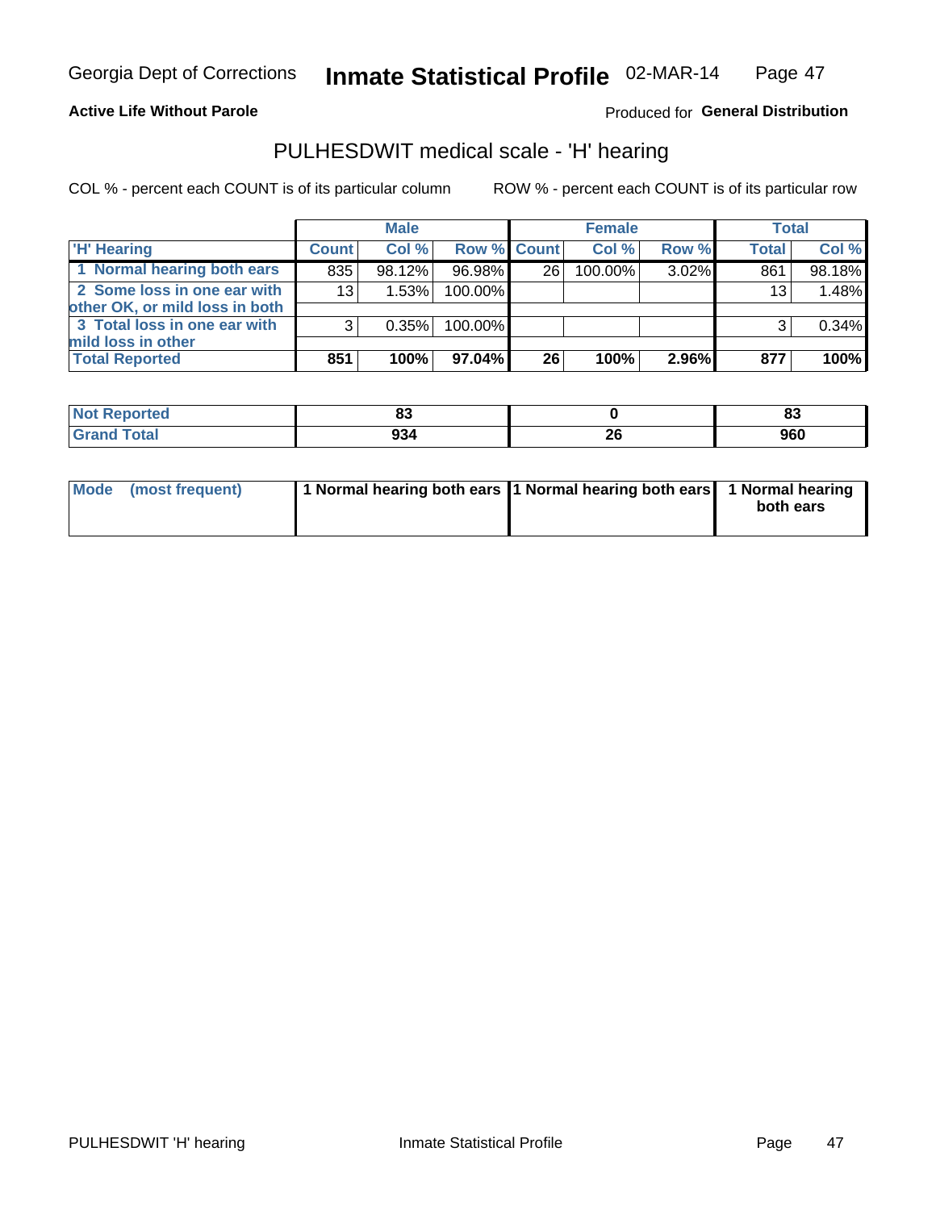Georgia Dept of Corrections **Inmate Statistical Profile** 02-MAR-14

**Active Life Without Parole**

Produced for **General Distribution**

## PULHESDWIT medical scale - 'H' hearing

COL % - percent each COUNT is of its particular column

ROW % - percent each COUNT is of its particular row

| | Male | | | Female | | | Total | |
|---|---|---|---|---|---|---|---|---|
| 'H' Hearing | Count | Col % | Row % | Count | Col % | Row % | Total | Col % |
| 1 Normal hearing both ears | 835 | 98.12% | 96.98% | 26 | 100.00% | 3.02% | 861 | 98.18% |
| 2 Some loss in one ear with other OK, or mild loss in both | 13 | 1.53% | 100.00% | | | | 13 | 1.48% |
| 3 Total loss in one ear with mild loss in other | 3 | 0.35% | 100.00% | | | | 3 | 0.34% |
| **Total Reported** | **851** | **100%** | **97.04%** | **26** | **100%** | **2.96%** | **877** | **100%** |

| | Male | Female | Total |
|---|---|---|---|
| Not Reported | 83 | 0 | 83 |
| Grand Total | 934 | 26 | 960 |

| | Male | Female | Total |
|---|---|---|---|
| Mode (most frequent) | 1 Normal hearing both ears | 1 Normal hearing both ears | 1 Normal hearing both ears |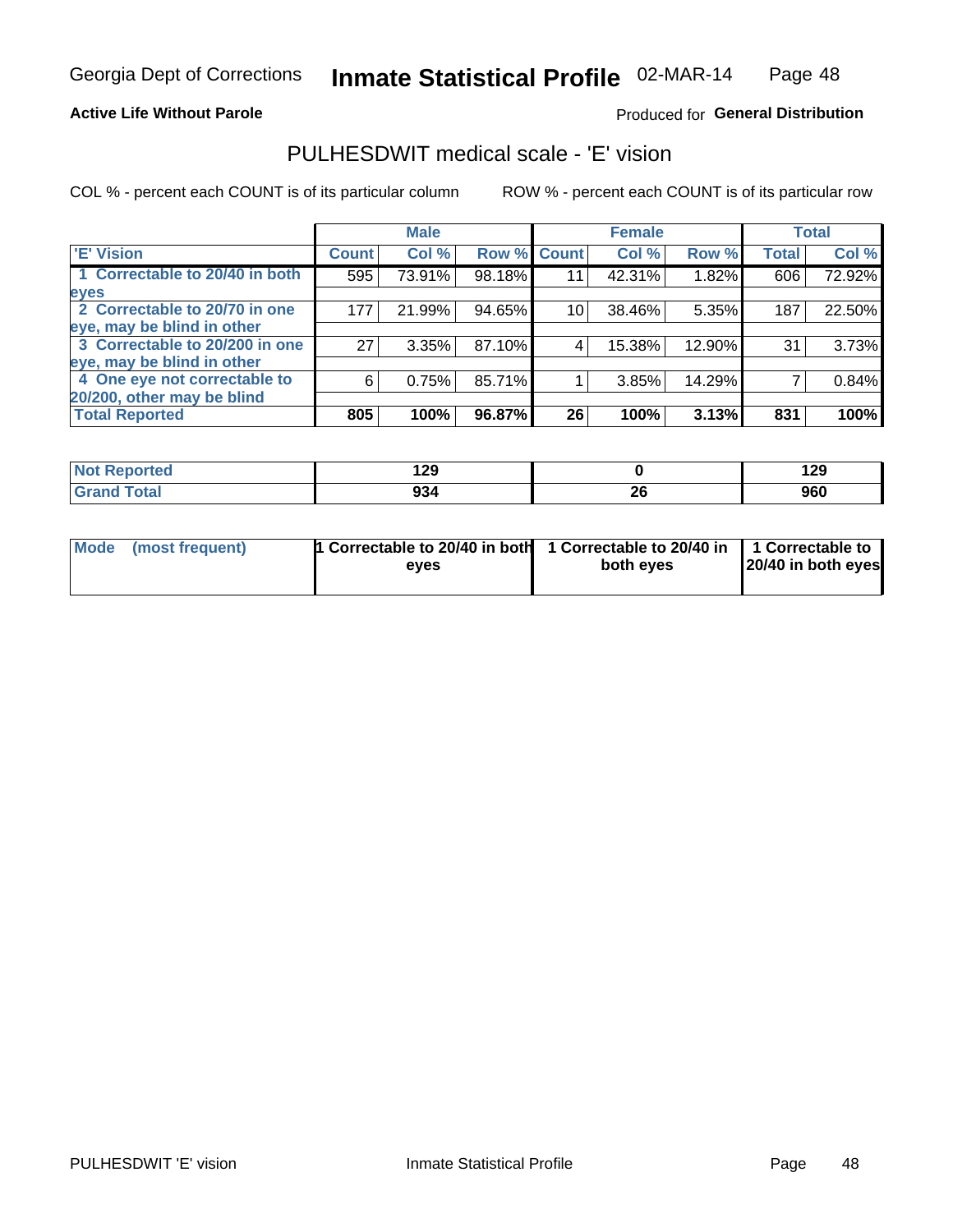Georgia Dept of Corrections **Inmate Statistical Profile** 02-MAR-14

**Active Life Without Parole**

Produced for **General Distribution**

## PULHESDWIT medical scale - 'E' vision

COL % - percent each COUNT is of its particular column

ROW % - percent each COUNT is of its particular row

| | Male | | | Female | | | Total | |
|---|---|---|---|---|---|---|---|---|
| 'E' Vision | Count | Col % | Row % | Count | Col % | Row % | Total | Col % |
| 1 Correctable to 20/40 in both eyes | 595 | 73.91% | 98.18% | 11 | 42.31% | 1.82% | 606 | 72.92% |
| 2 Correctable to 20/70 in one eye, may be blind in other | 177 | 21.99% | 94.65% | 10 | 38.46% | 5.35% | 187 | 22.50% |
| 3 Correctable to 20/200 in one eye, may be blind in other | 27 | 3.35% | 87.10% | 4 | 15.38% | 12.90% | 31 | 3.73% |
| 4 One eye not correctable to 20/200, other may be blind | 6 | 0.75% | 85.71% | 1 | 3.85% | 14.29% | 7 | 0.84% |
| **Total Reported** | **805** | **100%** | **96.87%** | **26** | **100%** | **3.13%** | **831** | **100%** |

| | Male | Female | Total |
|---|---|---|---|
| Not Reported | 129 | 0 | 129 |
| Grand Total | 934 | 26 | 960 |

| | Male | Female | Total |
|---|---|---|---|
| Mode (most frequent) | 1 Correctable to 20/40 in both eyes | 1 Correctable to 20/40 in both eyes | 1 Correctable to 20/40 in both eyes |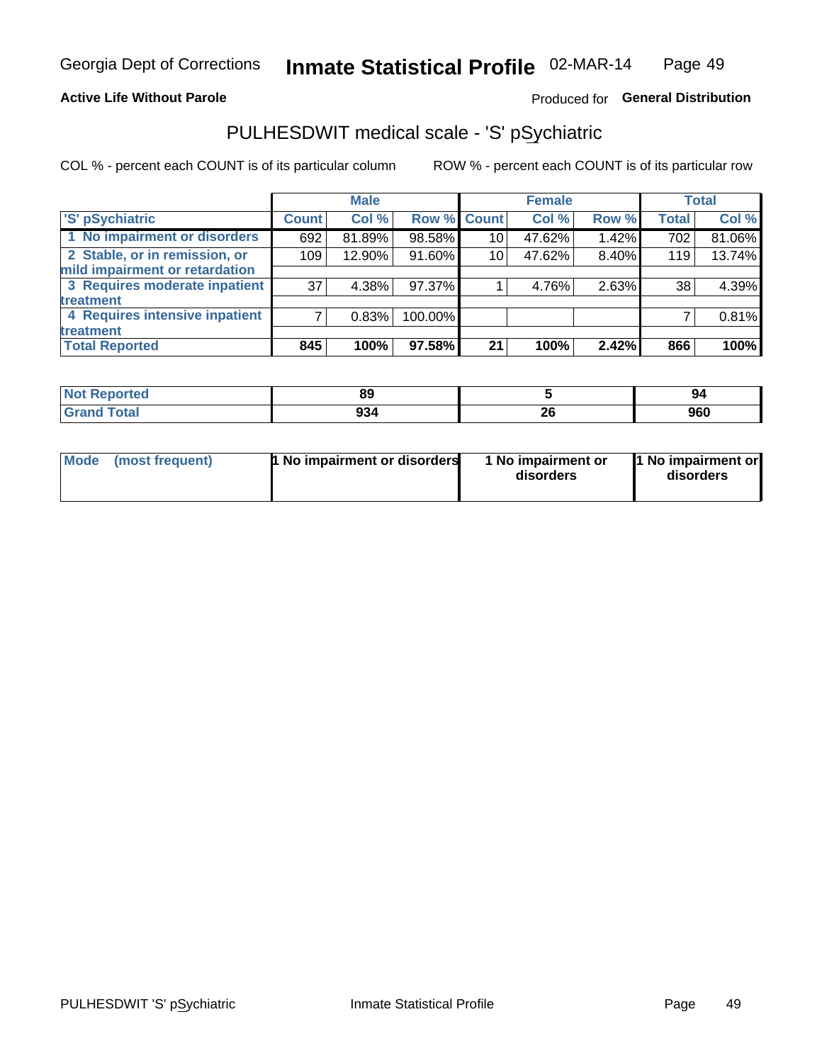Georgia Dept of Corrections **Inmate Statistical Profile** 02-MAR-14

**Active Life Without Parole**

Produced for **General Distribution**

## PULHESDWIT medical scale - 'S' pSychiatric

COL % - percent each COUNT is of its particular column

ROW % - percent each COUNT is of its particular row

| | Male | | | Female | | | Total | |
|---|---|---|---|---|---|---|---|---|
| 'S' pSychiatric | Count | Col % | Row % | Count | Col % | Row % | Total | Col % |
| 1 No impairment or disorders | 692 | 81.89% | 98.58% | 10 | 47.62% | 1.42% | 702 | 81.06% |
| 2 Stable, or in remission, or mild impairment or retardation | 109 | 12.90% | 91.60% | 10 | 47.62% | 8.40% | 119 | 13.74% |
| 3 Requires moderate inpatient treatment | 37 | 4.38% | 97.37% | 1 | 4.76% | 2.63% | 38 | 4.39% |
| 4 Requires intensive inpatient treatment | 7 | 0.83% | 100.00% | | | | 7 | 0.81% |
| **Total Reported** | **845** | **100%** | **97.58%** | **21** | **100%** | **2.42%** | **866** | **100%** |

| | Male | Female | Total |
|---|---|---|---|
| Not Reported | 89 | 5 | 94 |
| Grand Total | 934 | 26 | 960 |

| | Male | Female | Total |
|---|---|---|---|
| Mode (most frequent) | 1 No impairment or disorders | 1 No impairment or disorders | 1 No impairment or disorders |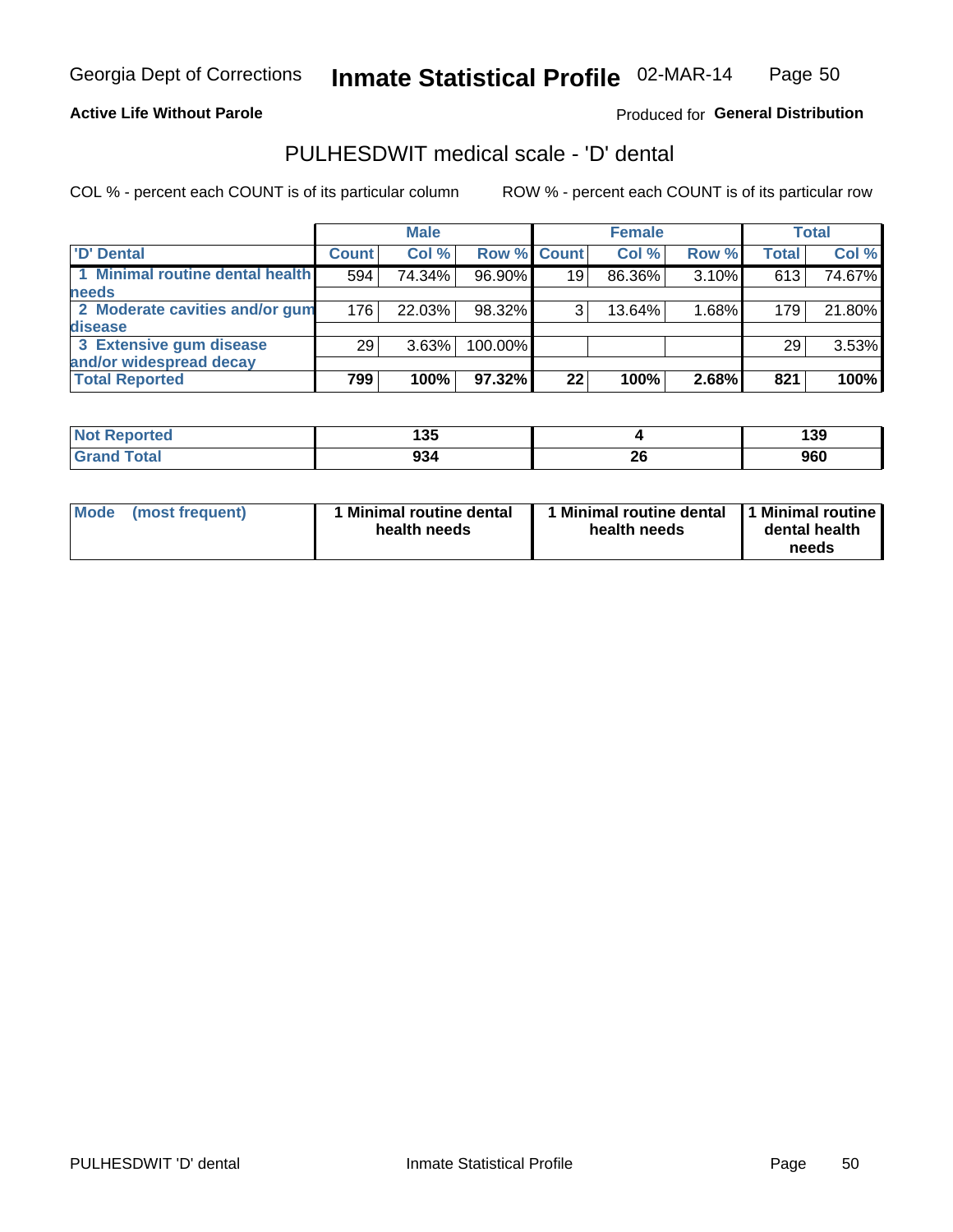Georgia Dept of Corrections **Inmate Statistical Profile** 02-MAR-14

**Active Life Without Parole**

Produced for **General Distribution**

## PULHESDWIT medical scale - 'D' dental

COL % - percent each COUNT is of its particular column ROW % - percent each COUNT is of its particular row

| | Male | | | Female | | | Total | |
|---|---|---|---|---|---|---|---|---|
| **'D' Dental** | **Count** | **Col %** | **Row %** | **Count** | **Col %** | **Row %** | **Total** | **Col %** |
| **1 Minimal routine dental health needs** | 594 | 74.34% | 96.90% | 19 | 86.36% | 3.10% | 613 | 74.67% |
| **2 Moderate cavities and/or gum disease** | 176 | 22.03% | 98.32% | 3 | 13.64% | 1.68% | 179 | 21.80% |
| **3 Extensive gum disease and/or widespread decay** | 29 | 3.63% | 100.00% | | | | 29 | 3.53% |
| **Total Reported** | **799** | **100%** | **97.32%** | **22** | **100%** | **2.68%** | **821** | **100%** |

| | Male | Female | Total |
|---|---|---|---|
| **Not Reported** | **135** | **4** | **139** |
| **Grand Total** | **934** | **26** | **960** |

| | Male | Female | Total |
|---|---|---|---|
| **Mode (most frequent)** | **1 Minimal routine dental health needs** | **1 Minimal routine dental health needs** | **1 Minimal routine dental health needs** |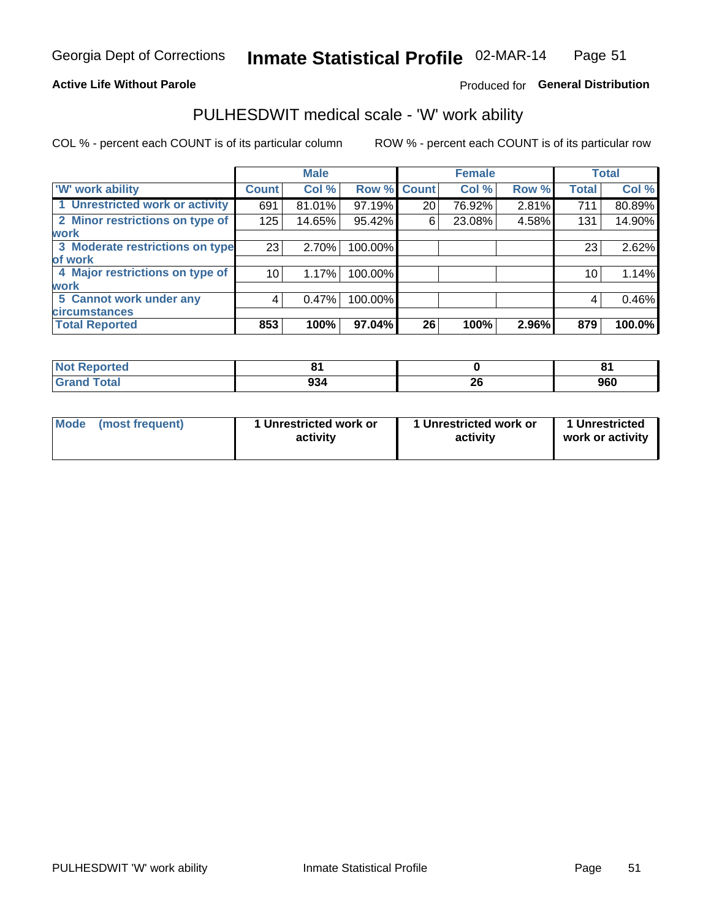Georgia Dept of Corrections **Inmate Statistical Profile** 02-MAR-14

**Active Life Without Parole**

Produced for **General Distribution**

## PULHESDWIT medical scale - 'W' work ability

COL % - percent each COUNT is of its particular column

ROW % - percent each COUNT is of its particular row

| | Male | | | Female | | | Total | |
|---|---|---|---|---|---|---|---|---|
| 'W' work ability | Count | Col % | Row % | Count | Col % | Row % | Total | Col % |
| 1 Unrestricted work or activity | 691 | 81.01% | 97.19% | 20 | 76.92% | 2.81% | 711 | 80.89% |
| 2 Minor restrictions on type of work | 125 | 14.65% | 95.42% | 6 | 23.08% | 4.58% | 131 | 14.90% |
| 3 Moderate restrictions on type of work | 23 | 2.70% | 100.00% | | | | 23 | 2.62% |
| 4 Major restrictions on type of work | 10 | 1.17% | 100.00% | | | | 10 | 1.14% |
| 5 Cannot work under any circumstances | 4 | 0.47% | 100.00% | | | | 4 | 0.46% |
| **Total Reported** | **853** | **100%** | **97.04%** | **26** | **100%** | **2.96%** | **879** | **100.0%** |

| | Male | Female | Total |
|---|---|---|---|
| Not Reported | 81 | 0 | 81 |
| Grand Total | 934 | 26 | 960 |

| | Male | Female | Total |
|---|---|---|---|
| Mode (most frequent) | 1 Unrestricted work or activity | 1 Unrestricted work or activity | 1 Unrestricted work or activity |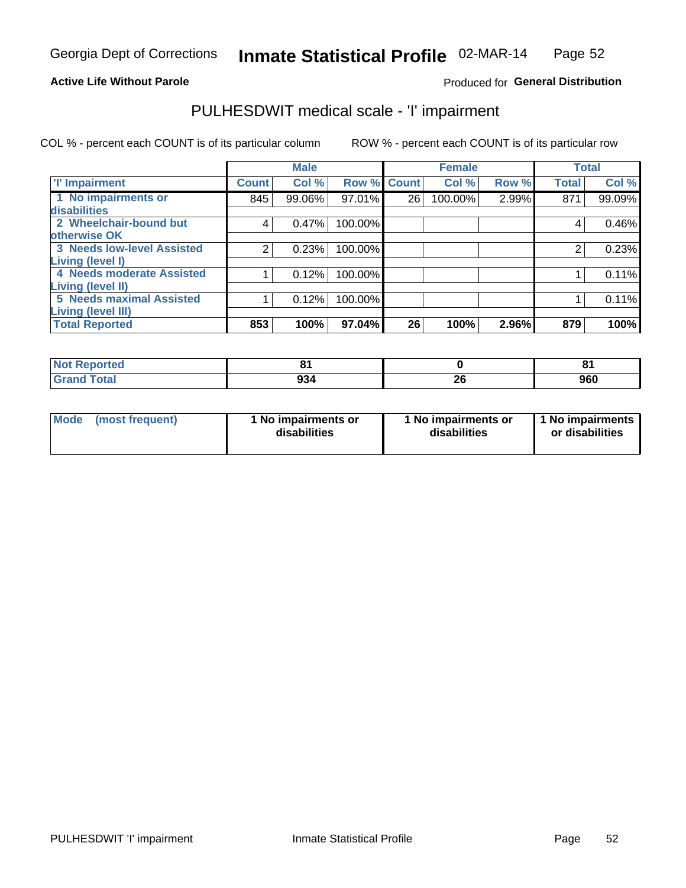Georgia Dept of Corrections **Inmate Statistical Profile** 02-MAR-14

**Active Life Without Parole**

Produced for **General Distribution**

# PULHESDWIT medical scale - 'I' impairment

COL % - percent each COUNT is of its particular column ROW % - percent each COUNT is of its particular row

| | Male | | | Female | | | Total | |
|---|---|---|---|---|---|---|---|---|
| **'I' Impairment** | **Count** | **Col %** | **Row %** | **Count** | **Col %** | **Row %** | **Total** | **Col %** |
| **1 No impairments or disabilities** | 845 | 99.06% | 97.01% | 26 | 100.00% | 2.99% | 871 | 99.09% |
| **2 Wheelchair-bound but otherwise OK** | 4 | 0.47% | 100.00% | | | | 4 | 0.46% |
| **3 Needs low-level Assisted Living (level I)** | 2 | 0.23% | 100.00% | | | | 2 | 0.23% |
| **4 Needs moderate Assisted Living (level II)** | 1 | 0.12% | 100.00% | | | | 1 | 0.11% |
| **5 Needs maximal Assisted Living (level III)** | 1 | 0.12% | 100.00% | | | | 1 | 0.11% |
| **Total Reported** | **853** | **100%** | **97.04%** | **26** | **100%** | **2.96%** | **879** | **100%** |

| | Male | Female | Total |
|---|---|---|---|
| **Not Reported** | **81** | **0** | **81** |
| **Grand Total** | **934** | **26** | **960** |

| | Male | Female | Total |
|---|---|---|---|
| **Mode (most frequent)** | **1 No impairments or disabilities** | **1 No impairments or disabilities** | **1 No impairments or disabilities** |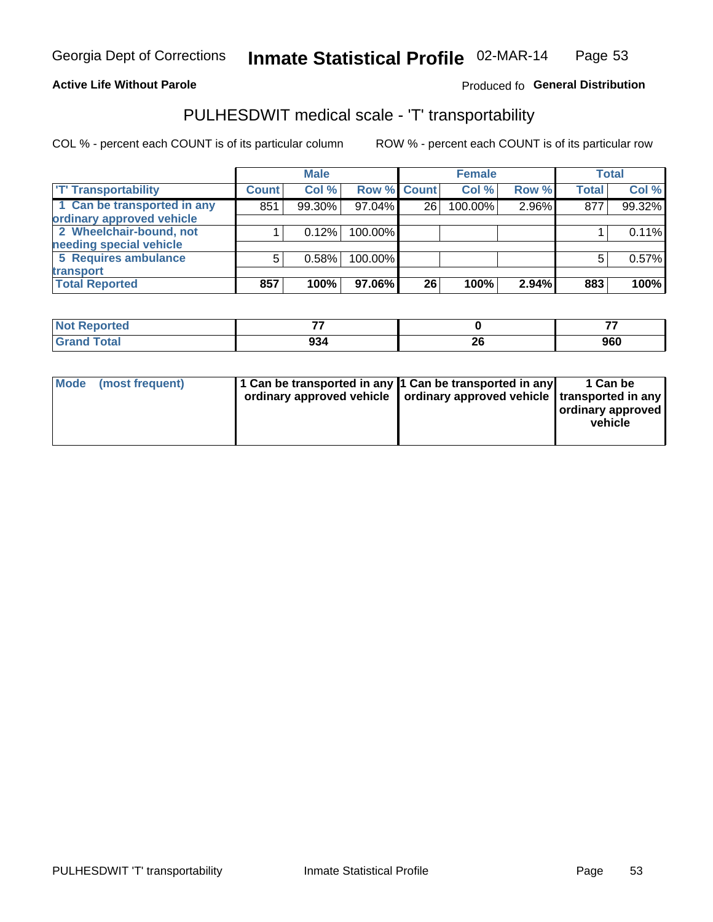Georgia Dept of Corrections **Inmate Statistical Profile** 02-MAR-14

**Active Life Without Parole**

Produced fo **General Distribution**

## PULHESDWIT medical scale - 'T' transportability

COL % - percent each COUNT is of its particular column ROW % - percent each COUNT is of its particular row

| | Male | | | Female | | | Total | |
|---|---|---|---|---|---|---|---|---|
| 'T' Transportability | Count | Col % | Row % | Count | Col % | Row % | Total | Col % |
| 1 Can be transported in any ordinary approved vehicle | 851 | 99.30% | 97.04% | 26 | 100.00% | 2.96% | 877 | 99.32% |
| 2 Wheelchair-bound, not needing special vehicle | 1 | 0.12% | 100.00% | | | | 1 | 0.11% |
| 5 Requires ambulance transport | 5 | 0.58% | 100.00% | | | | 5 | 0.57% |
| **Total Reported** | **857** | **100%** | **97.06%** | **26** | **100%** | **2.94%** | **883** | **100%** |

| | Male | Female | Total |
|---|---|---|---|
| Not Reported | 77 | 0 | 77 |
| Grand Total | 934 | 26 | 960 |

| Mode (most frequent) | Male | Female | Total |
|---|---|---|---|
| | 1 Can be transported in any ordinary approved vehicle | 1 Can be transported in any ordinary approved vehicle | 1 Can be transported in any ordinary approved vehicle |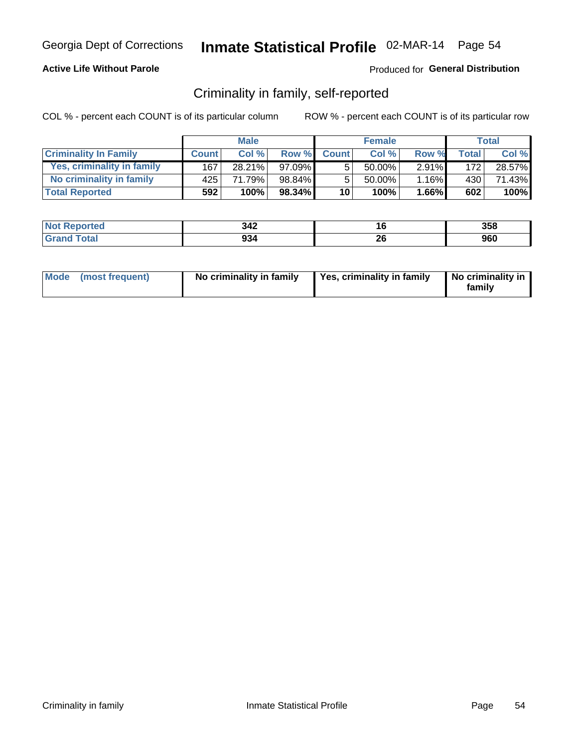Georgia Dept of Corrections **Inmate Statistical Profile** 02-MAR-14 Page 54

**Active Life Without Parole**

Produced for **General Distribution**

## Criminality in family, self-reported

COL % - percent each COUNT is of its particular column     ROW % - percent each COUNT is of its particular row

| | Male | | | Female | | | Total | |
|---|---|---|---|---|---|---|---|---|
| **Criminality In Family** | **Count** | **Col %** | **Row %** | **Count** | **Col %** | **Row %** | **Total** | **Col %** |
| Yes, criminality in family | 167 | 28.21% | 97.09% | 5 | 50.00% | 2.91% | 172 | 28.57% |
| No criminality in family | 425 | 71.79% | 98.84% | 5 | 50.00% | 1.16% | 430 | 71.43% |
| **Total Reported** | **592** | **100%** | **98.34%** | **10** | **100%** | **1.66%** | **602** | **100%** |

| | Male | Female | Total |
|---|---|---|---|
| **Not Reported** | **342** | **16** | **358** |
| **Grand Total** | **934** | **26** | **960** |

| | Male | Female | Total |
|---|---|---|---|
| **Mode (most frequent)** | **No criminality in family** | **Yes, criminality in family** | **No criminality in family** |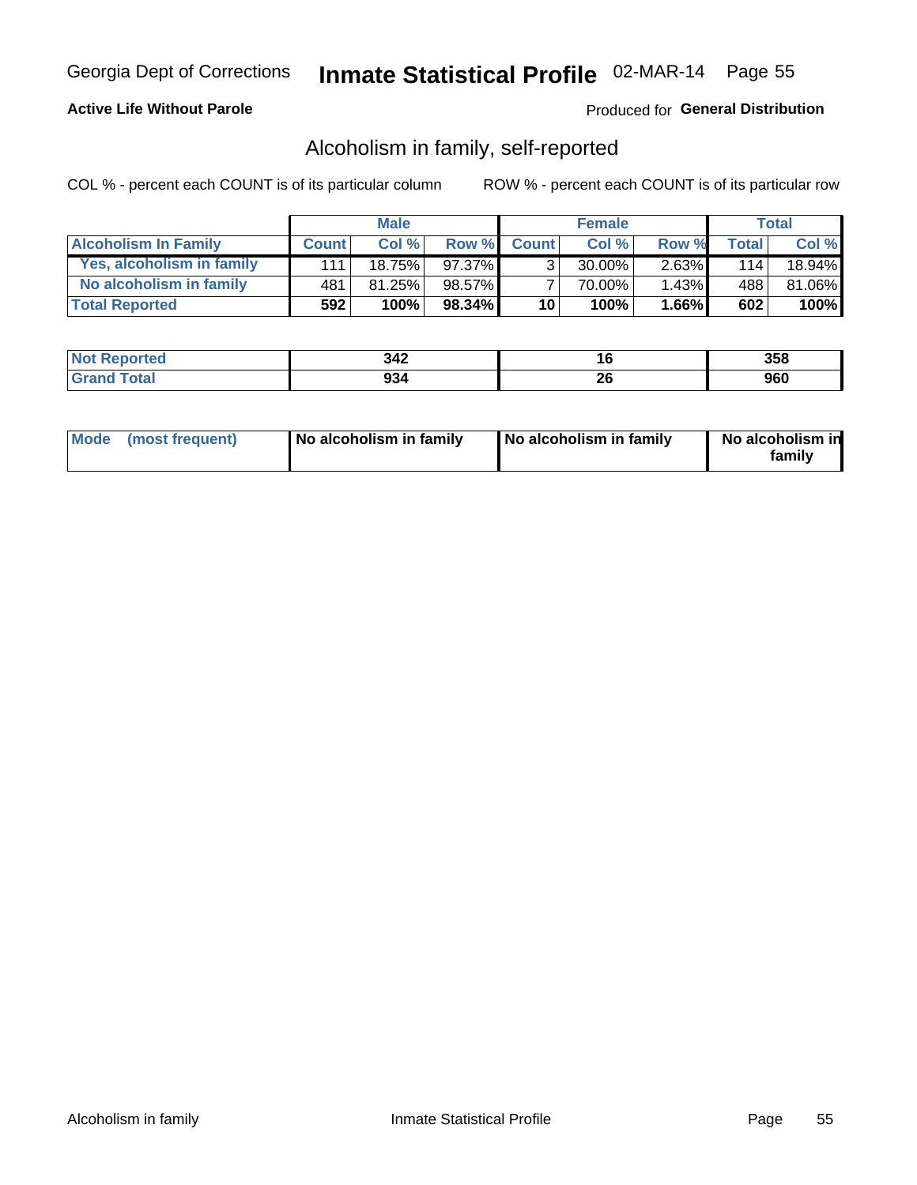Georgia Dept of Corrections **Inmate Statistical Profile** 02-MAR-14

**Active Life Without Parole**

Produced for **General Distribution**

## Alcoholism in family, self-reported

COL % - percent each COUNT is of its particular column

ROW % - percent each COUNT is of its particular row

| | Male | | | Female | | | Total | |
|---|---|---|---|---|---|---|---|---|
| **Alcoholism In Family** | **Count** | **Col %** | **Row %** | **Count** | **Col %** | **Row %** | **Total** | **Col %** |
| **Yes, alcoholism in family** | 111 | 18.75% | 97.37% | 3 | 30.00% | 2.63% | 114 | 18.94% |
| **No alcoholism in family** | 481 | 81.25% | 98.57% | 7 | 70.00% | 1.43% | 488 | 81.06% |
| **Total Reported** | **592** | **100%** | **98.34%** | **10** | **100%** | **1.66%** | **602** | **100%** |

| | Male | Female | Total |
|---|---|---|---|
| **Not Reported** | **342** | **16** | **358** |
| **Grand Total** | **934** | **26** | **960** |

| | Male | Female | Total |
|---|---|---|---|
| **Mode (most frequent)** | **No alcoholism in family** | **No alcoholism in family** | **No alcoholism in family** |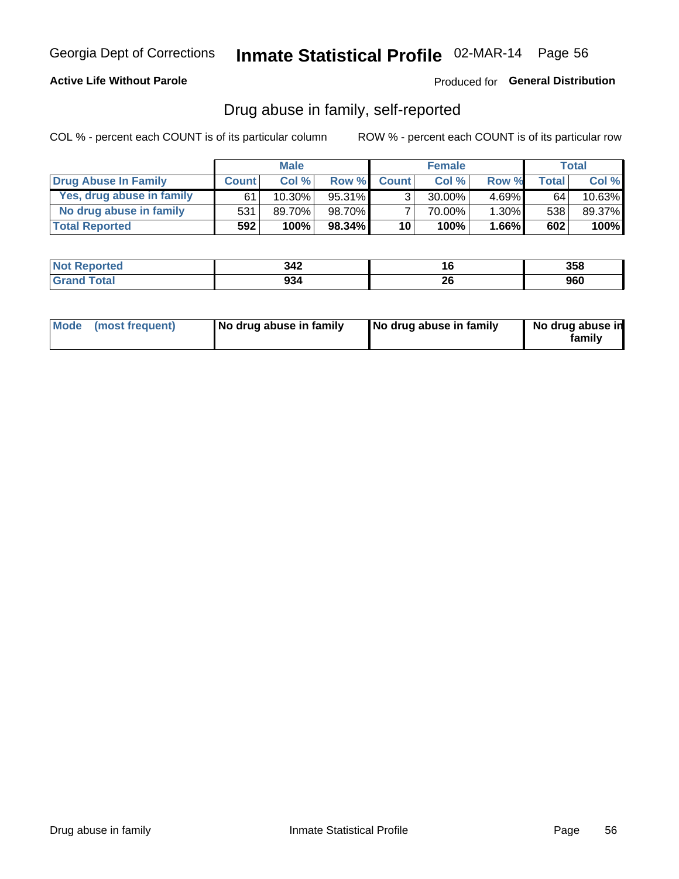# Inmate Statistical Profile

Georgia Dept of Corrections — 02-MAR-14

**Active Life Without Parole**

Produced for **General Distribution**

## Drug abuse in family, self-reported

COL % - percent each COUNT is of its particular column

ROW % - percent each COUNT is of its particular row

| | Male | | | Female | | | Total | |
|---|---|---|---|---|---|---|---|---|
| **Drug Abuse In Family** | **Count** | **Col %** | **Row %** | **Count** | **Col %** | **Row %** | **Total** | **Col %** |
| Yes, drug abuse in family | 61 | 10.30% | 95.31% | 3 | 30.00% | 4.69% | 64 | 10.63% |
| No drug abuse in family | 531 | 89.70% | 98.70% | 7 | 70.00% | 1.30% | 538 | 89.37% |
| **Total Reported** | **592** | **100%** | **98.34%** | **10** | **100%** | **1.66%** | **602** | **100%** |

| | Male | Female | Total |
|---|---|---|---|
| **Not Reported** | **342** | **16** | **358** |
| **Grand Total** | **934** | **26** | **960** |

| | Male | Female | Total |
|---|---|---|---|
| **Mode (most frequent)** | **No drug abuse in family** | **No drug abuse in family** | **No drug abuse in family** |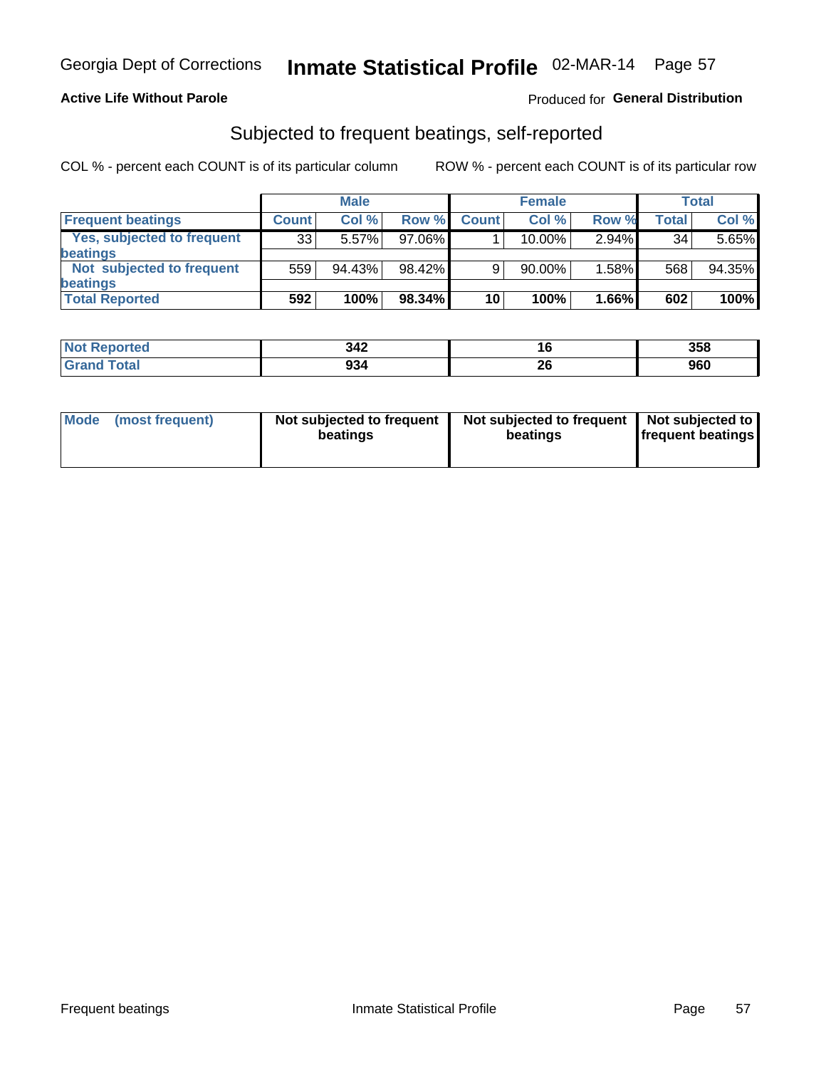Georgia Dept of Corrections **Inmate Statistical Profile** 02-MAR-14 Page 57

**Active Life Without Parole**

Produced for **General Distribution**

## Subjected to frequent beatings, self-reported

COL % - percent each COUNT is of its particular column ROW % - percent each COUNT is of its particular row

| | Male | | | Female | | | Total | |
|---|---|---|---|---|---|---|---|---|
| **Frequent beatings** | **Count** | **Col %** | **Row %** | **Count** | **Col %** | **Row %** | **Total** | **Col %** |
| **Yes, subjected to frequent beatings** | 33 | 5.57% | 97.06% | 1 | 10.00% | 2.94% | 34 | 5.65% |
| **Not subjected to frequent beatings** | 559 | 94.43% | 98.42% | 9 | 90.00% | 1.58% | 568 | 94.35% |
| **Total Reported** | **592** | **100%** | **98.34%** | **10** | **100%** | **1.66%** | **602** | **100%** |

| | Male | Female | Total |
|---|---|---|---|
| **Not Reported** | **342** | **16** | **358** |
| **Grand Total** | **934** | **26** | **960** |

| | Male | Female | Total |
|---|---|---|---|
| **Mode (most frequent)** | **Not subjected to frequent beatings** | **Not subjected to frequent beatings** | **Not subjected to frequent beatings** |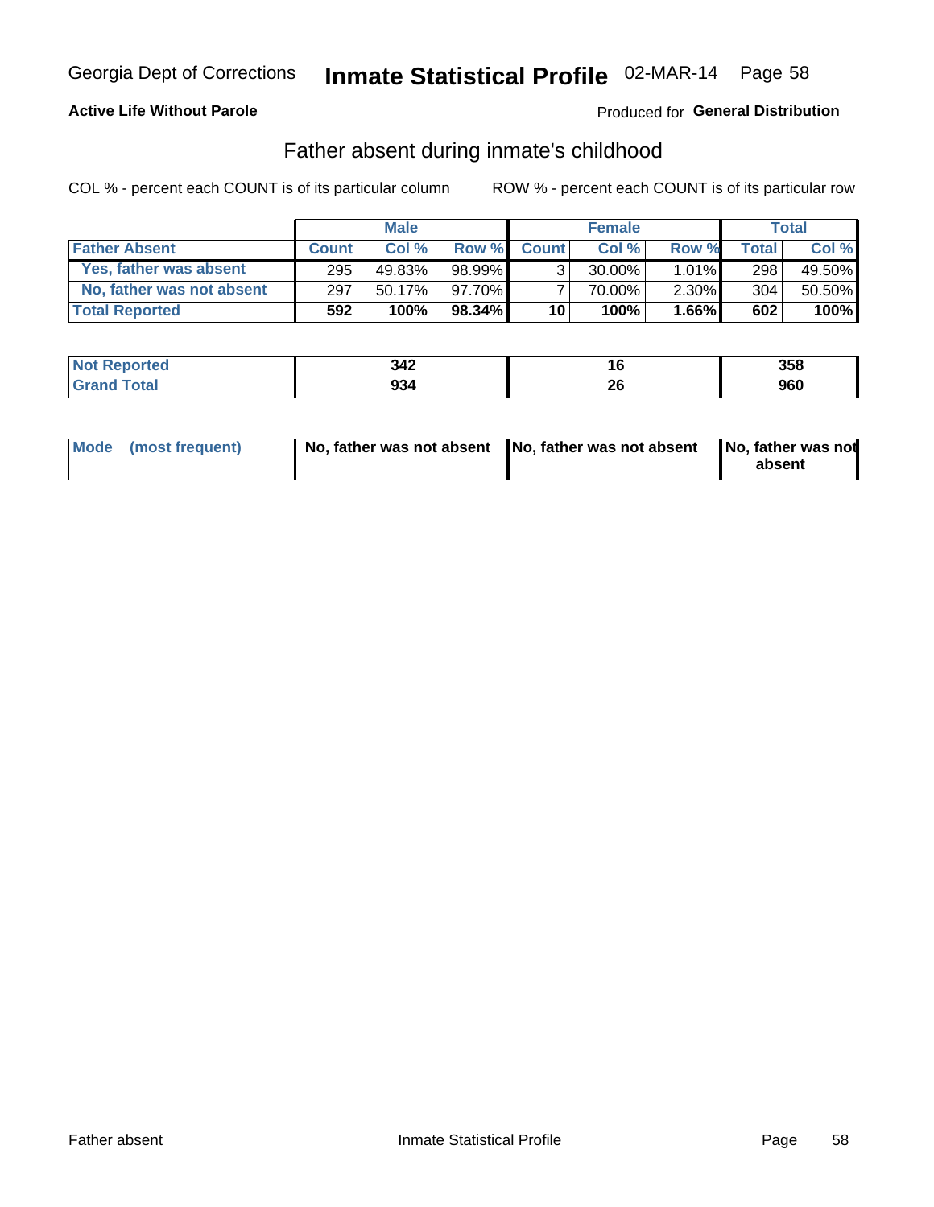Georgia Dept of Corrections **Inmate Statistical Profile** 02-MAR-14 Page 58

**Active Life Without Parole**

Produced for **General Distribution**

## Father absent during inmate's childhood

COL % - percent each COUNT is of its particular column ROW % - percent each COUNT is of its particular row

| | Male | | | Female | | | Total | |
|---|---|---|---|---|---|---|---|---|
| **Father Absent** | **Count** | **Col %** | **Row %** | **Count** | **Col %** | **Row %** | **Total** | **Col %** |
| Yes, father was absent | 295 | 49.83% | 98.99% | 3 | 30.00% | 1.01% | 298 | 49.50% |
| No, father was not absent | 297 | 50.17% | 97.70% | 7 | 70.00% | 2.30% | 304 | 50.50% |
| **Total Reported** | **592** | **100%** | **98.34%** | **10** | **100%** | **1.66%** | **602** | **100%** |

| | Male | Female | Total |
|---|---|---|---|
| **Not Reported** | **342** | **16** | **358** |
| **Grand Total** | **934** | **26** | **960** |

| | Male | Female | Total |
|---|---|---|---|
| **Mode (most frequent)** | **No, father was not absent** | **No, father was not absent** | **No, father was not absent** |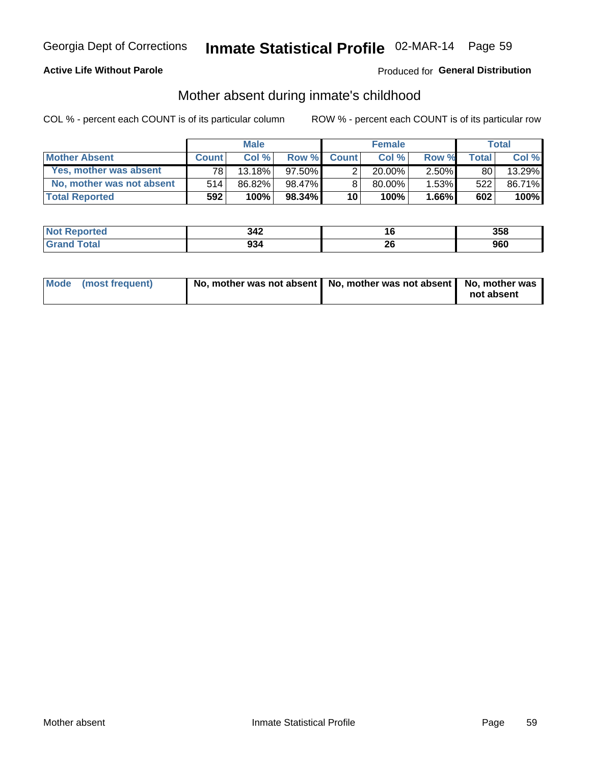Georgia Dept of Corrections **Inmate Statistical Profile** 02-MAR-14

**Active Life Without Parole**

Produced for **General Distribution**

## Mother absent during inmate's childhood

COL % - percent each COUNT is of its particular column

ROW % - percent each COUNT is of its particular row

| | Male | | | Female | | | Total | |
|---|---|---|---|---|---|---|---|---|
| **Mother Absent** | **Count** | **Col %** | **Row %** | **Count** | **Col %** | **Row %** | **Total** | **Col %** |
| **Yes, mother was absent** | 78 | 13.18% | 97.50% | 2 | 20.00% | 2.50% | 80 | 13.29% |
| **No, mother was not absent** | 514 | 86.82% | 98.47% | 8 | 80.00% | 1.53% | 522 | 86.71% |
| **Total Reported** | **592** | **100%** | **98.34%** | **10** | **100%** | **1.66%** | **602** | **100%** |

| | Male | Female | Total |
|---|---|---|---|
| **Not Reported** | **342** | **16** | **358** |
| **Grand Total** | **934** | **26** | **960** |

| | Male | Female | Total |
|---|---|---|---|
| **Mode (most frequent)** | **No, mother was not absent** | **No, mother was not absent** | **No, mother was not absent** |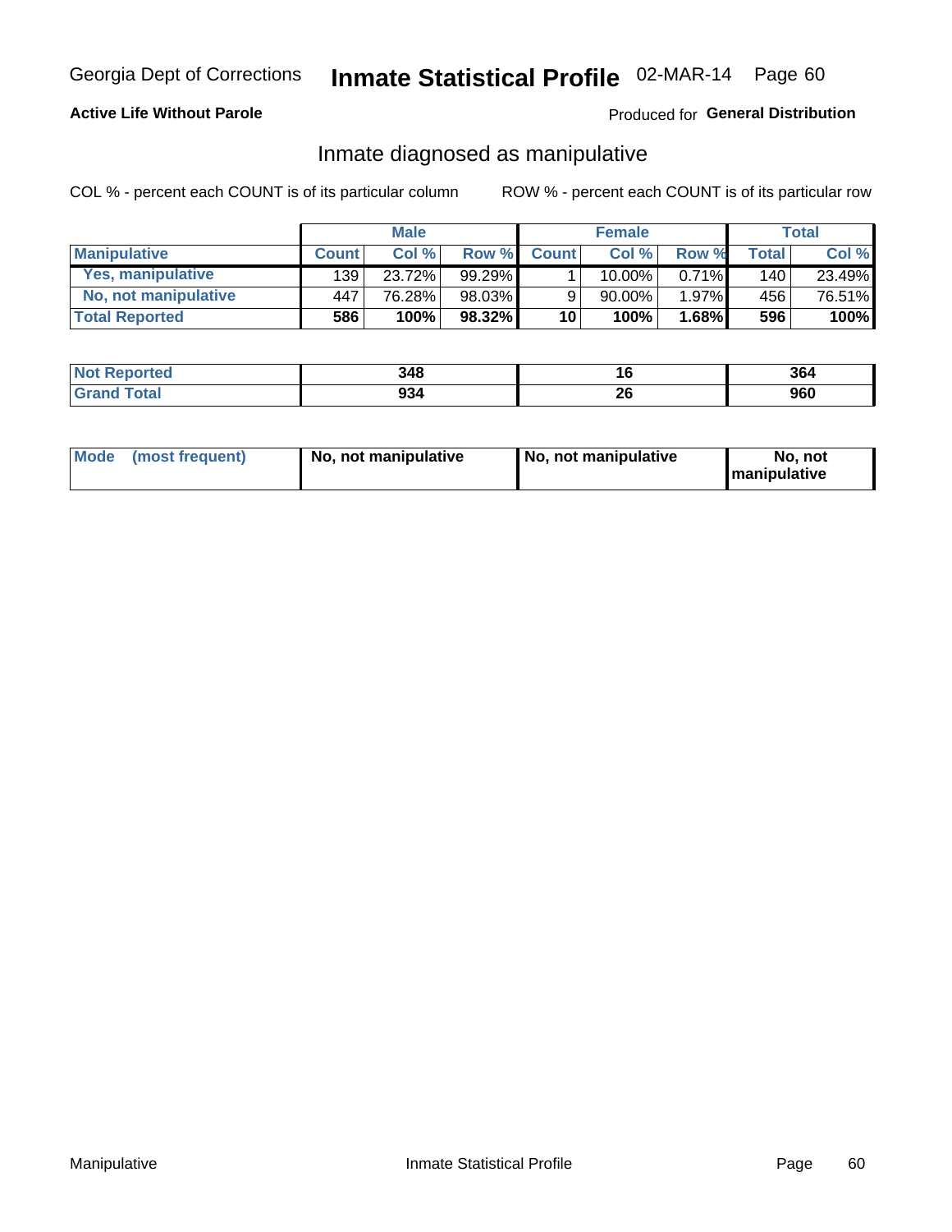Georgia Dept of Corrections **Inmate Statistical Profile** 02-MAR-14

**Active Life Without Parole**

Produced for **General Distribution**

## Inmate diagnosed as manipulative

COL % - percent each COUNT is of its particular column

ROW % - percent each COUNT is of its particular row

| | Male | | | Female | | | Total | |
|---|---|---|---|---|---|---|---|---|
| **Manipulative** | **Count** | **Col %** | **Row %** | **Count** | **Col %** | **Row %** | **Total** | **Col %** |
| **Yes, manipulative** | 139 | 23.72% | 99.29% | 1 | 10.00% | 0.71% | 140 | 23.49% |
| **No, not manipulative** | 447 | 76.28% | 98.03% | 9 | 90.00% | 1.97% | 456 | 76.51% |
| **Total Reported** | **586** | **100%** | **98.32%** | **10** | **100%** | **1.68%** | **596** | **100%** |

| | Male | Female | Total |
|---|---|---|---|
| **Not Reported** | **348** | **16** | **364** |
| **Grand Total** | **934** | **26** | **960** |

| | Male | Female | Total |
|---|---|---|---|
| **Mode (most frequent)** | **No, not manipulative** | **No, not manipulative** | **No, not manipulative** |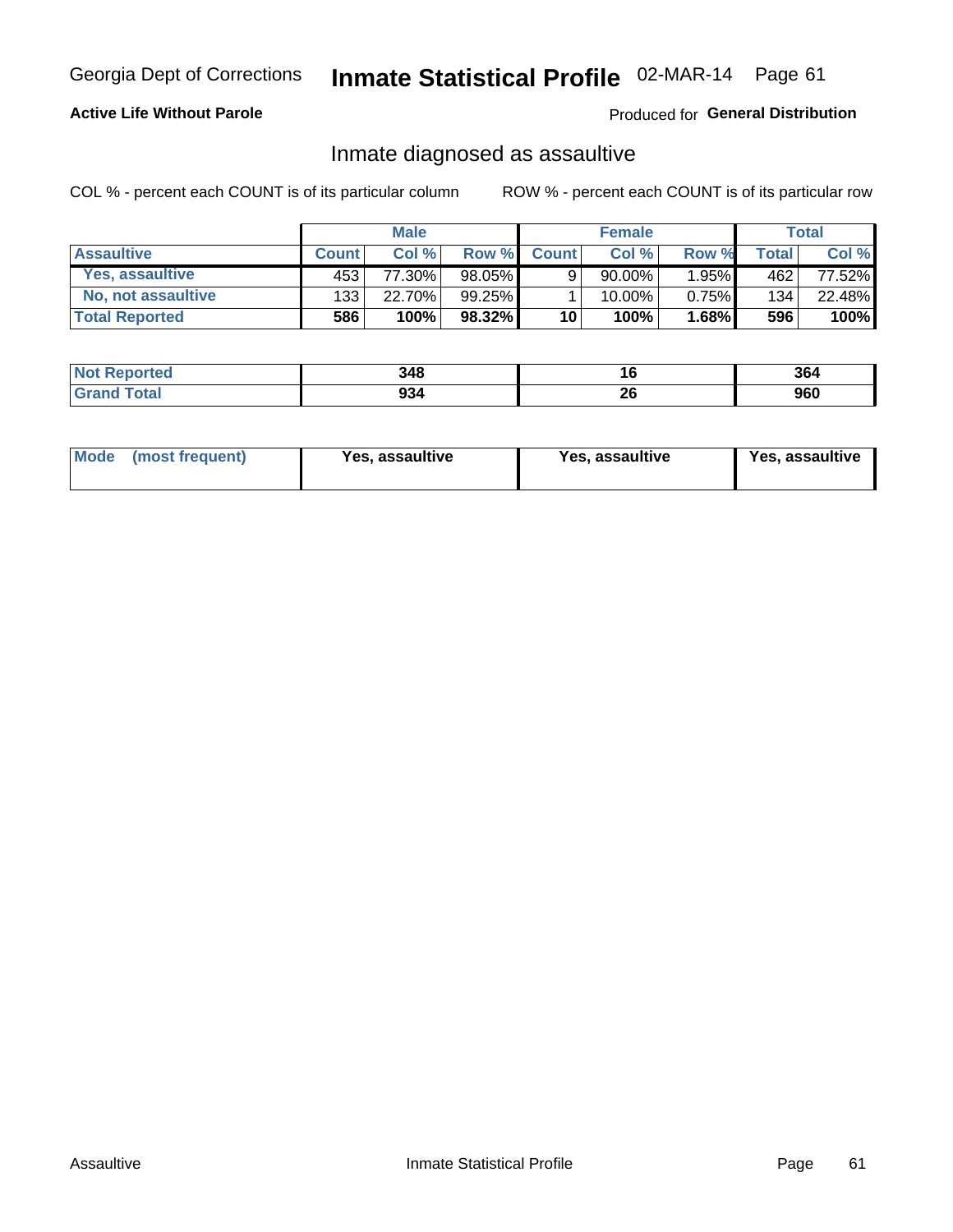Georgia Dept of Corrections **Inmate Statistical Profile** 02-MAR-14

**Active Life Without Parole**

Produced for **General Distribution**

## Inmate diagnosed as assaultive

COL % - percent each COUNT is of its particular column

ROW % - percent each COUNT is of its particular row

| | Male | | | Female | | | Total | |
|---|---|---|---|---|---|---|---|---|
| **Assaultive** | **Count** | **Col %** | **Row %** | **Count** | **Col %** | **Row %** | **Total** | **Col %** |
| Yes, assaultive | 453 | 77.30% | 98.05% | 9 | 90.00% | 1.95% | 462 | 77.52% |
| No, not assaultive | 133 | 22.70% | 99.25% | 1 | 10.00% | 0.75% | 134 | 22.48% |
| **Total Reported** | **586** | **100%** | **98.32%** | **10** | **100%** | **1.68%** | **596** | **100%** |

| | Male | Female | Total |
|---|---|---|---|
| **Not Reported** | **348** | **16** | **364** |
| **Grand Total** | **934** | **26** | **960** |

| | Male | Female | Total |
|---|---|---|---|
| **Mode (most frequent)** | **Yes, assaultive** | **Yes, assaultive** | **Yes, assaultive** |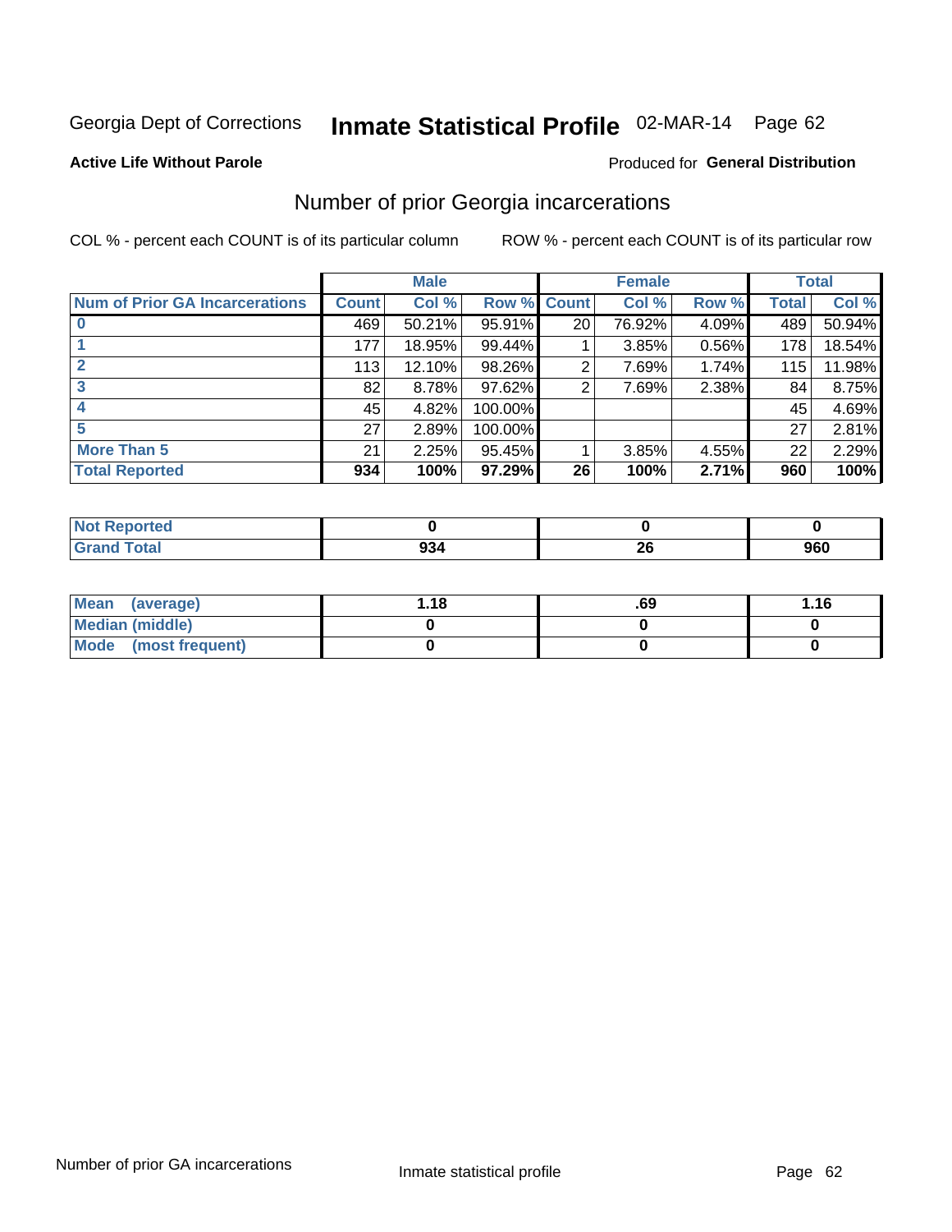Georgia Dept of Corrections **Inmate Statistical Profile** 02-MAR-14

**Active Life Without Parole**

Produced for **General Distribution**

## Number of prior Georgia incarcerations

COL % - percent each COUNT is of its particular column    ROW % - percent each COUNT is of its particular row

| | Male | | | Female | | | Total | |
|---|---|---|---|---|---|---|---|---|
| **Num of Prior GA Incarcerations** | **Count** | **Col %** | **Row %** | **Count** | **Col %** | **Row %** | **Total** | **Col %** |
| **0** | 469 | 50.21% | 95.91% | 20 | 76.92% | 4.09% | 489 | 50.94% |
| **1** | 177 | 18.95% | 99.44% | 1 | 3.85% | 0.56% | 178 | 18.54% |
| **2** | 113 | 12.10% | 98.26% | 2 | 7.69% | 1.74% | 115 | 11.98% |
| **3** | 82 | 8.78% | 97.62% | 2 | 7.69% | 2.38% | 84 | 8.75% |
| **4** | 45 | 4.82% | 100.00% | | | | 45 | 4.69% |
| **5** | 27 | 2.89% | 100.00% | | | | 27 | 2.81% |
| **More Than 5** | 21 | 2.25% | 95.45% | 1 | 3.85% | 4.55% | 22 | 2.29% |
| **Total Reported** | **934** | **100%** | **97.29%** | **26** | **100%** | **2.71%** | **960** | **100%** |

| | Male | Female | Total |
|---|---|---|---|
| **Not Reported** | **0** | **0** | **0** |
| **Grand Total** | **934** | **26** | **960** |

| | Male | Female | Total |
|---|---|---|---|
| **Mean (average)** | **1.18** | **.69** | **1.16** |
| **Median (middle)** | **0** | **0** | **0** |
| **Mode (most frequent)** | **0** | **0** | **0** |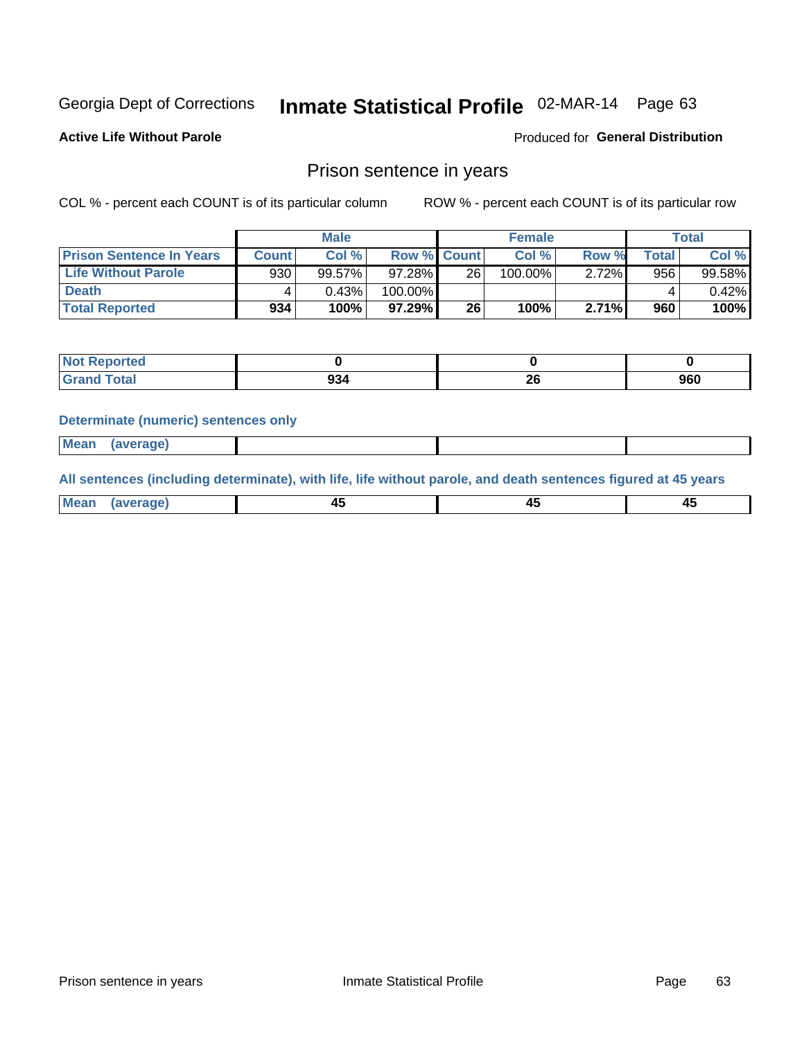Georgia Dept of Corrections **Inmate Statistical Profile** 02-MAR-14

**Active Life Without Parole**

Produced for **General Distribution**

## Prison sentence in years

COL % - percent each COUNT is of its particular column

ROW % - percent each COUNT is of its particular row

| | Male | | | Female | | | Total | |
|---|---|---|---|---|---|---|---|---|
| **Prison Sentence In Years** | **Count** | **Col %** | **Row %** | **Count** | **Col %** | **Row %** | **Total** | **Col %** |
| **Life Without Parole** | 930 | 99.57% | 97.28% | 26 | 100.00% | 2.72% | 956 | 99.58% |
| **Death** | 4 | 0.43% | 100.00% | | | | 4 | 0.42% |
| **Total Reported** | **934** | **100%** | **97.29%** | **26** | **100%** | **2.71%** | **960** | **100%** |

| | Male | Female | Total |
|---|---|---|---|
| **Not Reported** | **0** | **0** | **0** |
| **Grand Total** | **934** | **26** | **960** |

**Determinate (numeric) sentences only**

| | Male | Female | Total |
|---|---|---|---|
| **Mean (average)** | | | |

**All sentences (including determinate), with life, life without parole, and death sentences figured at 45 years**

| | Male | Female | Total |
|---|---|---|---|
| **Mean (average)** | **45** | **45** | **45** |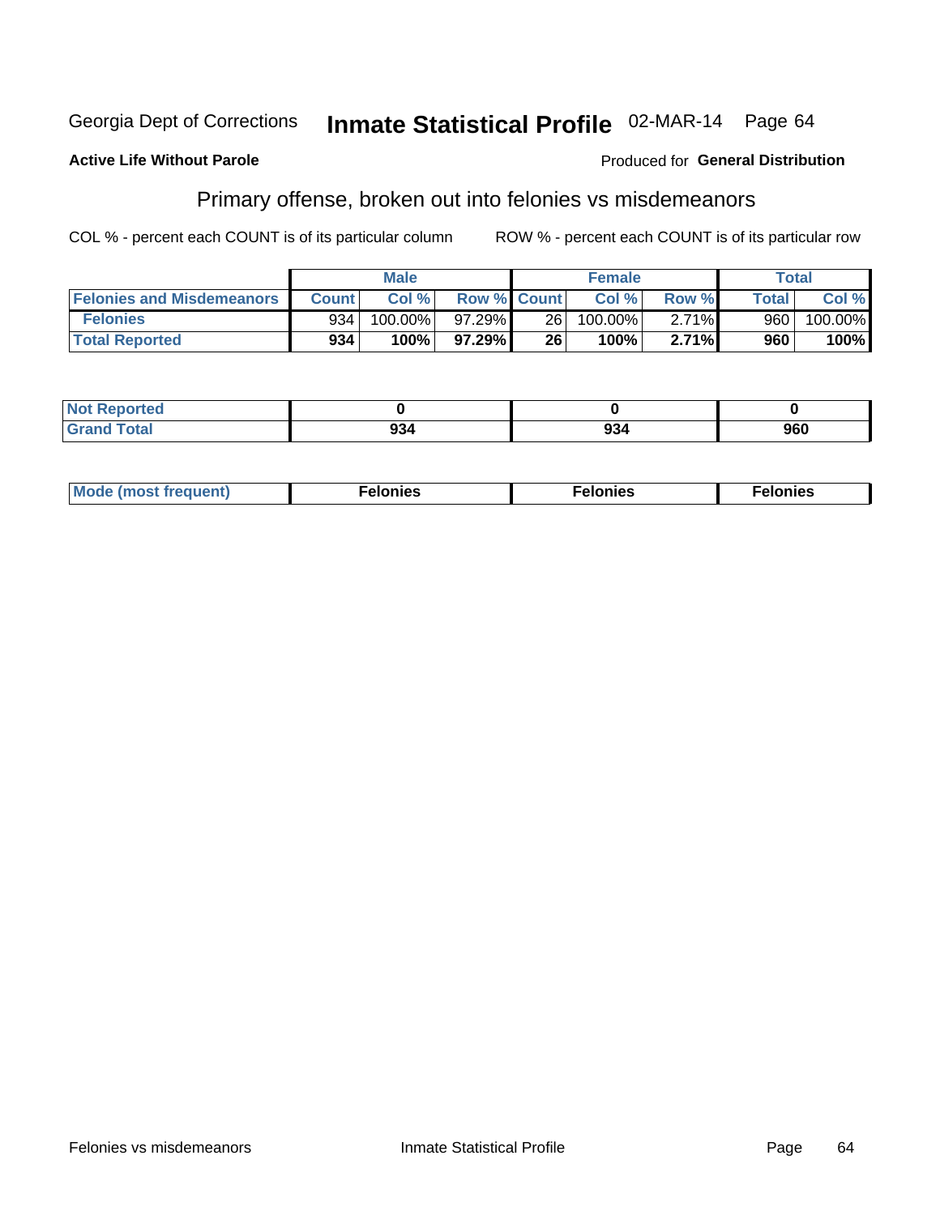Georgia Dept of Corrections **Inmate Statistical Profile** 02-MAR-14 Page 64

**Active Life Without Parole**

Produced for **General Distribution**

## Primary offense, broken out into felonies vs misdemeanors

COL % - percent each COUNT is of its particular column

ROW % - percent each COUNT is of its particular row

| | Male | | | Female | | | Total | |
|---|---|---|---|---|---|---|---|---|
| **Felonies and Misdemeanors** | **Count** | **Col %** | **Row %** | **Count** | **Col %** | **Row %** | **Total** | **Col %** |
| **Felonies** | 934 | 100.00% | 97.29% | 26 | 100.00% | 2.71% | 960 | 100.00% |
| **Total Reported** | **934** | **100%** | **97.29%** | **26** | **100%** | **2.71%** | **960** | **100%** |

| | Male | Female | Total |
|---|---|---|---|
| **Not Reported** | **0** | **0** | **0** |
| **Grand Total** | **934** | **934** | **960** |

| | Male | Female | Total |
|---|---|---|---|
| **Mode (most frequent)** | **Felonies** | **Felonies** | **Felonies** |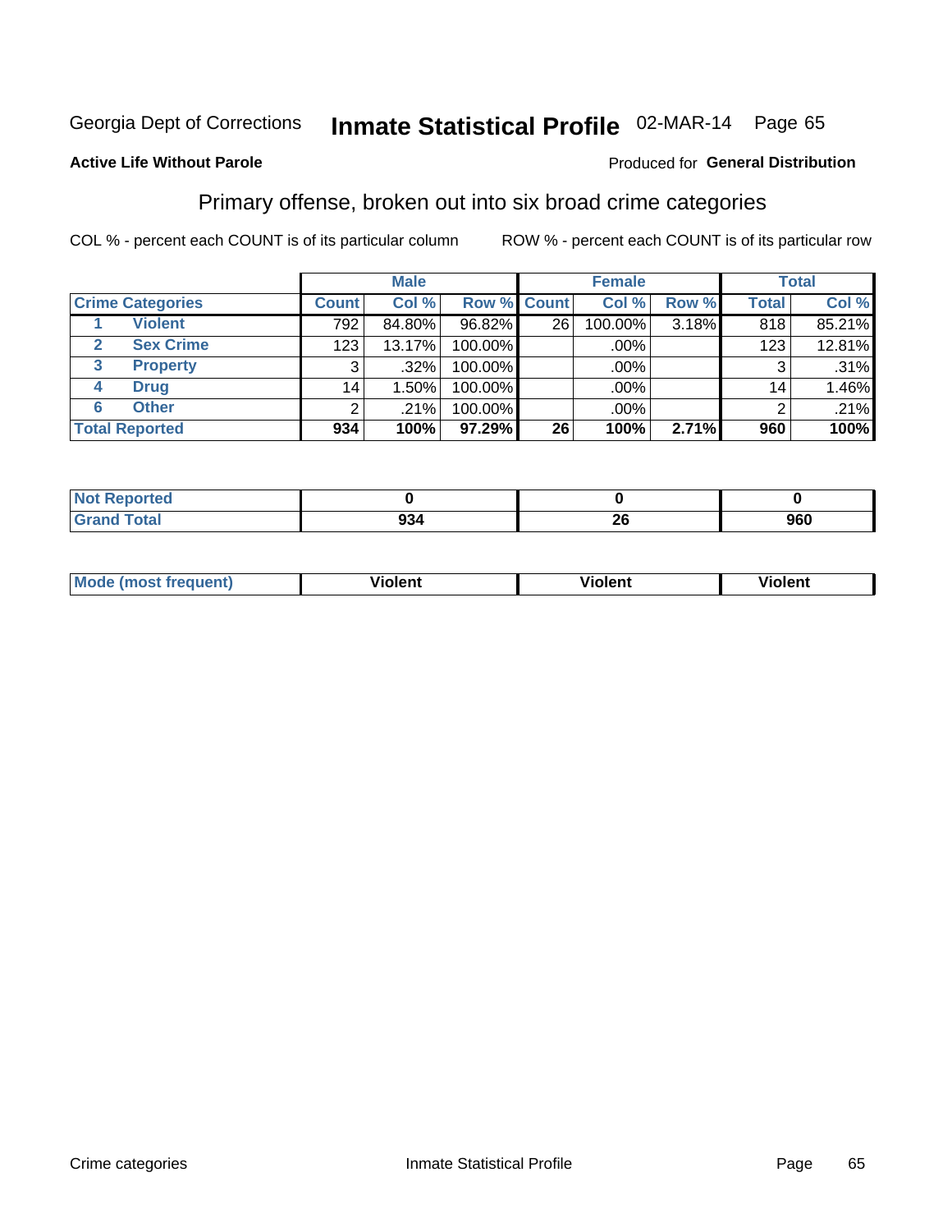Georgia Dept of Corrections **Inmate Statistical Profile** 02-MAR-14 Page 65

**Active Life Without Parole**

Produced for **General Distribution**

## Primary offense, broken out into six broad crime categories

COL % - percent each COUNT is of its particular column

ROW % - percent each COUNT is of its particular row

| | | Male | | | Female | | | Total | |
|---|---|---|---|---|---|---|---|---|---|
| **Crime Categories** | | **Count** | **Col %** | **Row %** | **Count** | **Col %** | **Row %** | **Total** | **Col %** |
| 1 | **Violent** | 792 | 84.80% | 96.82% | 26 | 100.00% | 3.18% | 818 | 85.21% |
| 2 | **Sex Crime** | 123 | 13.17% | 100.00% | | .00% | | 123 | 12.81% |
| 3 | **Property** | 3 | .32% | 100.00% | | .00% | | 3 | .31% |
| 4 | **Drug** | 14 | 1.50% | 100.00% | | .00% | | 14 | 1.46% |
| 6 | **Other** | 2 | .21% | 100.00% | | .00% | | 2 | .21% |
| **Total Reported** | | **934** | **100%** | **97.29%** | **26** | **100%** | **2.71%** | **960** | **100%** |

| | Male | Female | Total |
|---|---|---|---|
| **Not Reported** | **0** | **0** | **0** |
| **Grand Total** | **934** | **26** | **960** |

| | Male | Female | Total |
|---|---|---|---|
| **Mode (most frequent)** | **Violent** | **Violent** | **Violent** |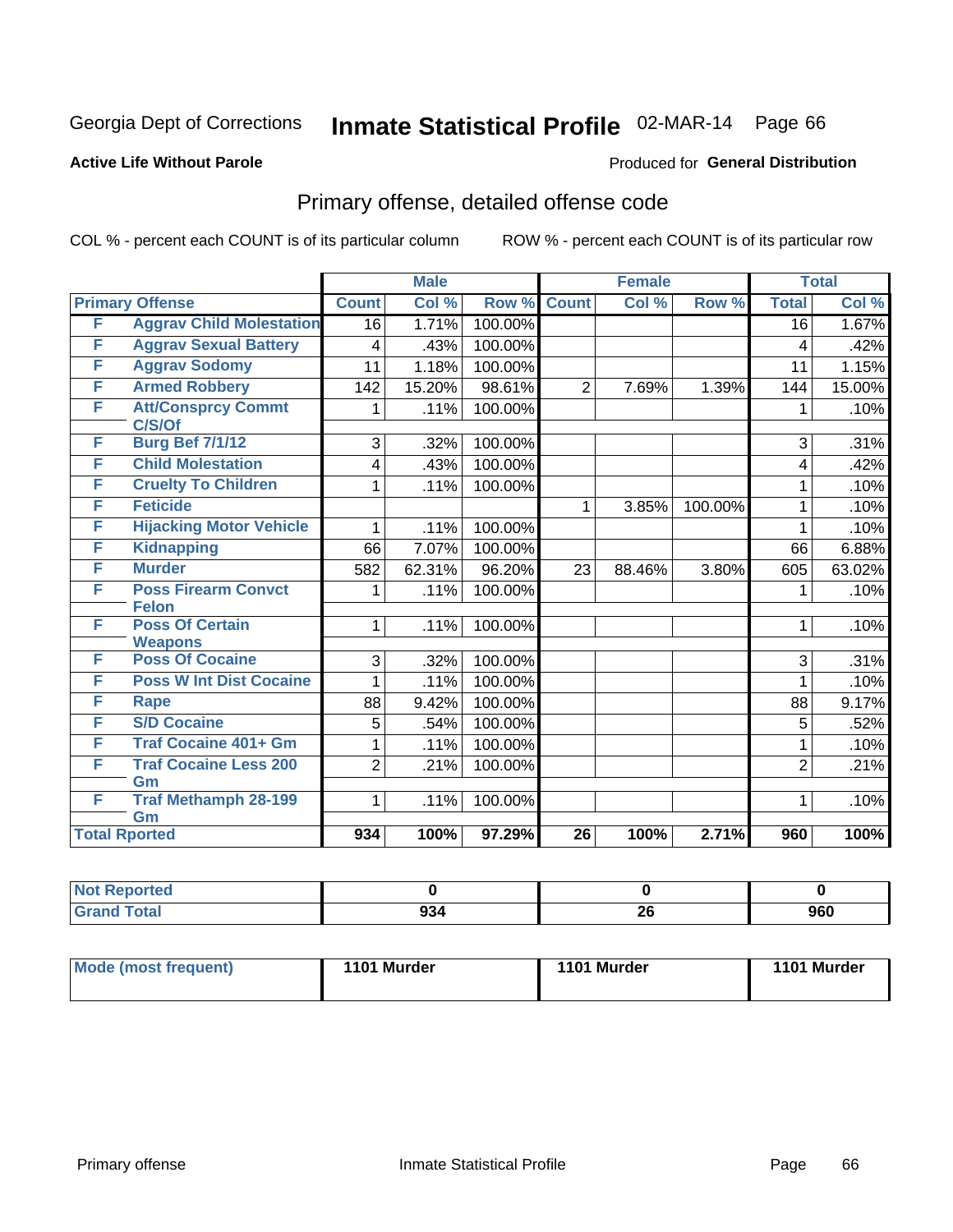Georgia Dept of Corrections **Inmate Statistical Profile** 02-MAR-14 Page 66

**Active Life Without Parole**

Produced for **General Distribution**

## Primary offense, detailed offense code

COL % - percent each COUNT is of its particular column ROW % - percent each COUNT is of its particular row

| Primary Offense | | Male | | | Female | | | Total | |
|---|---|---|---|---|---|---|---|---|---|
| | | Count | Col % | Row % | Count | Col % | Row % | Total | Col % |
| F | Aggrav Child Molestation | 16 | 1.71% | 100.00% | | | | 16 | 1.67% |
| F | Aggrav Sexual Battery | 4 | .43% | 100.00% | | | | 4 | .42% |
| F | Aggrav Sodomy | 11 | 1.18% | 100.00% | | | | 11 | 1.15% |
| F | Armed Robbery | 142 | 15.20% | 98.61% | 2 | 7.69% | 1.39% | 144 | 15.00% |
| F | Att/Consprcy Commt C/S/Of | 1 | .11% | 100.00% | | | | 1 | .10% |
| F | Burg Bef 7/1/12 | 3 | .32% | 100.00% | | | | 3 | .31% |
| F | Child Molestation | 4 | .43% | 100.00% | | | | 4 | .42% |
| F | Cruelty To Children | 1 | .11% | 100.00% | | | | 1 | .10% |
| F | Feticide | | | | 1 | 3.85% | 100.00% | 1 | .10% |
| F | Hijacking Motor Vehicle | 1 | .11% | 100.00% | | | | 1 | .10% |
| F | Kidnapping | 66 | 7.07% | 100.00% | | | | 66 | 6.88% |
| F | Murder | 582 | 62.31% | 96.20% | 23 | 88.46% | 3.80% | 605 | 63.02% |
| F | Poss Firearm Convct Felon | 1 | .11% | 100.00% | | | | 1 | .10% |
| F | Poss Of Certain Weapons | 1 | .11% | 100.00% | | | | 1 | .10% |
| F | Poss Of Cocaine | 3 | .32% | 100.00% | | | | 3 | .31% |
| F | Poss W Int Dist Cocaine | 1 | .11% | 100.00% | | | | 1 | .10% |
| F | Rape | 88 | 9.42% | 100.00% | | | | 88 | 9.17% |
| F | S/D Cocaine | 5 | .54% | 100.00% | | | | 5 | .52% |
| F | Traf Cocaine 401+ Gm | 1 | .11% | 100.00% | | | | 1 | .10% |
| F | Traf Cocaine Less 200 Gm | 2 | .21% | 100.00% | | | | 2 | .21% |
| F | Traf Methamph 28-199 Gm | 1 | .11% | 100.00% | | | | 1 | .10% |
| **Total Rported** | | **934** | **100%** | **97.29%** | **26** | **100%** | **2.71%** | **960** | **100%** |

| | Male | Female | Total |
|---|---|---|---|
| Not Reported | 0 | 0 | 0 |
| Grand Total | 934 | 26 | 960 |

| | Male | Female | Total |
|---|---|---|---|
| Mode (most frequent) | 1101 Murder | 1101 Murder | 1101 Murder |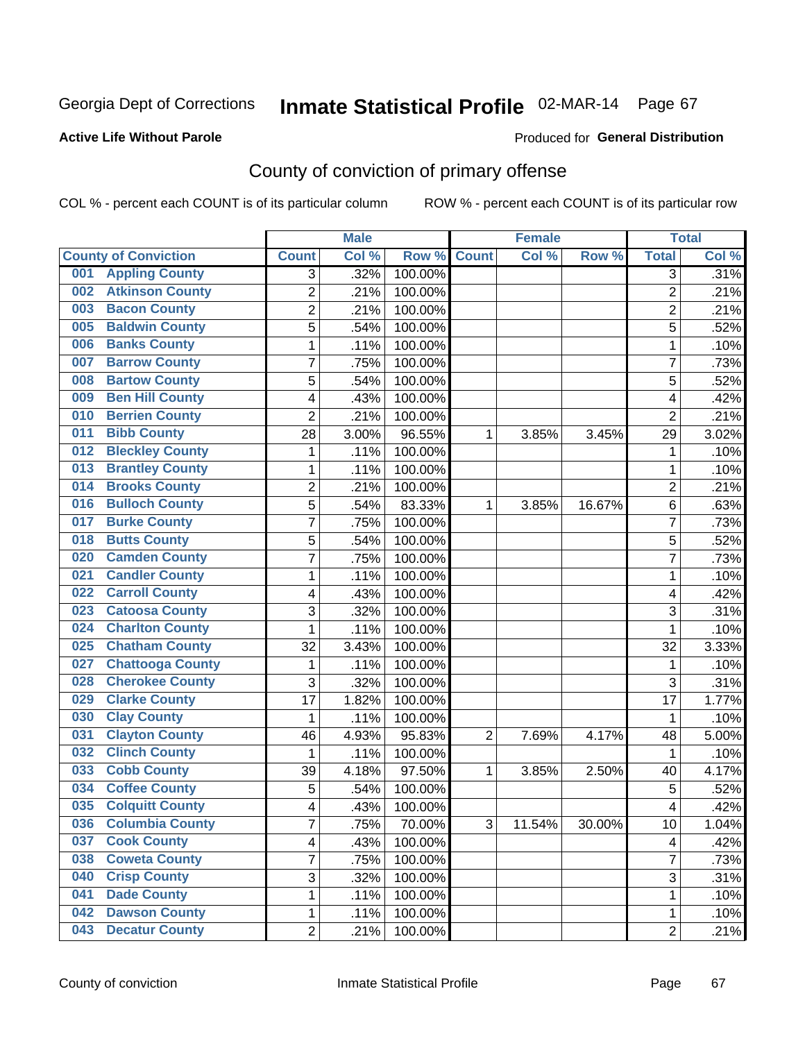Georgia Dept of Corrections **Inmate Statistical Profile** 02-MAR-14

**Active Life Without Parole**

Produced for **General Distribution**

## County of conviction of primary offense

COL % - percent each COUNT is of its particular column ROW % - percent each COUNT is of its particular row

| | Male | | | Female | | | Total | |
|---|---|---|---|---|---|---|---|---|
| County of Conviction | Count | Col % | Row % | Count | Col % | Row % | Total | Col % |
| 001 Appling County | 3 | .32% | 100.00% | | | | 3 | .31% |
| 002 Atkinson County | 2 | .21% | 100.00% | | | | 2 | .21% |
| 003 Bacon County | 2 | .21% | 100.00% | | | | 2 | .21% |
| 005 Baldwin County | 5 | .54% | 100.00% | | | | 5 | .52% |
| 006 Banks County | 1 | .11% | 100.00% | | | | 1 | .10% |
| 007 Barrow County | 7 | .75% | 100.00% | | | | 7 | .73% |
| 008 Bartow County | 5 | .54% | 100.00% | | | | 5 | .52% |
| 009 Ben Hill County | 4 | .43% | 100.00% | | | | 4 | .42% |
| 010 Berrien County | 2 | .21% | 100.00% | | | | 2 | .21% |
| 011 Bibb County | 28 | 3.00% | 96.55% | 1 | 3.85% | 3.45% | 29 | 3.02% |
| 012 Bleckley County | 1 | .11% | 100.00% | | | | 1 | .10% |
| 013 Brantley County | 1 | .11% | 100.00% | | | | 1 | .10% |
| 014 Brooks County | 2 | .21% | 100.00% | | | | 2 | .21% |
| 016 Bulloch County | 5 | .54% | 83.33% | 1 | 3.85% | 16.67% | 6 | .63% |
| 017 Burke County | 7 | .75% | 100.00% | | | | 7 | .73% |
| 018 Butts County | 5 | .54% | 100.00% | | | | 5 | .52% |
| 020 Camden County | 7 | .75% | 100.00% | | | | 7 | .73% |
| 021 Candler County | 1 | .11% | 100.00% | | | | 1 | .10% |
| 022 Carroll County | 4 | .43% | 100.00% | | | | 4 | .42% |
| 023 Catoosa County | 3 | .32% | 100.00% | | | | 3 | .31% |
| 024 Charlton County | 1 | .11% | 100.00% | | | | 1 | .10% |
| 025 Chatham County | 32 | 3.43% | 100.00% | | | | 32 | 3.33% |
| 027 Chattooga County | 1 | .11% | 100.00% | | | | 1 | .10% |
| 028 Cherokee County | 3 | .32% | 100.00% | | | | 3 | .31% |
| 029 Clarke County | 17 | 1.82% | 100.00% | | | | 17 | 1.77% |
| 030 Clay County | 1 | .11% | 100.00% | | | | 1 | .10% |
| 031 Clayton County | 46 | 4.93% | 95.83% | 2 | 7.69% | 4.17% | 48 | 5.00% |
| 032 Clinch County | 1 | .11% | 100.00% | | | | 1 | .10% |
| 033 Cobb County | 39 | 4.18% | 97.50% | 1 | 3.85% | 2.50% | 40 | 4.17% |
| 034 Coffee County | 5 | .54% | 100.00% | | | | 5 | .52% |
| 035 Colquitt County | 4 | .43% | 100.00% | | | | 4 | .42% |
| 036 Columbia County | 7 | .75% | 70.00% | 3 | 11.54% | 30.00% | 10 | 1.04% |
| 037 Cook County | 4 | .43% | 100.00% | | | | 4 | .42% |
| 038 Coweta County | 7 | .75% | 100.00% | | | | 7 | .73% |
| 040 Crisp County | 3 | .32% | 100.00% | | | | 3 | .31% |
| 041 Dade County | 1 | .11% | 100.00% | | | | 1 | .10% |
| 042 Dawson County | 1 | .11% | 100.00% | | | | 1 | .10% |
| 043 Decatur County | 2 | .21% | 100.00% | | | | 2 | .21% |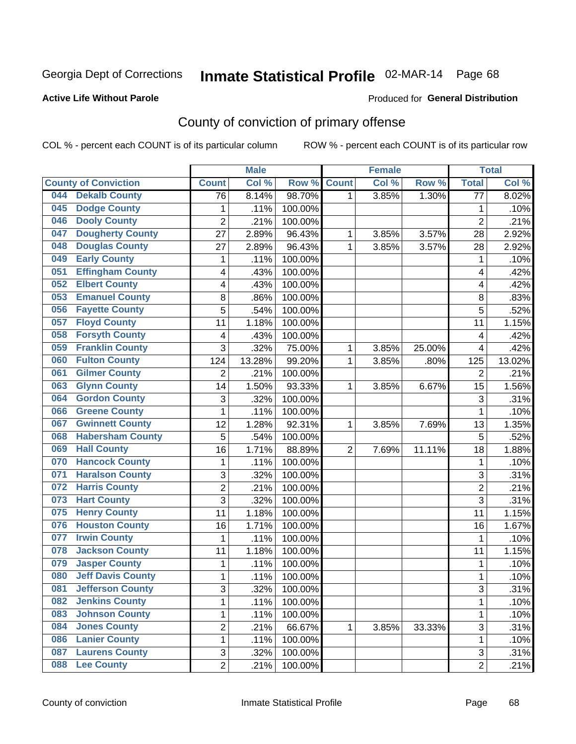Georgia Dept of Corrections **Inmate Statistical Profile** 02-MAR-14 Page 68

**Active Life Without Parole**

Produced for **General Distribution**

# County of conviction of primary offense

COL % - percent each COUNT is of its particular column ROW % - percent each COUNT is of its particular row

| County of Conviction | Male | | | Female | | | Total | |
|---|---|---|---|---|---|---|---|---|
| | Count | Col % | Row % | Count | Col % | Row % | Total | Col % |
| 044 Dekalb County | 76 | 8.14% | 98.70% | 1 | 3.85% | 1.30% | 77 | 8.02% |
| 045 Dodge County | 1 | .11% | 100.00% | | | | 1 | .10% |
| 046 Dooly County | 2 | .21% | 100.00% | | | | 2 | .21% |
| 047 Dougherty County | 27 | 2.89% | 96.43% | 1 | 3.85% | 3.57% | 28 | 2.92% |
| 048 Douglas County | 27 | 2.89% | 96.43% | 1 | 3.85% | 3.57% | 28 | 2.92% |
| 049 Early County | 1 | .11% | 100.00% | | | | 1 | .10% |
| 051 Effingham County | 4 | .43% | 100.00% | | | | 4 | .42% |
| 052 Elbert County | 4 | .43% | 100.00% | | | | 4 | .42% |
| 053 Emanuel County | 8 | .86% | 100.00% | | | | 8 | .83% |
| 056 Fayette County | 5 | .54% | 100.00% | | | | 5 | .52% |
| 057 Floyd County | 11 | 1.18% | 100.00% | | | | 11 | 1.15% |
| 058 Forsyth County | 4 | .43% | 100.00% | | | | 4 | .42% |
| 059 Franklin County | 3 | .32% | 75.00% | 1 | 3.85% | 25.00% | 4 | .42% |
| 060 Fulton County | 124 | 13.28% | 99.20% | 1 | 3.85% | .80% | 125 | 13.02% |
| 061 Gilmer County | 2 | .21% | 100.00% | | | | 2 | .21% |
| 063 Glynn County | 14 | 1.50% | 93.33% | 1 | 3.85% | 6.67% | 15 | 1.56% |
| 064 Gordon County | 3 | .32% | 100.00% | | | | 3 | .31% |
| 066 Greene County | 1 | .11% | 100.00% | | | | 1 | .10% |
| 067 Gwinnett County | 12 | 1.28% | 92.31% | 1 | 3.85% | 7.69% | 13 | 1.35% |
| 068 Habersham County | 5 | .54% | 100.00% | | | | 5 | .52% |
| 069 Hall County | 16 | 1.71% | 88.89% | 2 | 7.69% | 11.11% | 18 | 1.88% |
| 070 Hancock County | 1 | .11% | 100.00% | | | | 1 | .10% |
| 071 Haralson County | 3 | .32% | 100.00% | | | | 3 | .31% |
| 072 Harris County | 2 | .21% | 100.00% | | | | 2 | .21% |
| 073 Hart County | 3 | .32% | 100.00% | | | | 3 | .31% |
| 075 Henry County | 11 | 1.18% | 100.00% | | | | 11 | 1.15% |
| 076 Houston County | 16 | 1.71% | 100.00% | | | | 16 | 1.67% |
| 077 Irwin County | 1 | .11% | 100.00% | | | | 1 | .10% |
| 078 Jackson County | 11 | 1.18% | 100.00% | | | | 11 | 1.15% |
| 079 Jasper County | 1 | .11% | 100.00% | | | | 1 | .10% |
| 080 Jeff Davis County | 1 | .11% | 100.00% | | | | 1 | .10% |
| 081 Jefferson County | 3 | .32% | 100.00% | | | | 3 | .31% |
| 082 Jenkins County | 1 | .11% | 100.00% | | | | 1 | .10% |
| 083 Johnson County | 1 | .11% | 100.00% | | | | 1 | .10% |
| 084 Jones County | 2 | .21% | 66.67% | 1 | 3.85% | 33.33% | 3 | .31% |
| 086 Lanier County | 1 | .11% | 100.00% | | | | 1 | .10% |
| 087 Laurens County | 3 | .32% | 100.00% | | | | 3 | .31% |
| 088 Lee County | 2 | .21% | 100.00% | | | | 2 | .21% |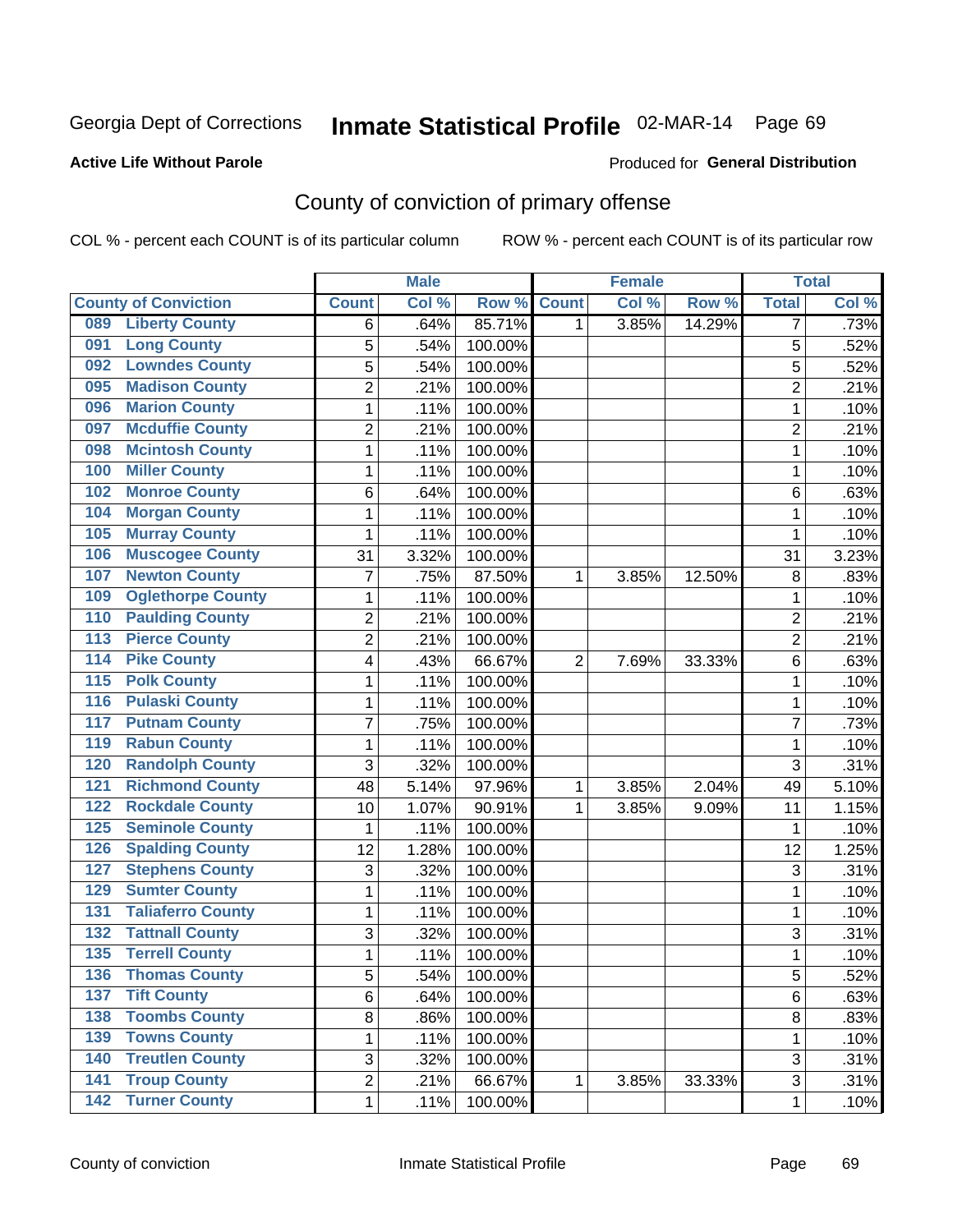Georgia Dept of Corrections **Inmate Statistical Profile** 02-MAR-14 Page 69

**Active Life Without Parole**

Produced for **General Distribution**

## County of conviction of primary offense

COL % - percent each COUNT is of its particular column ROW % - percent each COUNT is of its particular row

| County of Conviction | Male | | | Female | | | Total | |
|---|---|---|---|---|---|---|---|---|
| | Count | Col % | Row % | Count | Col % | Row % | Total | Col % |
| 089 Liberty County | 6 | .64% | 85.71% | 1 | 3.85% | 14.29% | 7 | .73% |
| 091 Long County | 5 | .54% | 100.00% | | | | 5 | .52% |
| 092 Lowndes County | 5 | .54% | 100.00% | | | | 5 | .52% |
| 095 Madison County | 2 | .21% | 100.00% | | | | 2 | .21% |
| 096 Marion County | 1 | .11% | 100.00% | | | | 1 | .10% |
| 097 Mcduffie County | 2 | .21% | 100.00% | | | | 2 | .21% |
| 098 Mcintosh County | 1 | .11% | 100.00% | | | | 1 | .10% |
| 100 Miller County | 1 | .11% | 100.00% | | | | 1 | .10% |
| 102 Monroe County | 6 | .64% | 100.00% | | | | 6 | .63% |
| 104 Morgan County | 1 | .11% | 100.00% | | | | 1 | .10% |
| 105 Murray County | 1 | .11% | 100.00% | | | | 1 | .10% |
| 106 Muscogee County | 31 | 3.32% | 100.00% | | | | 31 | 3.23% |
| 107 Newton County | 7 | .75% | 87.50% | 1 | 3.85% | 12.50% | 8 | .83% |
| 109 Oglethorpe County | 1 | .11% | 100.00% | | | | 1 | .10% |
| 110 Paulding County | 2 | .21% | 100.00% | | | | 2 | .21% |
| 113 Pierce County | 2 | .21% | 100.00% | | | | 2 | .21% |
| 114 Pike County | 4 | .43% | 66.67% | 2 | 7.69% | 33.33% | 6 | .63% |
| 115 Polk County | 1 | .11% | 100.00% | | | | 1 | .10% |
| 116 Pulaski County | 1 | .11% | 100.00% | | | | 1 | .10% |
| 117 Putnam County | 7 | .75% | 100.00% | | | | 7 | .73% |
| 119 Rabun County | 1 | .11% | 100.00% | | | | 1 | .10% |
| 120 Randolph County | 3 | .32% | 100.00% | | | | 3 | .31% |
| 121 Richmond County | 48 | 5.14% | 97.96% | 1 | 3.85% | 2.04% | 49 | 5.10% |
| 122 Rockdale County | 10 | 1.07% | 90.91% | 1 | 3.85% | 9.09% | 11 | 1.15% |
| 125 Seminole County | 1 | .11% | 100.00% | | | | 1 | .10% |
| 126 Spalding County | 12 | 1.28% | 100.00% | | | | 12 | 1.25% |
| 127 Stephens County | 3 | .32% | 100.00% | | | | 3 | .31% |
| 129 Sumter County | 1 | .11% | 100.00% | | | | 1 | .10% |
| 131 Taliaferro County | 1 | .11% | 100.00% | | | | 1 | .10% |
| 132 Tattnall County | 3 | .32% | 100.00% | | | | 3 | .31% |
| 135 Terrell County | 1 | .11% | 100.00% | | | | 1 | .10% |
| 136 Thomas County | 5 | .54% | 100.00% | | | | 5 | .52% |
| 137 Tift County | 6 | .64% | 100.00% | | | | 6 | .63% |
| 138 Toombs County | 8 | .86% | 100.00% | | | | 8 | .83% |
| 139 Towns County | 1 | .11% | 100.00% | | | | 1 | .10% |
| 140 Treutlen County | 3 | .32% | 100.00% | | | | 3 | .31% |
| 141 Troup County | 2 | .21% | 66.67% | 1 | 3.85% | 33.33% | 3 | .31% |
| 142 Turner County | 1 | .11% | 100.00% | | | | 1 | .10% |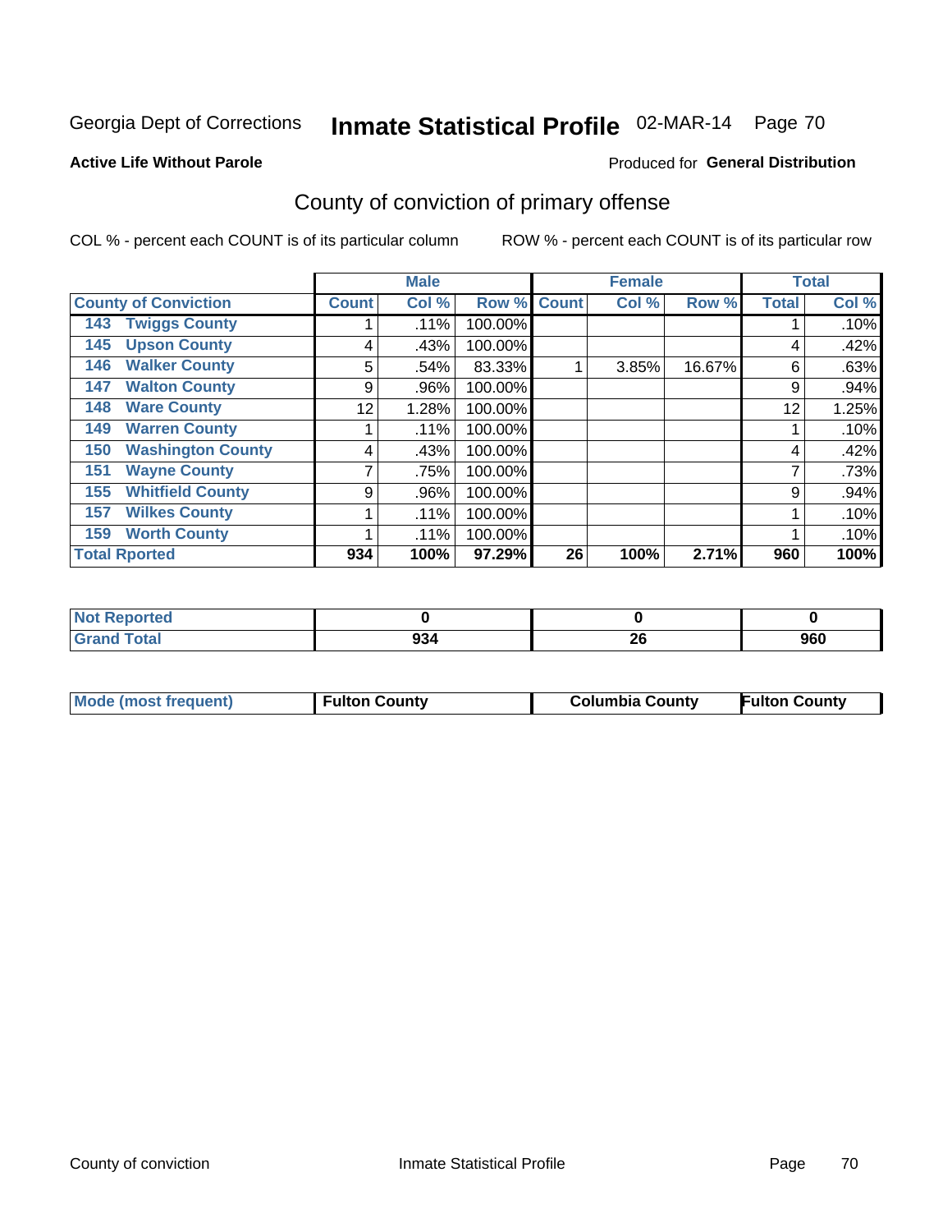Georgia Dept of Corrections **Inmate Statistical Profile** 02-MAR-14 Page 70

**Active Life Without Parole**

Produced for **General Distribution**

## County of conviction of primary offense

COL % - percent each COUNT is of its particular column

ROW % - percent each COUNT is of its particular row

| | Male | | | Female | | | Total | |
|---|---|---|---|---|---|---|---|---|
| **County of Conviction** | **Count** | **Col %** | **Row %** | **Count** | **Col %** | **Row %** | **Total** | **Col %** |
| 143 Twiggs County | 1 | .11% | 100.00% | | | | 1 | .10% |
| 145 Upson County | 4 | .43% | 100.00% | | | | 4 | .42% |
| 146 Walker County | 5 | .54% | 83.33% | 1 | 3.85% | 16.67% | 6 | .63% |
| 147 Walton County | 9 | .96% | 100.00% | | | | 9 | .94% |
| 148 Ware County | 12 | 1.28% | 100.00% | | | | 12 | 1.25% |
| 149 Warren County | 1 | .11% | 100.00% | | | | 1 | .10% |
| 150 Washington County | 4 | .43% | 100.00% | | | | 4 | .42% |
| 151 Wayne County | 7 | .75% | 100.00% | | | | 7 | .73% |
| 155 Whitfield County | 9 | .96% | 100.00% | | | | 9 | .94% |
| 157 Wilkes County | 1 | .11% | 100.00% | | | | 1 | .10% |
| 159 Worth County | 1 | .11% | 100.00% | | | | 1 | .10% |
| **Total Rported** | **934** | **100%** | **97.29%** | **26** | **100%** | **2.71%** | **960** | **100%** |

| | Male | Female | Total |
|---|---|---|---|
| **Not Reported** | **0** | **0** | **0** |
| **Grand Total** | **934** | **26** | **960** |

| | Male | Female | Total |
|---|---|---|---|
| **Mode (most frequent)** | **Fulton County** | **Columbia County** | **Fulton County** |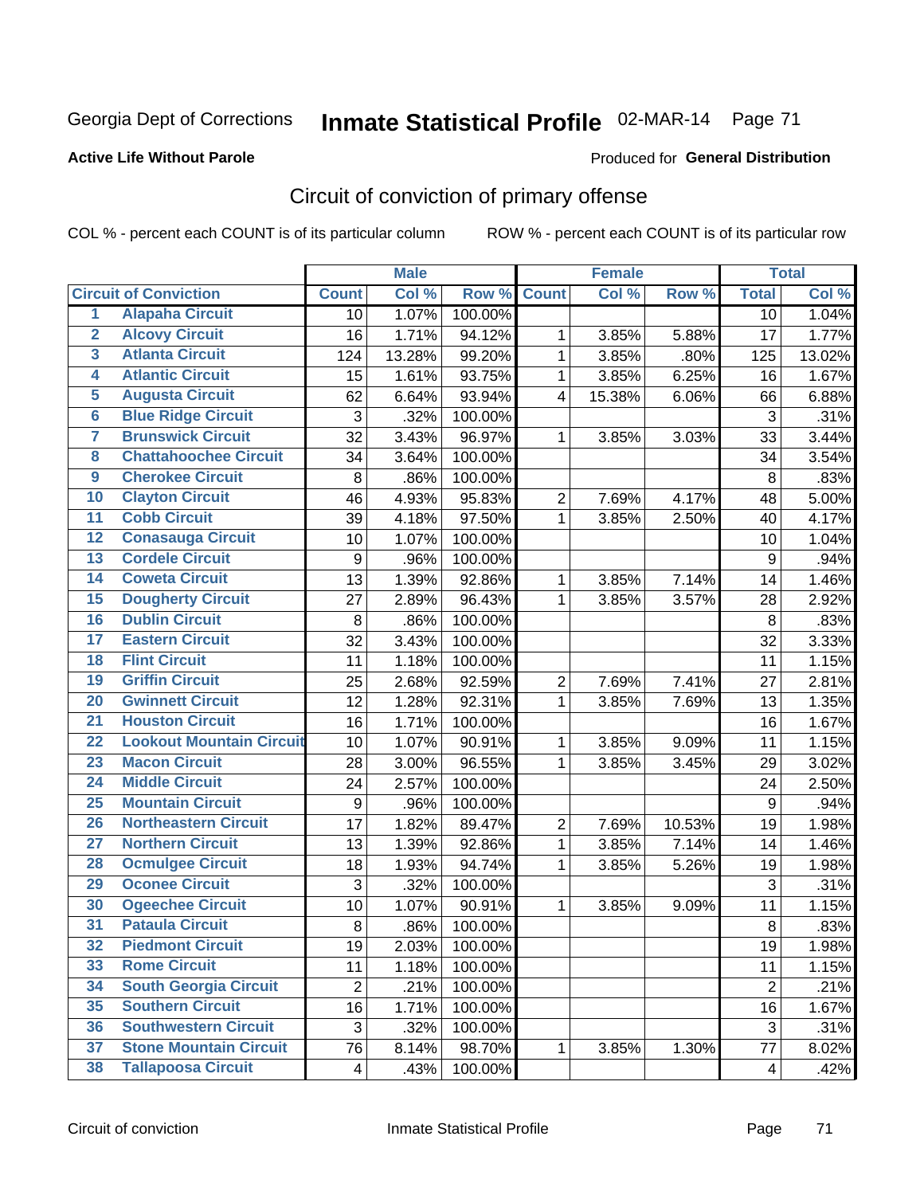Georgia Dept of Corrections **Inmate Statistical Profile** 02-MAR-14 Page 71

**Active Life Without Parole**

Produced for **General Distribution**

## Circuit of conviction of primary offense

COL % - percent each COUNT is of its particular column

ROW % - percent each COUNT is of its particular row

| | | Male | | | Female | | | Total | |
|---|---|---|---|---|---|---|---|---|---|
| **Circuit of Conviction** | | **Count** | **Col %** | **Row %** | **Count** | **Col %** | **Row %** | **Total** | **Col %** |
| 1 | Alapaha Circuit | 10 | 1.07% | 100.00% | | | | 10 | 1.04% |
| 2 | Alcovy Circuit | 16 | 1.71% | 94.12% | 1 | 3.85% | 5.88% | 17 | 1.77% |
| 3 | Atlanta Circuit | 124 | 13.28% | 99.20% | 1 | 3.85% | .80% | 125 | 13.02% |
| 4 | Atlantic Circuit | 15 | 1.61% | 93.75% | 1 | 3.85% | 6.25% | 16 | 1.67% |
| 5 | Augusta Circuit | 62 | 6.64% | 93.94% | 4 | 15.38% | 6.06% | 66 | 6.88% |
| 6 | Blue Ridge Circuit | 3 | .32% | 100.00% | | | | 3 | .31% |
| 7 | Brunswick Circuit | 32 | 3.43% | 96.97% | 1 | 3.85% | 3.03% | 33 | 3.44% |
| 8 | Chattahoochee Circuit | 34 | 3.64% | 100.00% | | | | 34 | 3.54% |
| 9 | Cherokee Circuit | 8 | .86% | 100.00% | | | | 8 | .83% |
| 10 | Clayton Circuit | 46 | 4.93% | 95.83% | 2 | 7.69% | 4.17% | 48 | 5.00% |
| 11 | Cobb Circuit | 39 | 4.18% | 97.50% | 1 | 3.85% | 2.50% | 40 | 4.17% |
| 12 | Conasauga Circuit | 10 | 1.07% | 100.00% | | | | 10 | 1.04% |
| 13 | Cordele Circuit | 9 | .96% | 100.00% | | | | 9 | .94% |
| 14 | Coweta Circuit | 13 | 1.39% | 92.86% | 1 | 3.85% | 7.14% | 14 | 1.46% |
| 15 | Dougherty Circuit | 27 | 2.89% | 96.43% | 1 | 3.85% | 3.57% | 28 | 2.92% |
| 16 | Dublin Circuit | 8 | .86% | 100.00% | | | | 8 | .83% |
| 17 | Eastern Circuit | 32 | 3.43% | 100.00% | | | | 32 | 3.33% |
| 18 | Flint Circuit | 11 | 1.18% | 100.00% | | | | 11 | 1.15% |
| 19 | Griffin Circuit | 25 | 2.68% | 92.59% | 2 | 7.69% | 7.41% | 27 | 2.81% |
| 20 | Gwinnett Circuit | 12 | 1.28% | 92.31% | 1 | 3.85% | 7.69% | 13 | 1.35% |
| 21 | Houston Circuit | 16 | 1.71% | 100.00% | | | | 16 | 1.67% |
| 22 | Lookout Mountain Circuit | 10 | 1.07% | 90.91% | 1 | 3.85% | 9.09% | 11 | 1.15% |
| 23 | Macon Circuit | 28 | 3.00% | 96.55% | 1 | 3.85% | 3.45% | 29 | 3.02% |
| 24 | Middle Circuit | 24 | 2.57% | 100.00% | | | | 24 | 2.50% |
| 25 | Mountain Circuit | 9 | .96% | 100.00% | | | | 9 | .94% |
| 26 | Northeastern Circuit | 17 | 1.82% | 89.47% | 2 | 7.69% | 10.53% | 19 | 1.98% |
| 27 | Northern Circuit | 13 | 1.39% | 92.86% | 1 | 3.85% | 7.14% | 14 | 1.46% |
| 28 | Ocmulgee Circuit | 18 | 1.93% | 94.74% | 1 | 3.85% | 5.26% | 19 | 1.98% |
| 29 | Oconee Circuit | 3 | .32% | 100.00% | | | | 3 | .31% |
| 30 | Ogeechee Circuit | 10 | 1.07% | 90.91% | 1 | 3.85% | 9.09% | 11 | 1.15% |
| 31 | Pataula Circuit | 8 | .86% | 100.00% | | | | 8 | .83% |
| 32 | Piedmont Circuit | 19 | 2.03% | 100.00% | | | | 19 | 1.98% |
| 33 | Rome Circuit | 11 | 1.18% | 100.00% | | | | 11 | 1.15% |
| 34 | South Georgia Circuit | 2 | .21% | 100.00% | | | | 2 | .21% |
| 35 | Southern Circuit | 16 | 1.71% | 100.00% | | | | 16 | 1.67% |
| 36 | Southwestern Circuit | 3 | .32% | 100.00% | | | | 3 | .31% |
| 37 | Stone Mountain Circuit | 76 | 8.14% | 98.70% | 1 | 3.85% | 1.30% | 77 | 8.02% |
| 38 | Tallapoosa Circuit | 4 | .43% | 100.00% | | | | 4 | .42% |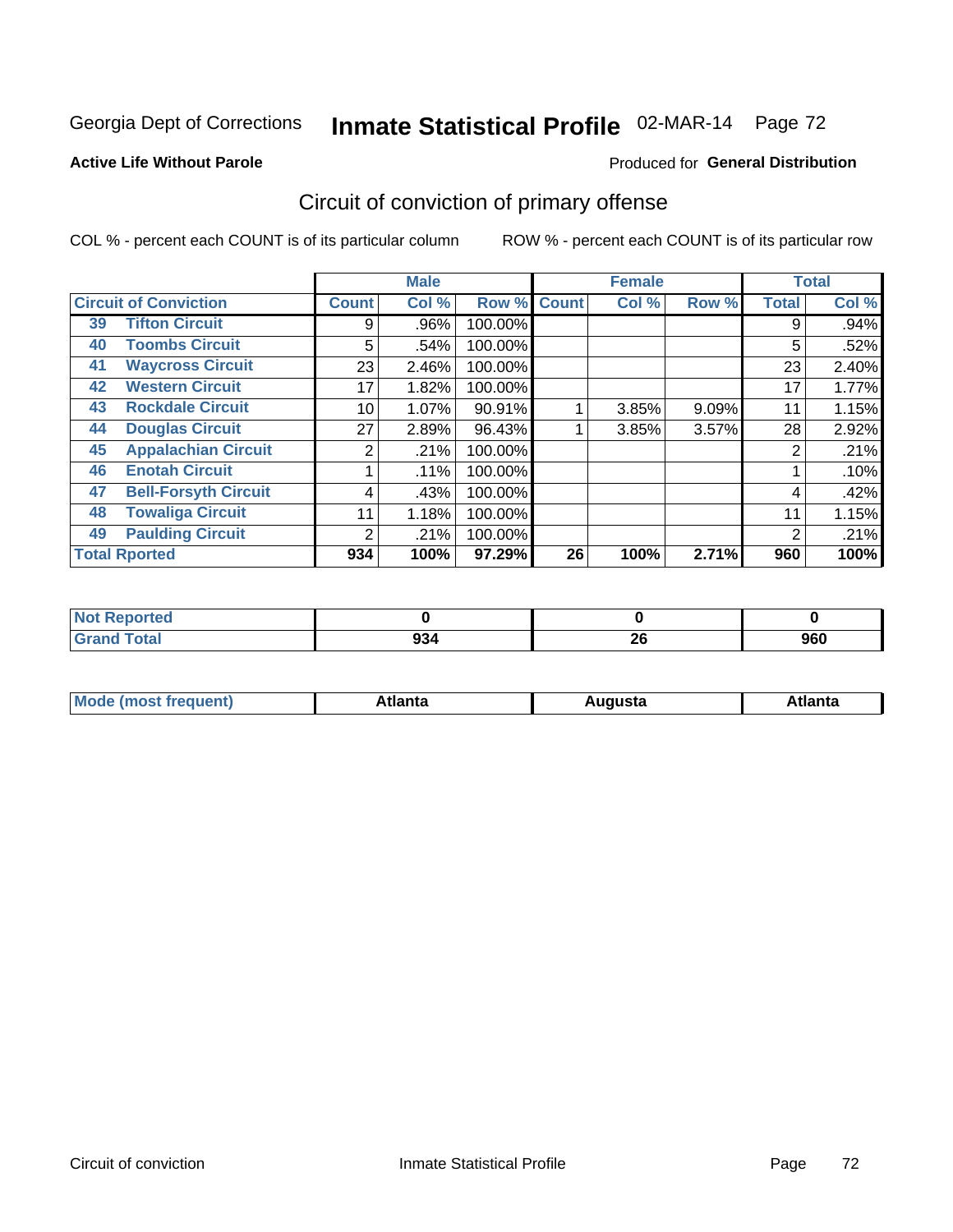Georgia Dept of Corrections **Inmate Statistical Profile** 02-MAR-14

**Active Life Without Parole**

Produced for **General Distribution**

## Circuit of conviction of primary offense

COL % - percent each COUNT is of its particular column

ROW % - percent each COUNT is of its particular row

| Circuit of Conviction | | Male | | | Female | | | Total | |
|---|---|---|---|---|---|---|---|---|---|
| | | Count | Col % | Row % | Count | Col % | Row % | Total | Col % |
| 39 | Tifton Circuit | 9 | .96% | 100.00% | | | | 9 | .94% |
| 40 | Toombs Circuit | 5 | .54% | 100.00% | | | | 5 | .52% |
| 41 | Waycross Circuit | 23 | 2.46% | 100.00% | | | | 23 | 2.40% |
| 42 | Western Circuit | 17 | 1.82% | 100.00% | | | | 17 | 1.77% |
| 43 | Rockdale Circuit | 10 | 1.07% | 90.91% | 1 | 3.85% | 9.09% | 11 | 1.15% |
| 44 | Douglas Circuit | 27 | 2.89% | 96.43% | 1 | 3.85% | 3.57% | 28 | 2.92% |
| 45 | Appalachian Circuit | 2 | .21% | 100.00% | | | | 2 | .21% |
| 46 | Enotah Circuit | 1 | .11% | 100.00% | | | | 1 | .10% |
| 47 | Bell-Forsyth Circuit | 4 | .43% | 100.00% | | | | 4 | .42% |
| 48 | Towaliga Circuit | 11 | 1.18% | 100.00% | | | | 11 | 1.15% |
| 49 | Paulding Circuit | 2 | .21% | 100.00% | | | | 2 | .21% |
| **Total Rported** | | **934** | **100%** | **97.29%** | **26** | **100%** | **2.71%** | **960** | **100%** |

| | Male | Female | Total |
|---|---|---|---|
| Not Reported | **0** | **0** | **0** |
| Grand Total | **934** | **26** | **960** |

| | Male | Female | Total |
|---|---|---|---|
| Mode (most frequent) | **Atlanta** | **Augusta** | **Atlanta** |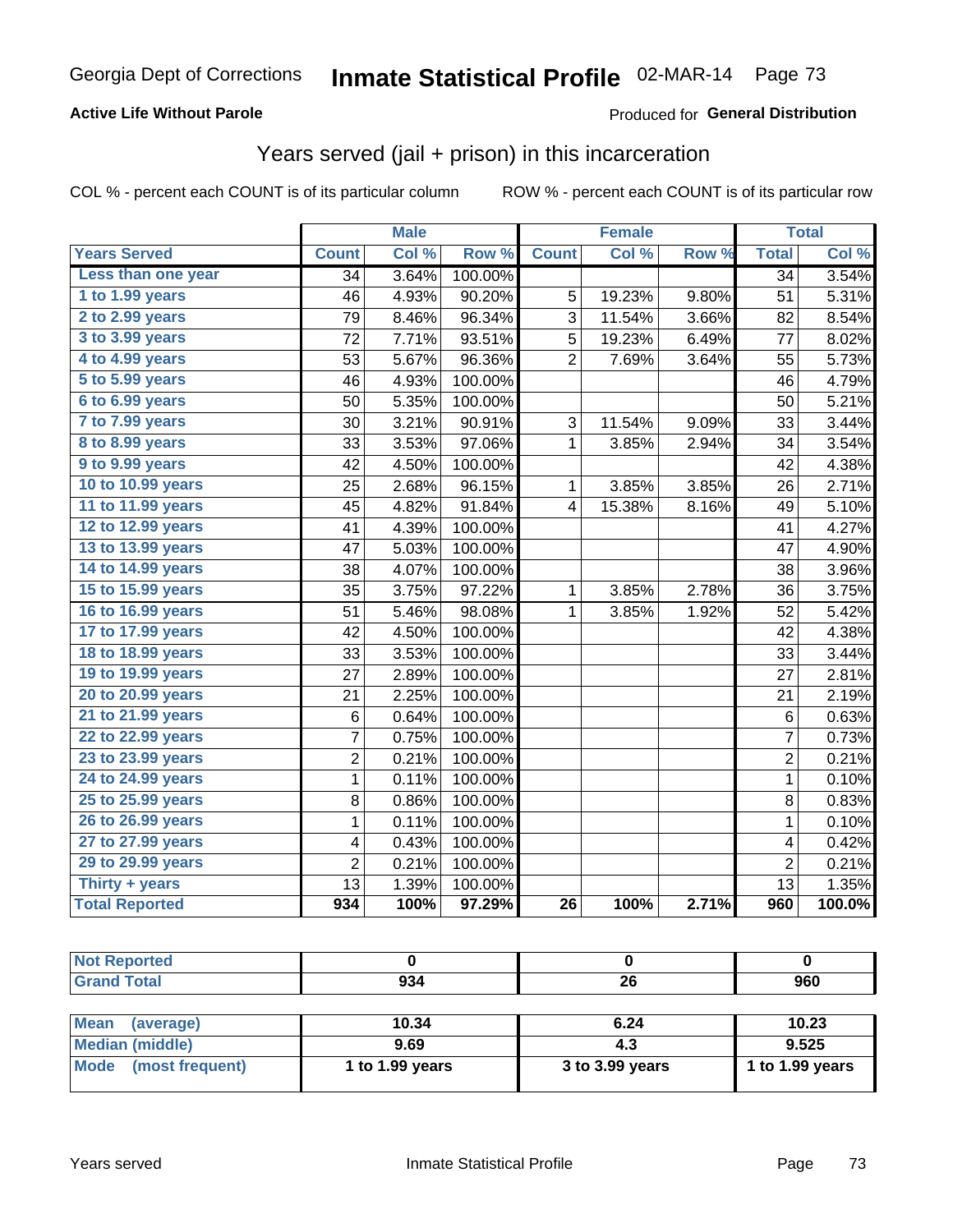Georgia Dept of Corrections **Inmate Statistical Profile** 02-MAR-14

**Active Life Without Parole**

Produced for **General Distribution**

## Years served (jail + prison) in this incarceration

COL % - percent each COUNT is of its particular column ROW % - percent each COUNT is of its particular row

| | Male | | | Female | | | Total | |
|---|---|---|---|---|---|---|---|---|
| **Years Served** | **Count** | **Col %** | **Row %** | **Count** | **Col %** | **Row %** | **Total** | **Col %** |
| Less than one year | 34 | 3.64% | 100.00% | | | | 34 | 3.54% |
| 1 to 1.99 years | 46 | 4.93% | 90.20% | 5 | 19.23% | 9.80% | 51 | 5.31% |
| 2 to 2.99 years | 79 | 8.46% | 96.34% | 3 | 11.54% | 3.66% | 82 | 8.54% |
| 3 to 3.99 years | 72 | 7.71% | 93.51% | 5 | 19.23% | 6.49% | 77 | 8.02% |
| 4 to 4.99 years | 53 | 5.67% | 96.36% | 2 | 7.69% | 3.64% | 55 | 5.73% |
| 5 to 5.99 years | 46 | 4.93% | 100.00% | | | | 46 | 4.79% |
| 6 to 6.99 years | 50 | 5.35% | 100.00% | | | | 50 | 5.21% |
| 7 to 7.99 years | 30 | 3.21% | 90.91% | 3 | 11.54% | 9.09% | 33 | 3.44% |
| 8 to 8.99 years | 33 | 3.53% | 97.06% | 1 | 3.85% | 2.94% | 34 | 3.54% |
| 9 to 9.99 years | 42 | 4.50% | 100.00% | | | | 42 | 4.38% |
| 10 to 10.99 years | 25 | 2.68% | 96.15% | 1 | 3.85% | 3.85% | 26 | 2.71% |
| 11 to 11.99 years | 45 | 4.82% | 91.84% | 4 | 15.38% | 8.16% | 49 | 5.10% |
| 12 to 12.99 years | 41 | 4.39% | 100.00% | | | | 41 | 4.27% |
| 13 to 13.99 years | 47 | 5.03% | 100.00% | | | | 47 | 4.90% |
| 14 to 14.99 years | 38 | 4.07% | 100.00% | | | | 38 | 3.96% |
| 15 to 15.99 years | 35 | 3.75% | 97.22% | 1 | 3.85% | 2.78% | 36 | 3.75% |
| 16 to 16.99 years | 51 | 5.46% | 98.08% | 1 | 3.85% | 1.92% | 52 | 5.42% |
| 17 to 17.99 years | 42 | 4.50% | 100.00% | | | | 42 | 4.38% |
| 18 to 18.99 years | 33 | 3.53% | 100.00% | | | | 33 | 3.44% |
| 19 to 19.99 years | 27 | 2.89% | 100.00% | | | | 27 | 2.81% |
| 20 to 20.99 years | 21 | 2.25% | 100.00% | | | | 21 | 2.19% |
| 21 to 21.99 years | 6 | 0.64% | 100.00% | | | | 6 | 0.63% |
| 22 to 22.99 years | 7 | 0.75% | 100.00% | | | | 7 | 0.73% |
| 23 to 23.99 years | 2 | 0.21% | 100.00% | | | | 2 | 0.21% |
| 24 to 24.99 years | 1 | 0.11% | 100.00% | | | | 1 | 0.10% |
| 25 to 25.99 years | 8 | 0.86% | 100.00% | | | | 8 | 0.83% |
| 26 to 26.99 years | 1 | 0.11% | 100.00% | | | | 1 | 0.10% |
| 27 to 27.99 years | 4 | 0.43% | 100.00% | | | | 4 | 0.42% |
| 29 to 29.99 years | 2 | 0.21% | 100.00% | | | | 2 | 0.21% |
| Thirty + years | 13 | 1.39% | 100.00% | | | | 13 | 1.35% |
| **Total Reported** | **934** | **100%** | **97.29%** | **26** | **100%** | **2.71%** | **960** | **100.0%** |

| | Male | Female | Total |
|---|---|---|---|
| **Not Reported** | **0** | **0** | **0** |
| **Grand Total** | **934** | **26** | **960** |

| | Male | Female | Total |
|---|---|---|---|
| **Mean (average)** | **10.34** | **6.24** | **10.23** |
| **Median (middle)** | **9.69** | **4.3** | **9.525** |
| **Mode (most frequent)** | **1 to 1.99 years** | **3 to 3.99 years** | **1 to 1.99 years** |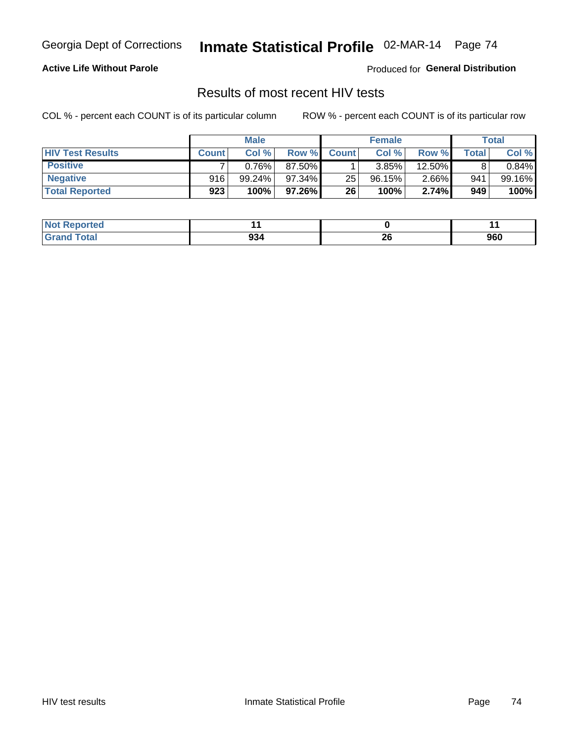Georgia Dept of Corrections **Inmate Statistical Profile** 02-MAR-14

**Active Life Without Parole**

Produced for **General Distribution**

## Results of most recent HIV tests

COL % - percent each COUNT is of its particular column

ROW % - percent each COUNT is of its particular row

| | Male | | | Female | | | Total | |
|---|---|---|---|---|---|---|---|---|
| **HIV Test Results** | **Count** | **Col %** | **Row %** | **Count** | **Col %** | **Row %** | **Total** | **Col %** |
| **Positive** | 7 | 0.76% | 87.50% | 1 | 3.85% | 12.50% | 8 | 0.84% |
| **Negative** | 916 | 99.24% | 97.34% | 25 | 96.15% | 2.66% | 941 | 99.16% |
| **Total Reported** | **923** | **100%** | **97.26%** | **26** | **100%** | **2.74%** | **949** | **100%** |

| | Male | Female | Total |
|---|---|---|---|
| **Not Reported** | **11** | **0** | **11** |
| **Grand Total** | **934** | **26** | **960** |

HIV test results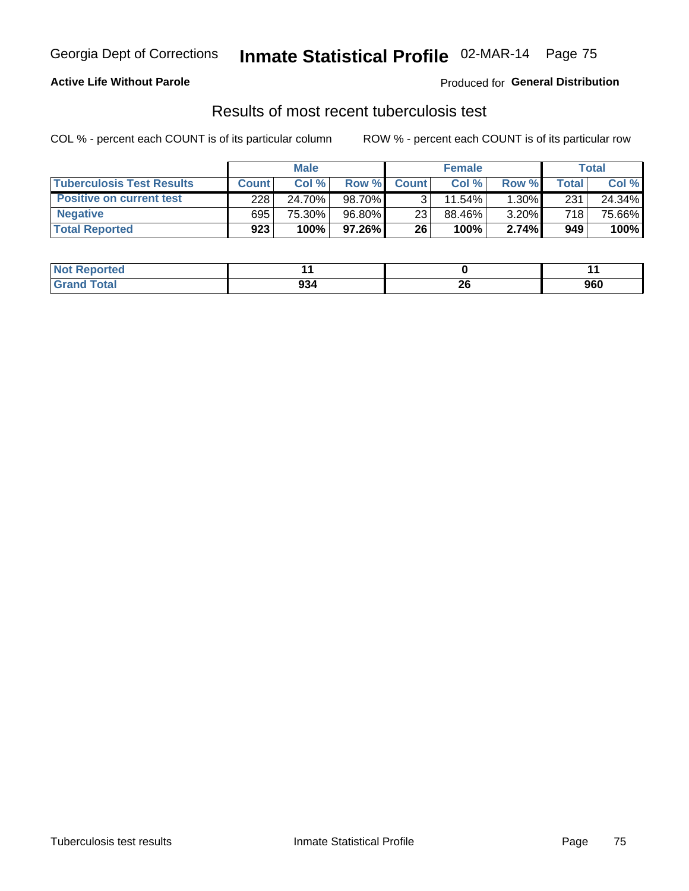Georgia Dept of Corrections **Inmate Statistical Profile** 02-MAR-14 Page 75

**Active Life Without Parole**

Produced for **General Distribution**

## Results of most recent tuberculosis test

COL % - percent each COUNT is of its particular column ROW % - percent each COUNT is of its particular row

| | Male | | | Female | | | Total | |
|---|---|---|---|---|---|---|---|---|
| **Tuberculosis Test Results** | **Count** | **Col %** | **Row %** | **Count** | **Col %** | **Row %** | **Total** | **Col %** |
| **Positive on current test** | 228 | 24.70% | 98.70% | 3 | 11.54% | 1.30% | 231 | 24.34% |
| **Negative** | 695 | 75.30% | 96.80% | 23 | 88.46% | 3.20% | 718 | 75.66% |
| **Total Reported** | **923** | **100%** | **97.26%** | **26** | **100%** | **2.74%** | **949** | **100%** |

| | Male | Female | Total |
|---|---|---|---|
| **Not Reported** | **11** | **0** | **11** |
| **Grand Total** | **934** | **26** | **960** |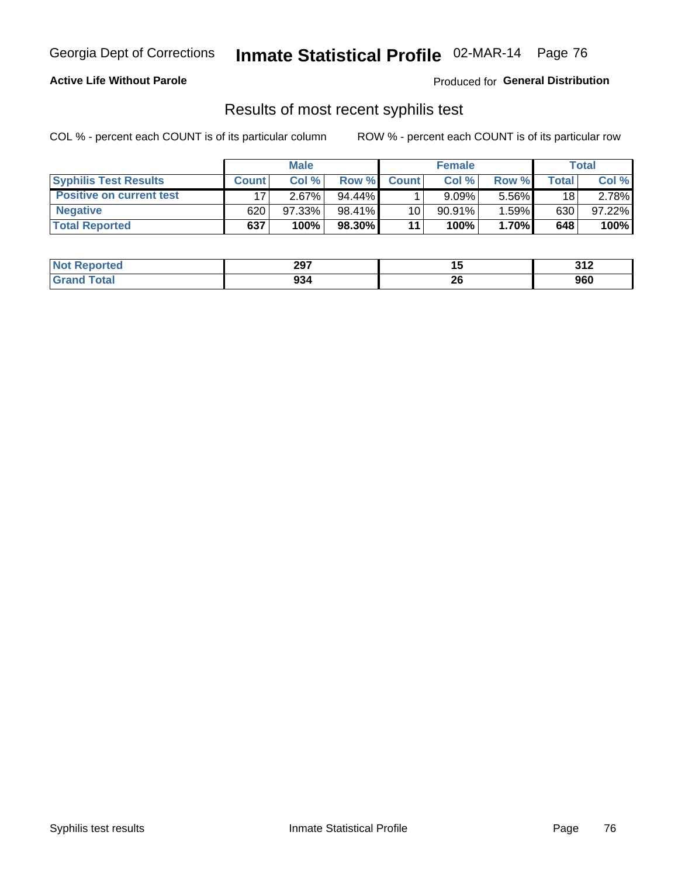Georgia Dept of Corrections **Inmate Statistical Profile** 02-MAR-14

**Active Life Without Parole**

Produced for **General Distribution**

## Results of most recent syphilis test

COL % - percent each COUNT is of its particular column

ROW % - percent each COUNT is of its particular row

| | Male | | | Female | | | Total | |
|---|---|---|---|---|---|---|---|---|
| **Syphilis Test Results** | **Count** | **Col %** | **Row %** | **Count** | **Col %** | **Row %** | **Total** | **Col %** |
| **Positive on current test** | 17 | 2.67% | 94.44% | 1 | 9.09% | 5.56% | 18 | 2.78% |
| **Negative** | 620 | 97.33% | 98.41% | 10 | 90.91% | 1.59% | 630 | 97.22% |
| **Total Reported** | **637** | **100%** | **98.30%** | **11** | **100%** | **1.70%** | **648** | **100%** |

| | Male | Female | Total |
|---|---|---|---|
| **Not Reported** | **297** | **15** | **312** |
| **Grand Total** | **934** | **26** | **960** |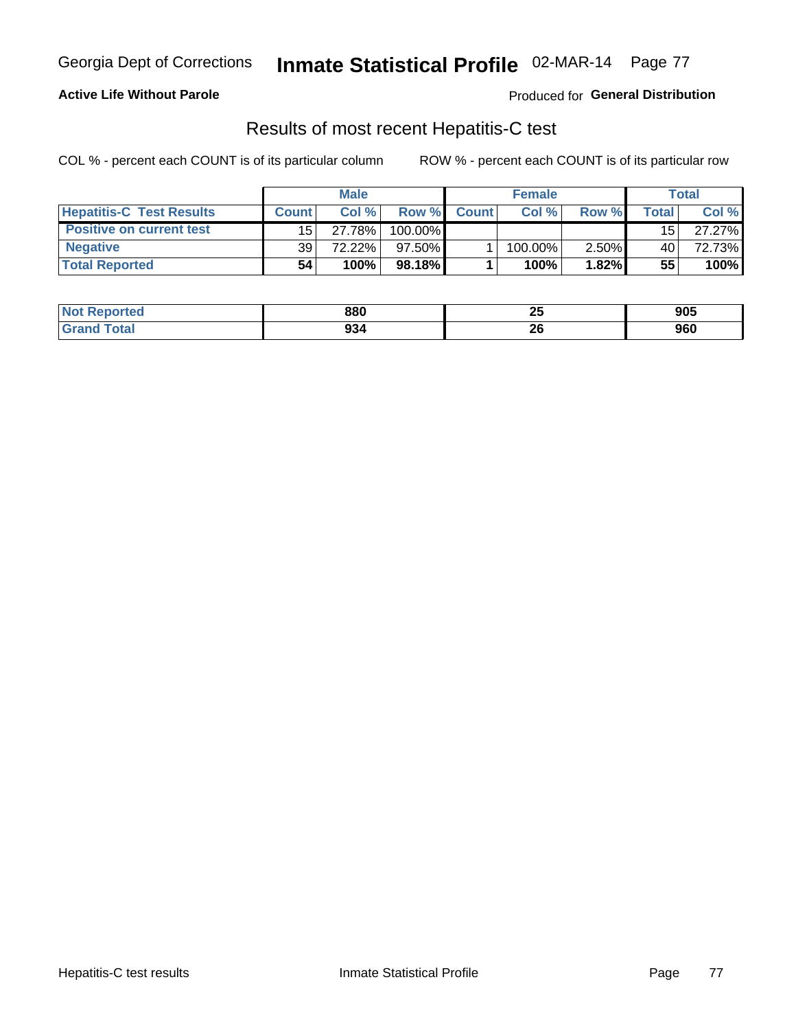Georgia Dept of Corrections **Inmate Statistical Profile** 02-MAR-14

**Active Life Without Parole**

Produced for **General Distribution**

## Results of most recent Hepatitis-C test

COL % - percent each COUNT is of its particular column

ROW % - percent each COUNT is of its particular row

| | Male | | | Female | | | Total | |
|---|---|---|---|---|---|---|---|---|
| **Hepatitis-C Test Results** | **Count** | **Col %** | **Row %** | **Count** | **Col %** | **Row %** | **Total** | **Col %** |
| **Positive on current test** | 15 | 27.78% | 100.00% | | | | 15 | 27.27% |
| **Negative** | 39 | 72.22% | 97.50% | 1 | 100.00% | 2.50% | 40 | 72.73% |
| **Total Reported** | **54** | **100%** | **98.18%** | **1** | **100%** | **1.82%** | **55** | **100%** |

| | Male | Female | Total |
|---|---|---|---|
| **Not Reported** | **880** | **25** | **905** |
| **Grand Total** | **934** | **26** | **960** |

Hepatitis-C test results